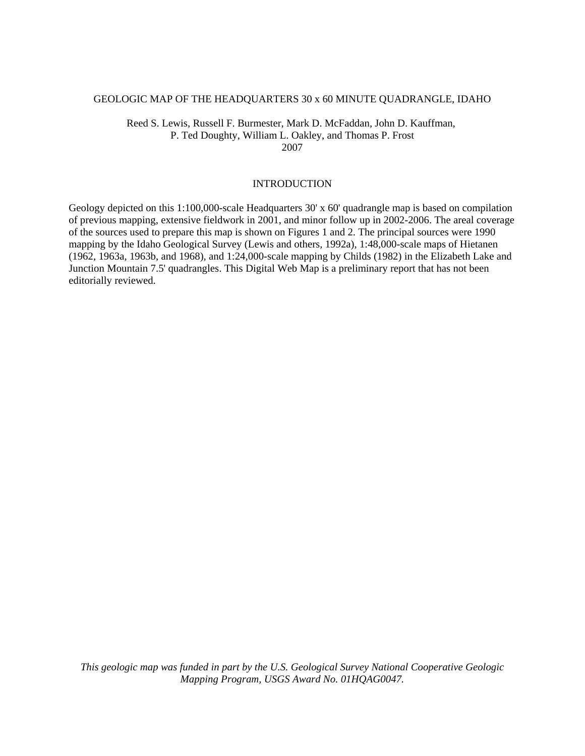# GEOLOGIC MAP OF THE HEADQUARTERS 30 x 60 MINUTE QUADRANGLE, IDAHO

Reed S. Lewis, Russell F. Burmester, Mark D. McFadden, John D. Kauffman, P. Ted Doughty, William L. Oakley, and Thomas P. Frost
2007

## INTRODUCTION

Geology depicted on this 1:100,000-scale Headquarters 30' x 60' quadrangle map is based on compilation of previous mapping, extensive fieldwork in 2001, and minor follow up in 2002-2006. The areal coverage of the sources used to prepare this map is shown on Figures 1 and 2. The principal sources were 1990 mapping by the Idaho Geological Survey (Lewis and others, 1992a), 1:48,000-scale maps of Hietanen (1962, 1963a, 1963b, and 1968), and 1:24,000-scale mapping by Childs (1982) in the Elizabeth Lake and Junction Mountain 7.5' quadrangles. This Digital Web Map is a preliminary report that has not been editorially reviewed.

*This geologic map was funded in part by the U.S. Geological Survey National Cooperative Geologic Mapping Program, USGS Award No. 01HQAG0047.*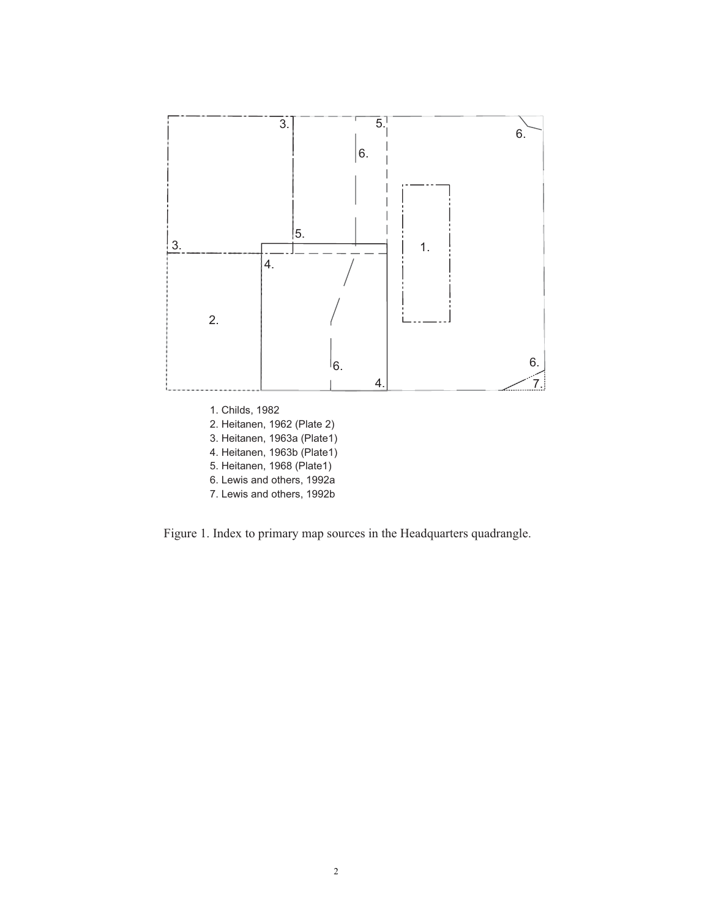1. Childs, 1982
2. Heitanen, 1962 (Plate 2)
3. Heitanen, 1963a (Plate1)
4. Heitanen, 1963b (Plate1)
5. Heitanen, 1968 (Plate1)
6. Lewis and others, 1992a
7. Lewis and others, 1992b

Figure 1. Index to primary map sources in the Headquarters quadrangle.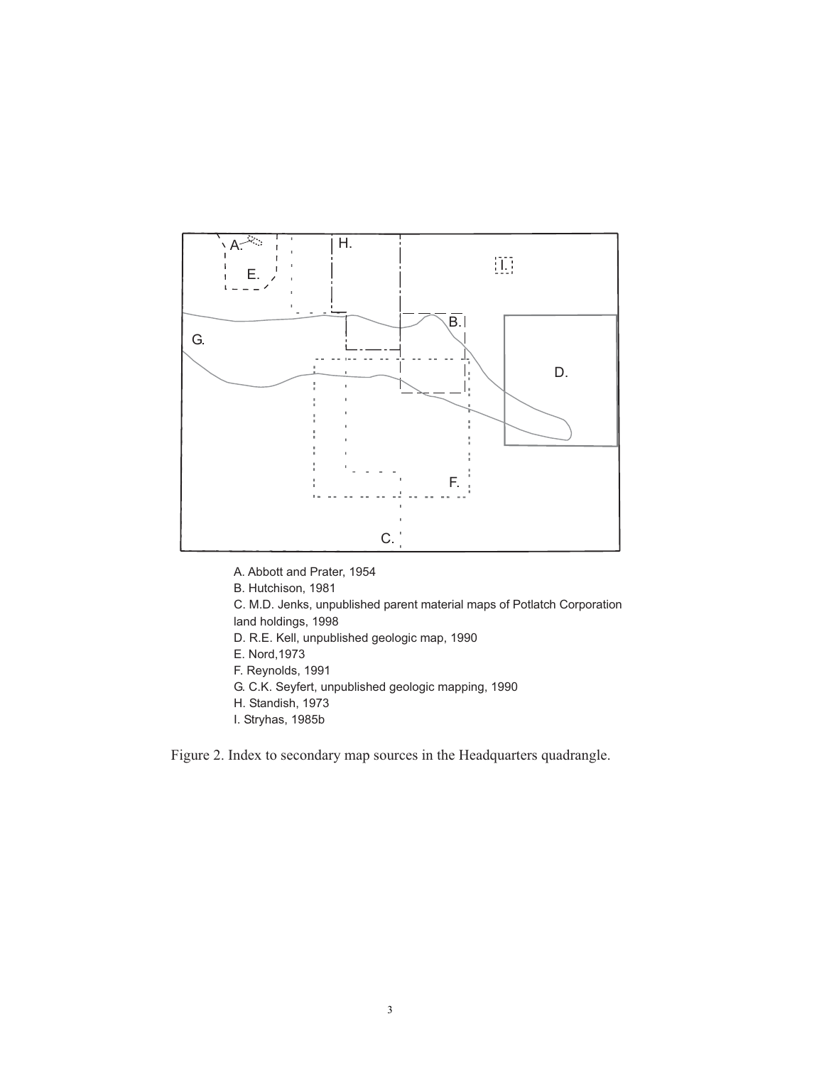A. Abbott and Prater, 1954
B. Hutchison, 1981
C. M.D. Jenks, unpublished parent material maps of Potlatch Corporation land holdings, 1998
D. R.E. Kell, unpublished geologic map, 1990
E. Nord, 1973
F. Reynolds, 1991
G. C.K. Seyfert, unpublished geologic mapping, 1990
H. Standish, 1973
I. Stryhas, 1985b

Figure 2. Index to secondary map sources in the Headquarters quadrangle.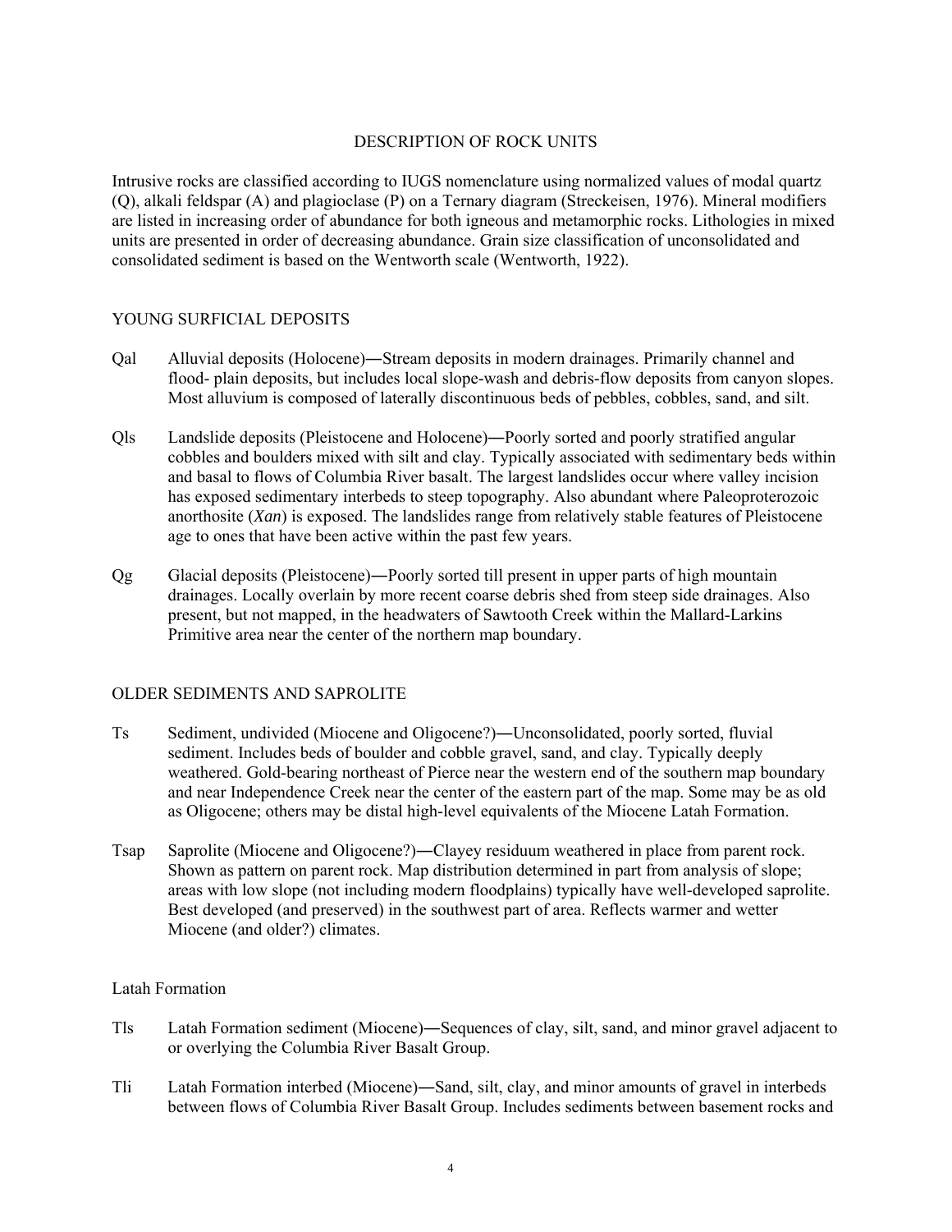# DESCRIPTION OF ROCK UNITS

Intrusive rocks are classified according to IUGS nomenclature using normalized values of modal quartz (Q), alkali feldspar (A) and plagioclase (P) on a Ternary diagram (Streckeisen, 1976). Mineral modifiers are listed in increasing order of abundance for both igneous and metamorphic rocks. Lithologies in mixed units are presented in order of decreasing abundance. Grain size classification of unconsolidated and consolidated sediment is based on the Wentworth scale (Wentworth, 1922).

## YOUNG SURFICIAL DEPOSITS

Qal   Alluvial deposits (Holocene)―Stream deposits in modern drainages. Primarily channel and flood- plain deposits, but includes local slope-wash and debris-flow deposits from canyon slopes. Most alluvium is composed of laterally discontinuous beds of pebbles, cobbles, sand, and silt.

Qls   Landslide deposits (Pleistocene and Holocene)―Poorly sorted and poorly stratified angular cobbles and boulders mixed with silt and clay. Typically associated with sedimentary beds within and basal to flows of Columbia River basalt. The largest landslides occur where valley incision has exposed sedimentary interbeds to steep topography. Also abundant where Paleoproterozoic anorthosite (*Xan*) is exposed. The landslides range from relatively stable features of Pleistocene age to ones that have been active within the past few years.

Qg   Glacial deposits (Pleistocene)―Poorly sorted till present in upper parts of high mountain drainages. Locally overlain by more recent coarse debris shed from steep side drainages. Also present, but not mapped, in the headwaters of Sawtooth Creek within the Mallard-Larkins Primitive area near the center of the northern map boundary.

## OLDER SEDIMENTS AND SAPROLITE

Ts   Sediment, undivided (Miocene and Oligocene?)―Unconsolidated, poorly sorted, fluvial sediment. Includes beds of boulder and cobble gravel, sand, and clay. Typically deeply weathered. Gold-bearing northeast of Pierce near the western end of the southern map boundary and near Independence Creek near the center of the eastern part of the map. Some may be as old as Oligocene; others may be distal high-level equivalents of the Miocene Latah Formation.

Tsap   Saprolite (Miocene and Oligocene?)―Clayey residuum weathered in place from parent rock. Shown as pattern on parent rock. Map distribution determined in part from analysis of slope; areas with low slope (not including modern floodplains) typically have well-developed saprolite. Best developed (and preserved) in the southwest part of area. Reflects warmer and wetter Miocene (and older?) climates.

### Latah Formation

Tls   Latah Formation sediment (Miocene)―Sequences of clay, silt, sand, and minor gravel adjacent to or overlying the Columbia River Basalt Group.

Tli   Latah Formation interbed (Miocene)―Sand, silt, clay, and minor amounts of gravel in interbeds between flows of Columbia River Basalt Group. Includes sediments between basement rocks and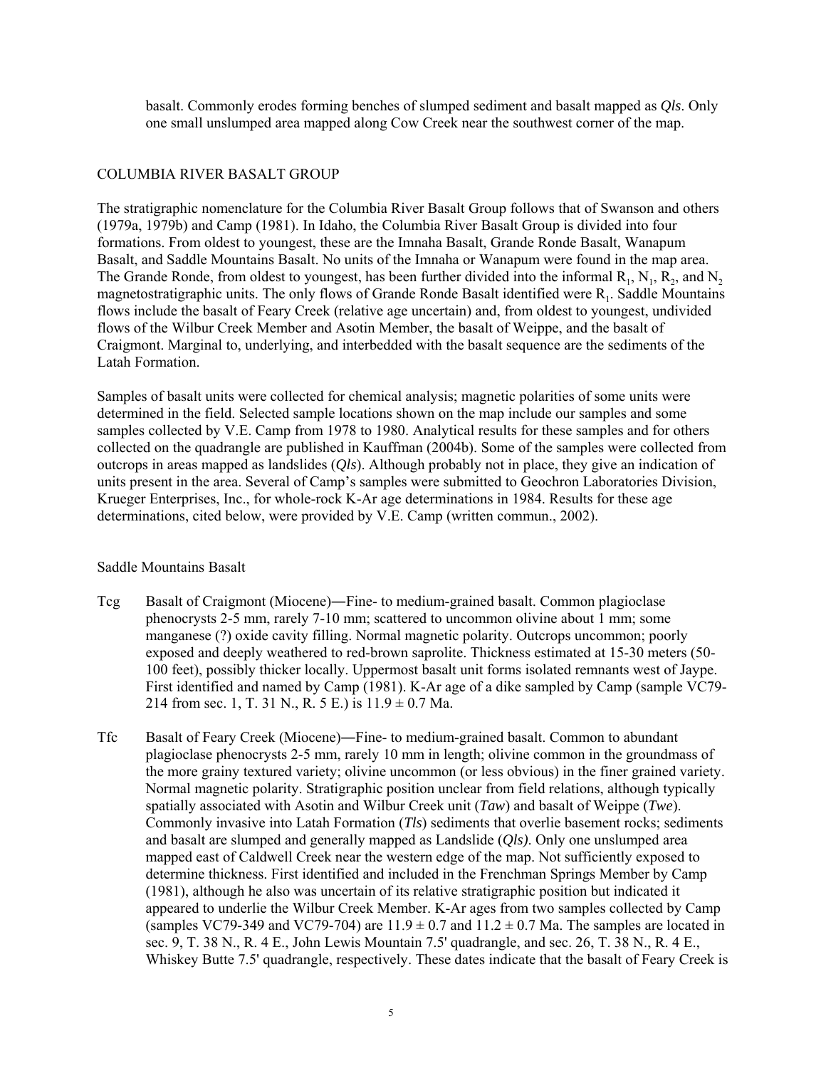basalt. Commonly erodes forming benches of slumped sediment and basalt mapped as *Qls*. Only one small unslumped area mapped along Cow Creek near the southwest corner of the map.

## COLUMBIA RIVER BASALT GROUP

The stratigraphic nomenclature for the Columbia River Basalt Group follows that of Swanson and others (1979a, 1979b) and Camp (1981). In Idaho, the Columbia River Basalt Group is divided into four formations. From oldest to youngest, these are the Imnaha Basalt, Grande Ronde Basalt, Wanapum Basalt, and Saddle Mountains Basalt. No units of the Imnaha or Wanapum were found in the map area. The Grande Ronde, from oldest to youngest, has been further divided into the informal $R_1$, $N_1$, $R_2$, and $N_2$ magnetostratigraphic units. The only flows of Grande Ronde Basalt identified were $R_1$. Saddle Mountains flows include the basalt of Feary Creek (relative age uncertain) and, from oldest to youngest, undivided flows of the Wilbur Creek Member and Asotin Member, the basalt of Weippe, and the basalt of Craigmont. Marginal to, underlying, and interbedded with the basalt sequence are the sediments of the Latah Formation.

Samples of basalt units were collected for chemical analysis; magnetic polarities of some units were determined in the field. Selected sample locations shown on the map include our samples and some samples collected by V.E. Camp from 1978 to 1980. Analytical results for these samples and for others collected on the quadrangle are published in Kauffman (2004b). Some of the samples were collected from outcrops in areas mapped as landslides (*Qls*). Although probably not in place, they give an indication of units present in the area. Several of Camp's samples were submitted to Geochron Laboratories Division, Krueger Enterprises, Inc., for whole-rock K-Ar age determinations in 1984. Results for these age determinations, cited below, were provided by V.E. Camp (written commun., 2002).

### Saddle Mountains Basalt

Tcg Basalt of Craigmont (Miocene)—Fine- to medium-grained basalt. Common plagioclase phenocrysts 2-5 mm, rarely 7-10 mm; scattered to uncommon olivine about 1 mm; some manganese (?) oxide cavity filling. Normal magnetic polarity. Outcrops uncommon; poorly exposed and deeply weathered to red-brown saprolite. Thickness estimated at 15-30 meters (50-100 feet), possibly thicker locally. Uppermost basalt unit forms isolated remnants west of Jaype. First identified and named by Camp (1981). K-Ar age of a dike sampled by Camp (sample VC79-214 from sec. 1, T. 31 N., R. 5 E.) is 11.9 ± 0.7 Ma.

Tfc Basalt of Feary Creek (Miocene)—Fine- to medium-grained basalt. Common to abundant plagioclase phenocrysts 2-5 mm, rarely 10 mm in length; olivine common in the groundmass of the more grainy textured variety; olivine uncommon (or less obvious) in the finer grained variety. Normal magnetic polarity. Stratigraphic position unclear from field relations, although typically spatially associated with Asotin and Wilbur Creek unit (*Taw*) and basalt of Weippe (*Twe*). Commonly invasive into Latah Formation (*Tls*) sediments that overlie basement rocks; sediments and basalt are slumped and generally mapped as Landslide (*Qls)*. Only one unslumped area mapped east of Caldwell Creek near the western edge of the map. Not sufficiently exposed to determine thickness. First identified and included in the Frenchman Springs Member by Camp (1981), although he also was uncertain of its relative stratigraphic position but indicated it appeared to underlie the Wilbur Creek Member. K-Ar ages from two samples collected by Camp (samples VC79-349 and VC79-704) are 11.9 ± 0.7 and 11.2 ± 0.7 Ma. The samples are located in sec. 9, T. 38 N., R. 4 E., John Lewis Mountain 7.5' quadrangle, and sec. 26, T. 38 N., R. 4 E., Whiskey Butte 7.5' quadrangle, respectively. These dates indicate that the basalt of Feary Creek is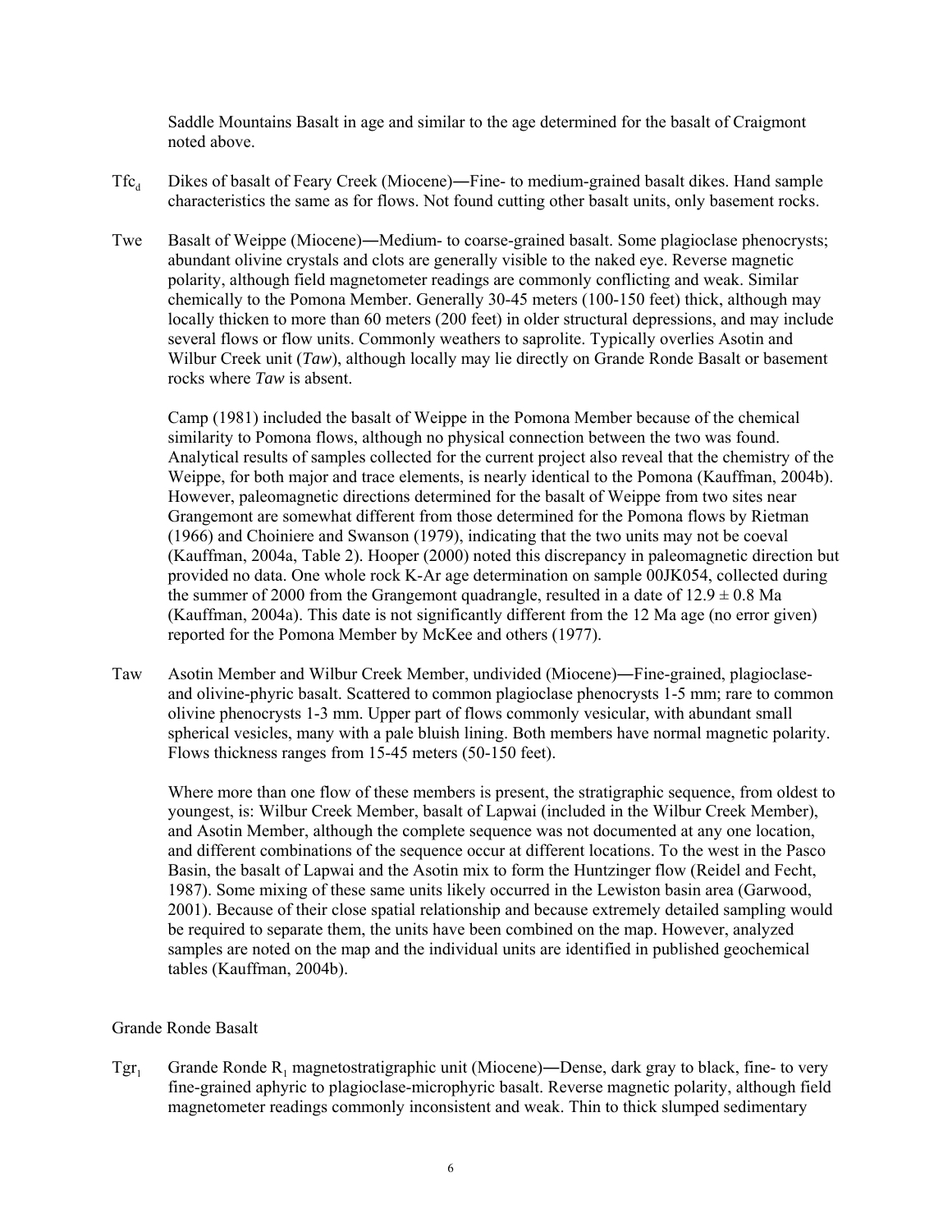Saddle Mountains Basalt in age and similar to the age determined for the basalt of Craigmont noted above.

$Tfc_d$ Dikes of basalt of Feary Creek (Miocene)—Fine- to medium-grained basalt dikes. Hand sample characteristics the same as for flows. Not found cutting other basalt units, only basement rocks.

Twe Basalt of Weippe (Miocene)—Medium- to coarse-grained basalt. Some plagioclase phenocrysts; abundant olivine crystals and clots are generally visible to the naked eye. Reverse magnetic polarity, although field magnetometer readings are commonly conflicting and weak. Similar chemically to the Pomona Member. Generally 30-45 meters (100-150 feet) thick, although may locally thicken to more than 60 meters (200 feet) in older structural depressions, and may include several flows or flow units. Commonly weathers to saprolite. Typically overlies Asotin and Wilbur Creek unit (*Taw*), although locally may lie directly on Grande Ronde Basalt or basement rocks where *Taw* is absent.

Camp (1981) included the basalt of Weippe in the Pomona Member because of the chemical similarity to Pomona flows, although no physical connection between the two was found. Analytical results of samples collected for the current project also reveal that the chemistry of the Weippe, for both major and trace elements, is nearly identical to the Pomona (Kauffman, 2004b). However, paleomagnetic directions determined for the basalt of Weippe from two sites near Grangemont are somewhat different from those determined for the Pomona flows by Rietman (1966) and Choiniere and Swanson (1979), indicating that the two units may not be coeval (Kauffman, 2004a, Table 2). Hooper (2000) noted this discrepancy in paleomagnetic direction but provided no data. One whole rock K-Ar age determination on sample 00JK054, collected during the summer of 2000 from the Grangemont quadrangle, resulted in a date of 12.9 ± 0.8 Ma (Kauffman, 2004a). This date is not significantly different from the 12 Ma age (no error given) reported for the Pomona Member by McKee and others (1977).

Taw Asotin Member and Wilbur Creek Member, undivided (Miocene)—Fine-grained, plagioclase- and olivine-phyric basalt. Scattered to common plagioclase phenocrysts 1-5 mm; rare to common olivine phenocrysts 1-3 mm. Upper part of flows commonly vesicular, with abundant small spherical vesicles, many with a pale bluish lining. Both members have normal magnetic polarity. Flows thickness ranges from 15-45 meters (50-150 feet).

Where more than one flow of these members is present, the stratigraphic sequence, from oldest to youngest, is: Wilbur Creek Member, basalt of Lapwai (included in the Wilbur Creek Member), and Asotin Member, although the complete sequence was not documented at any one location, and different combinations of the sequence occur at different locations. To the west in the Pasco Basin, the basalt of Lapwai and the Asotin mix to form the Huntzinger flow (Reidel and Fecht, 1987). Some mixing of these same units likely occurred in the Lewiston basin area (Garwood, 2001). Because of their close spatial relationship and because extremely detailed sampling would be required to separate them, the units have been combined on the map. However, analyzed samples are noted on the map and the individual units are identified in published geochemical tables (Kauffman, 2004b).

Grande Ronde Basalt

$Tgr_1$ Grande Ronde $R_1$ magnetostratigraphic unit (Miocene)—Dense, dark gray to black, fine- to very fine-grained aphyric to plagioclase-microphyric basalt. Reverse magnetic polarity, although field magnetometer readings commonly inconsistent and weak. Thin to thick slumped sedimentary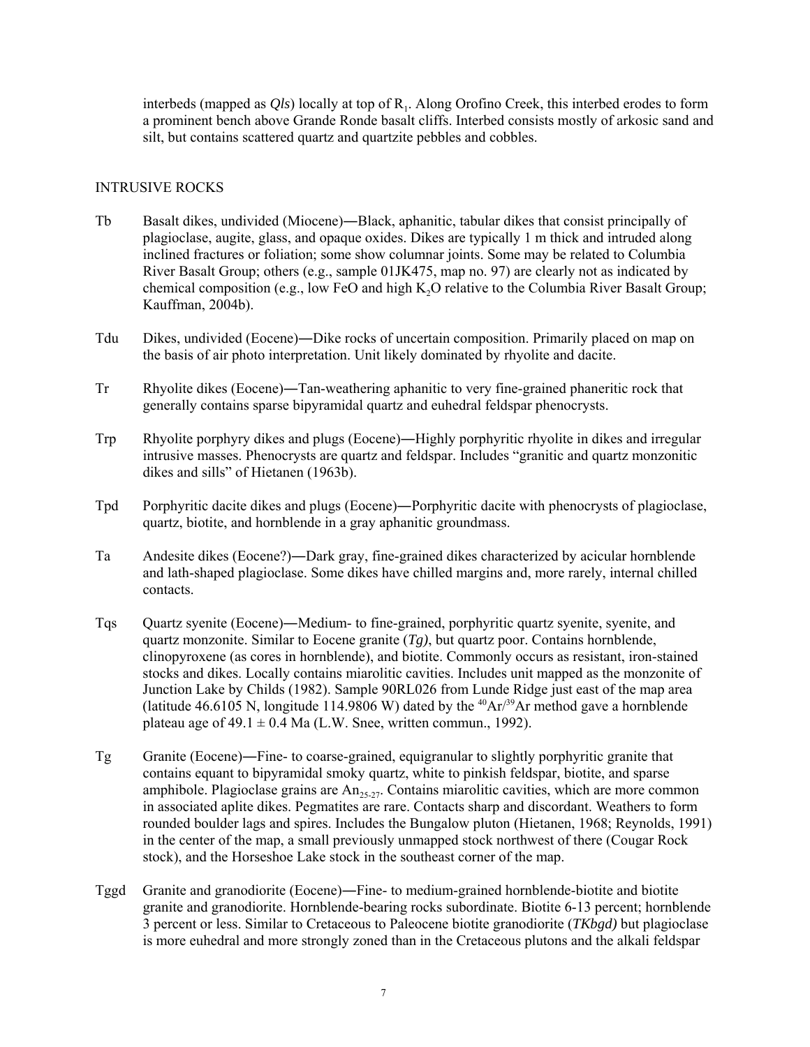interbeds (mapped as *Qls*) locally at top of $R_1$. Along Orofino Creek, this interbed erodes to form a prominent bench above Grande Ronde basalt cliffs. Interbed consists mostly of arkosic sand and silt, but contains scattered quartz and quartzite pebbles and cobbles.

## INTRUSIVE ROCKS

**Tb** Basalt dikes, undivided (Miocene)—Black, aphanitic, tabular dikes that consist principally of plagioclase, augite, glass, and opaque oxides. Dikes are typically 1 m thick and intruded along inclined fractures or foliation; some show columnar joints. Some may be related to Columbia River Basalt Group; others (e.g., sample 01JK475, map no. 97) are clearly not as indicated by chemical composition (e.g., low FeO and high $K_2O$ relative to the Columbia River Basalt Group; Kauffman, 2004b).

**Tdu** Dikes, undivided (Eocene)—Dike rocks of uncertain composition. Primarily placed on map on the basis of air photo interpretation. Unit likely dominated by rhyolite and dacite.

**Tr** Rhyolite dikes (Eocene)—Tan-weathering aphanitic to very fine-grained phaneritic rock that generally contains sparse bipyramidal quartz and euhedral feldspar phenocrysts.

**Trp** Rhyolite porphyry dikes and plugs (Eocene)—Highly porphyritic rhyolite in dikes and irregular intrusive masses. Phenocrysts are quartz and feldspar. Includes "granitic and quartz monzonitic dikes and sills" of Hietanen (1963b).

**Tpd** Porphyritic dacite dikes and plugs (Eocene)—Porphyritic dacite with phenocrysts of plagioclase, quartz, biotite, and hornblende in a gray aphanitic groundmass.

**Ta** Andesite dikes (Eocene?)—Dark gray, fine-grained dikes characterized by acicular hornblende and lath-shaped plagioclase. Some dikes have chilled margins and, more rarely, internal chilled contacts.

**Tqs** Quartz syenite (Eocene)—Medium- to fine-grained, porphyritic quartz syenite, syenite, and quartz monzonite. Similar to Eocene granite (*Tg)*, but quartz poor. Contains hornblende, clinopyroxene (as cores in hornblende), and biotite. Commonly occurs as resistant, iron-stained stocks and dikes. Locally contains miarolitic cavities. Includes unit mapped as the monzonite of Junction Lake by Childs (1982). Sample 90RL026 from Lunde Ridge just east of the map area (latitude 46.6105 N, longitude 114.9806 W) dated by the $^{40}Ar/^{39}Ar$ method gave a hornblende plateau age of 49.1 ± 0.4 Ma (L.W. Snee, written commun., 1992).

**Tg** Granite (Eocene)—Fine- to coarse-grained, equigranular to slightly porphyritic granite that contains equant to bipyramidal smoky quartz, white to pinkish feldspar, biotite, and sparse amphibole. Plagioclase grains are $An_{25-27}$. Contains miarolitic cavities, which are more common in associated aplite dikes. Pegmatites are rare. Contacts sharp and discordant. Weathers to form rounded boulder lags and spires. Includes the Bungalow pluton (Hietanen, 1968; Reynolds, 1991) in the center of the map, a small previously unmapped stock northwest of there (Cougar Rock stock), and the Horseshoe Lake stock in the southeast corner of the map.

**Tggd** Granite and granodiorite (Eocene)—Fine- to medium-grained hornblende-biotite and biotite granite and granodiorite. Hornblende-bearing rocks subordinate. Biotite 6-13 percent; hornblende 3 percent or less. Similar to Cretaceous to Paleocene biotite granodiorite (*TKbgd)* but plagioclase is more euhedral and more strongly zoned than in the Cretaceous plutons and the alkali feldspar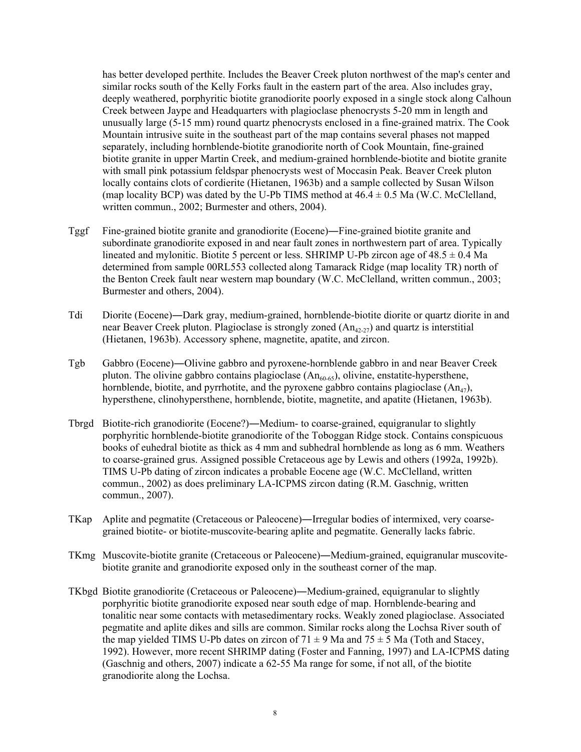has better developed perthite. Includes the Beaver Creek pluton northwest of the map's center and similar rocks south of the Kelly Forks fault in the eastern part of the area. Also includes gray, deeply weathered, porphyritic biotite granodiorite poorly exposed in a single stock along Calhoun Creek between Jaype and Headquarters with plagioclase phenocrysts 5-20 mm in length and unusually large (5-15 mm) round quartz phenocrysts enclosed in a fine-grained matrix. The Cook Mountain intrusive suite in the southeast part of the map contains several phases not mapped separately, including hornblende-biotite granodiorite north of Cook Mountain, fine-grained biotite granite in upper Martin Creek, and medium-grained hornblende-biotite and biotite granite with small pink potassium feldspar phenocrysts west of Moccasin Peak. Beaver Creek pluton locally contains clots of cordierite (Hietanen, 1963b) and a sample collected by Susan Wilson (map locality BCP) was dated by the U-Pb TIMS method at 46.4 ± 0.5 Ma (W.C. McClelland, written commun., 2002; Burmester and others, 2004).

Tggf Fine-grained biotite granite and granodiorite (Eocene)—Fine-grained biotite granite and subordinate granodiorite exposed in and near fault zones in northwestern part of area. Typically lineated and mylonitic. Biotite 5 percent or less. SHRIMP U-Pb zircon age of 48.5 ± 0.4 Ma determined from sample 00RL553 collected along Tamarack Ridge (map locality TR) north of the Benton Creek fault near western map boundary (W.C. McClelland, written commun., 2003; Burmester and others, 2004).

Tdi Diorite (Eocene)—Dark gray, medium-grained, hornblende-biotite diorite or quartz diorite in and near Beaver Creek pluton. Plagioclase is strongly zoned ($An_{42\text{-}27}$) and quartz is interstitial (Hietanen, 1963b). Accessory sphene, magnetite, apatite, and zircon.

Tgb Gabbro (Eocene)—Olivine gabbro and pyroxene-hornblende gabbro in and near Beaver Creek pluton. The olivine gabbro contains plagioclase ($An_{60\text{-}65}$), olivine, enstatite-hypersthene, hornblende, biotite, and pyrrhotite, and the pyroxene gabbro contains plagioclase ($An_{47}$), hypersthene, clinohypersthene, hornblende, biotite, magnetite, and apatite (Hietanen, 1963b).

Tbrgd Biotite-rich granodiorite (Eocene?)—Medium- to coarse-grained, equigranular to slightly porphyritic hornblende-biotite granodiorite of the Toboggan Ridge stock. Contains conspicuous books of euhedral biotite as thick as 4 mm and subhedral hornblende as long as 6 mm. Weathers to coarse-grained grus. Assigned possible Cretaceous age by Lewis and others (1992a, 1992b). TIMS U-Pb dating of zircon indicates a probable Eocene age (W.C. McClelland, written commun., 2002) as does preliminary LA-ICPMS zircon dating (R.M. Gaschnig, written commun., 2007).

TKap Aplite and pegmatite (Cretaceous or Paleocene)—Irregular bodies of intermixed, very coarse-grained biotite- or biotite-muscovite-bearing aplite and pegmatite. Generally lacks fabric.

TKmg Muscovite-biotite granite (Cretaceous or Paleocene)—Medium-grained, equigranular muscovite-biotite granite and granodiorite exposed only in the southeast corner of the map.

TKbgd Biotite granodiorite (Cretaceous or Paleocene)—Medium-grained, equigranular to slightly porphyritic biotite granodiorite exposed near south edge of map. Hornblende-bearing and tonalitic near some contacts with metasedimentary rocks. Weakly zoned plagioclase. Associated pegmatite and aplite dikes and sills are common. Similar rocks along the Lochsa River south of the map yielded TIMS U-Pb dates on zircon of 71 ± 9 Ma and 75 ± 5 Ma (Toth and Stacey, 1992). However, more recent SHRIMP dating (Foster and Fanning, 1997) and LA-ICPMS dating (Gaschnig and others, 2007) indicate a 62-55 Ma range for some, if not all, of the biotite granodiorite along the Lochsa.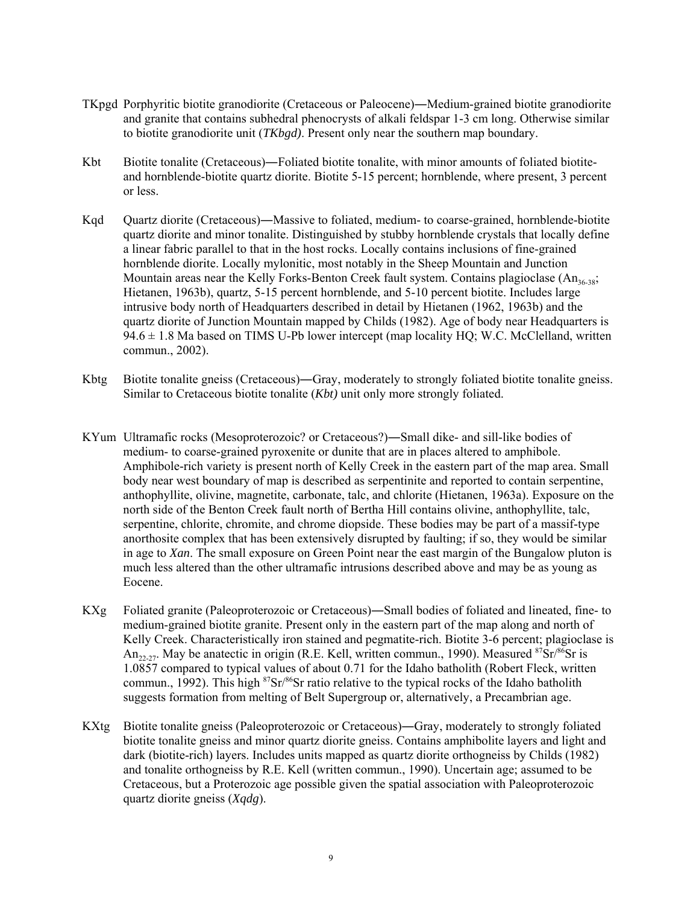TKpgd Porphyritic biotite granodiorite (Cretaceous or Paleocene)—Medium-grained biotite granodiorite and granite that contains subhedral phenocrysts of alkali feldspar 1-3 cm long. Otherwise similar to biotite granodiorite unit (*TKbgd)*. Present only near the southern map boundary.

Kbt Biotite tonalite (Cretaceous)—Foliated biotite tonalite, with minor amounts of foliated biotite- and hornblende-biotite quartz diorite. Biotite 5-15 percent; hornblende, where present, 3 percent or less.

Kqd Quartz diorite (Cretaceous)—Massive to foliated, medium- to coarse-grained, hornblende-biotite quartz diorite and minor tonalite. Distinguished by stubby hornblende crystals that locally define a linear fabric parallel to that in the host rocks. Locally contains inclusions of fine-grained hornblende diorite. Locally mylonitic, most notably in the Sheep Mountain and Junction Mountain areas near the Kelly Forks-Benton Creek fault system. Contains plagioclase ($An_{36\text{-}38}$; Hietanen, 1963b), quartz, 5-15 percent hornblende, and 5-10 percent biotite. Includes large intrusive body north of Headquarters described in detail by Hietanen (1962, 1963b) and the quartz diorite of Junction Mountain mapped by Childs (1982). Age of body near Headquarters is $94.6 \pm 1.8$ Ma based on TIMS U-Pb lower intercept (map locality HQ; W.C. McClelland, written commun., 2002).

Kbtg Biotite tonalite gneiss (Cretaceous)—Gray, moderately to strongly foliated biotite tonalite gneiss. Similar to Cretaceous biotite tonalite (*Kbt)* unit only more strongly foliated.

KYum Ultramafic rocks (Mesoproterozoic? or Cretaceous?)—Small dike- and sill-like bodies of medium- to coarse-grained pyroxenite or dunite that are in places altered to amphibole. Amphibole-rich variety is present north of Kelly Creek in the eastern part of the map area. Small body near west boundary of map is described as serpentinite and reported to contain serpentine, anthophyllite, olivine, magnetite, carbonate, talc, and chlorite (Hietanen, 1963a). Exposure on the north side of the Benton Creek fault north of Bertha Hill contains olivine, anthophyllite, talc, serpentine, chlorite, chromite, and chrome diopside. These bodies may be part of a massif-type anorthosite complex that has been extensively disrupted by faulting; if so, they would be similar in age to *Xan*. The small exposure on Green Point near the east margin of the Bungalow pluton is much less altered than the other ultramafic intrusions described above and may be as young as Eocene.

KXg Foliated granite (Paleoproterozoic or Cretaceous)—Small bodies of foliated and lineated, fine- to medium-grained biotite granite. Present only in the eastern part of the map along and north of Kelly Creek. Characteristically iron stained and pegmatite-rich. Biotite 3-6 percent; plagioclase is $An_{22\text{-}27}$. May be anatectic in origin (R.E. Kell, written commun., 1990). Measured $^{87}Sr/^{86}Sr$ is 1.0857 compared to typical values of about 0.71 for the Idaho batholith (Robert Fleck, written commun., 1992). This high $^{87}Sr/^{86}Sr$ ratio relative to the typical rocks of the Idaho batholith suggests formation from melting of Belt Supergroup or, alternatively, a Precambrian age.

KXtg Biotite tonalite gneiss (Paleoproterozoic or Cretaceous)—Gray, moderately to strongly foliated biotite tonalite gneiss and minor quartz diorite gneiss. Contains amphibolite layers and light and dark (biotite-rich) layers. Includes units mapped as quartz diorite orthogneiss by Childs (1982) and tonalite orthogneiss by R.E. Kell (written commun., 1990). Uncertain age; assumed to be Cretaceous, but a Proterozoic age possible given the spatial association with Paleoproterozoic quartz diorite gneiss (*Xqdg*).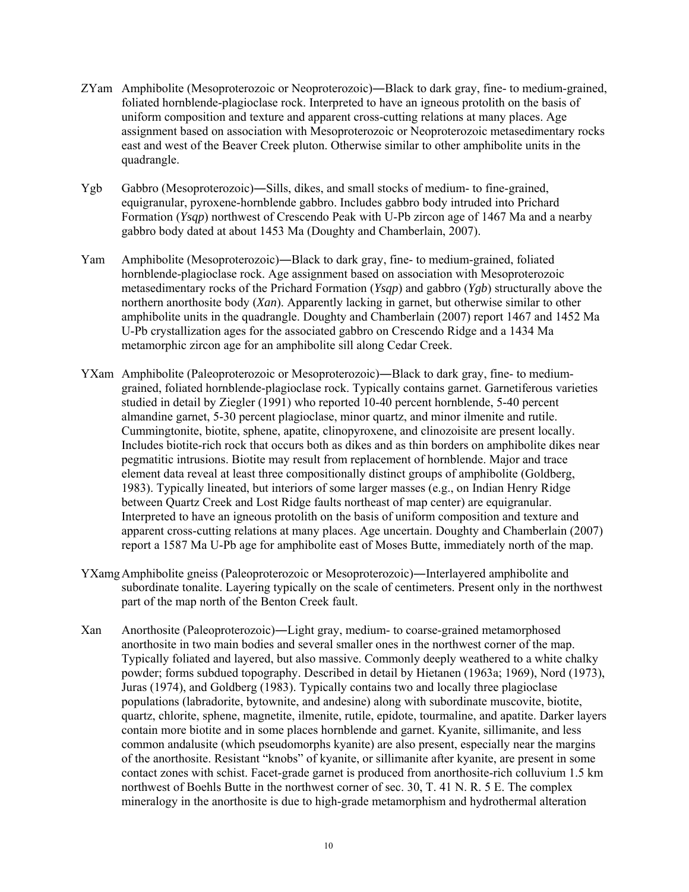ZYam Amphibolite (Mesoproterozoic or Neoproterozoic)―Black to dark gray, fine- to medium-grained, foliated hornblende-plagioclase rock. Interpreted to have an igneous protolith on the basis of uniform composition and texture and apparent cross-cutting relations at many places. Age assignment based on association with Mesoproterozoic or Neoproterozoic metasedimentary rocks east and west of the Beaver Creek pluton. Otherwise similar to other amphibolite units in the quadrangle.

Ygb Gabbro (Mesoproterozoic)―Sills, dikes, and small stocks of medium- to fine-grained, equigranular, pyroxene-hornblende gabbro. Includes gabbro body intruded into Prichard Formation (*Ysqp*) northwest of Crescendo Peak with U-Pb zircon age of 1467 Ma and a nearby gabbro body dated at about 1453 Ma (Doughty and Chamberlain, 2007).

Yam Amphibolite (Mesoproterozoic)―Black to dark gray, fine- to medium-grained, foliated hornblende-plagioclase rock. Age assignment based on association with Mesoproterozoic metasedimentary rocks of the Prichard Formation (*Ysqp*) and gabbro (*Ygb*) structurally above the northern anorthosite body (*Xan*). Apparently lacking in garnet, but otherwise similar to other amphibolite units in the quadrangle. Doughty and Chamberlain (2007) report 1467 and 1452 Ma U-Pb crystallization ages for the associated gabbro on Crescendo Ridge and a 1434 Ma metamorphic zircon age for an amphibolite sill along Cedar Creek.

YXam Amphibolite (Paleoproterozoic or Mesoproterozoic)―Black to dark gray, fine- to medium-grained, foliated hornblende-plagioclase rock. Typically contains garnet. Garnetiferous varieties studied in detail by Ziegler (1991) who reported 10-40 percent hornblende, 5-40 percent almandine garnet, 5-30 percent plagioclase, minor quartz, and minor ilmenite and rutile. Cummingtonite, biotite, sphene, apatite, clinopyroxene, and clinozoisite are present locally. Includes biotite-rich rock that occurs both as dikes and as thin borders on amphibolite dikes near pegmatitic intrusions. Biotite may result from replacement of hornblende. Major and trace element data reveal at least three compositionally distinct groups of amphibolite (Goldberg, 1983). Typically lineated, but interiors of some larger masses (e.g., on Indian Henry Ridge between Quartz Creek and Lost Ridge faults northeast of map center) are equigranular. Interpreted to have an igneous protolith on the basis of uniform composition and texture and apparent cross-cutting relations at many places. Age uncertain. Doughty and Chamberlain (2007) report a 1587 Ma U-Pb age for amphibolite east of Moses Butte, immediately north of the map.

YXamg Amphibolite gneiss (Paleoproterozoic or Mesoproterozoic)―Interlayered amphibolite and subordinate tonalite. Layering typically on the scale of centimeters. Present only in the northwest part of the map north of the Benton Creek fault.

Xan Anorthosite (Paleoproterozoic)―Light gray, medium- to coarse-grained metamorphosed anorthosite in two main bodies and several smaller ones in the northwest corner of the map. Typically foliated and layered, but also massive. Commonly deeply weathered to a white chalky powder; forms subdued topography. Described in detail by Hietanen (1963a; 1969), Nord (1973), Juras (1974), and Goldberg (1983). Typically contains two and locally three plagioclase populations (labradorite, bytownite, and andesine) along with subordinate muscovite, biotite, quartz, chlorite, sphene, magnetite, ilmenite, rutile, epidote, tourmaline, and apatite. Darker layers contain more biotite and in some places hornblende and garnet. Kyanite, sillimanite, and less common andalusite (which pseudomorphs kyanite) are also present, especially near the margins of the anorthosite. Resistant "knobs" of kyanite, or sillimanite after kyanite, are present in some contact zones with schist. Facet-grade garnet is produced from anorthosite-rich colluvium 1.5 km northwest of Boehls Butte in the northwest corner of sec. 30, T. 41 N. R. 5 E. The complex mineralogy in the anorthosite is due to high-grade metamorphism and hydrothermal alteration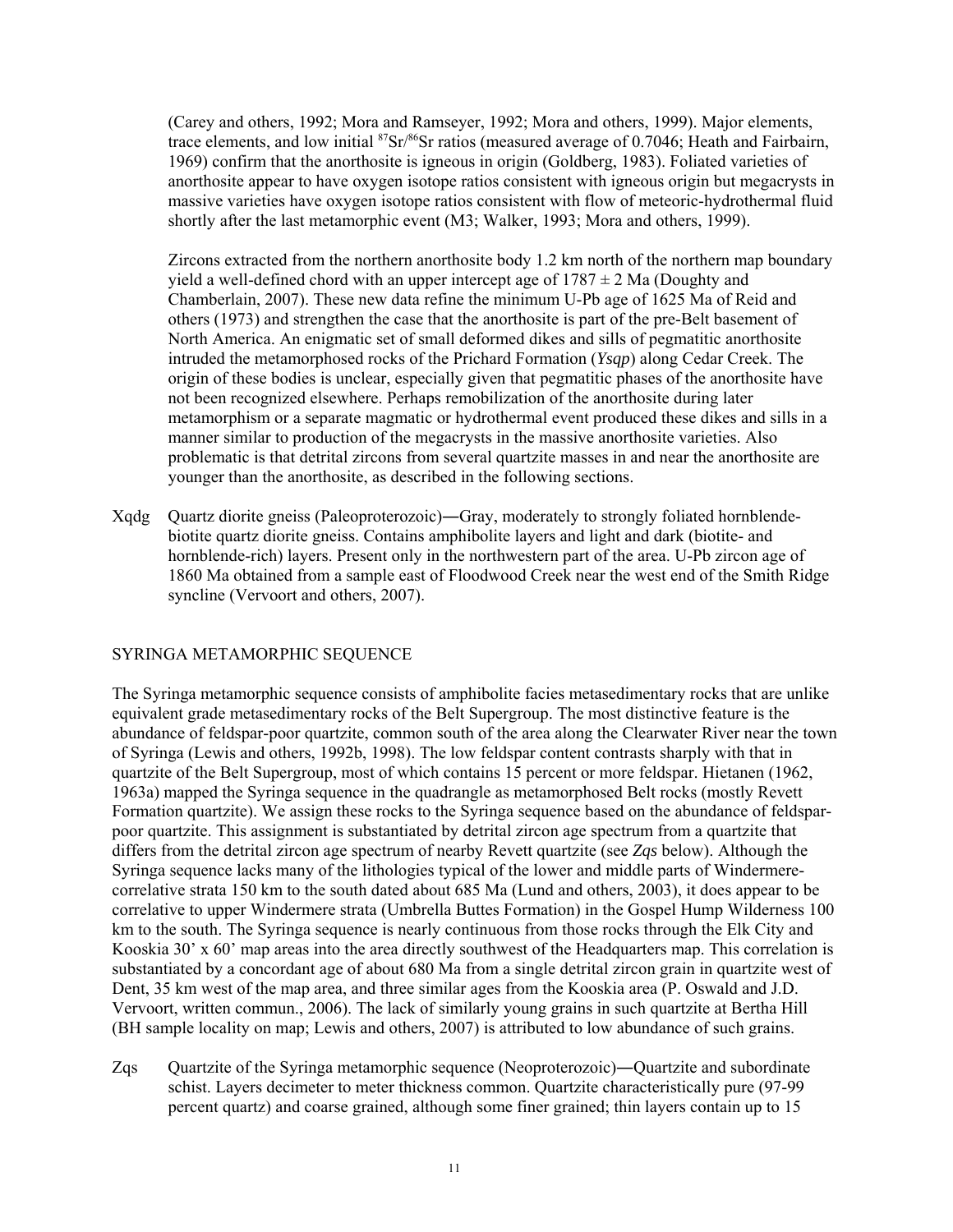(Carey and others, 1992; Mora and Ramseyer, 1992; Mora and others, 1999). Major elements, trace elements, and low initial $^{87}Sr/^{86}Sr$ ratios (measured average of 0.7046; Heath and Fairbairn, 1969) confirm that the anorthosite is igneous in origin (Goldberg, 1983). Foliated varieties of anorthosite appear to have oxygen isotope ratios consistent with igneous origin but megacrysts in massive varieties have oxygen isotope ratios consistent with flow of meteoric-hydrothermal fluid shortly after the last metamorphic event (M3; Walker, 1993; Mora and others, 1999).

Zircons extracted from the northern anorthosite body 1.2 km north of the northern map boundary yield a well-defined chord with an upper intercept age of $1787 \pm 2$ Ma (Doughty and Chamberlain, 2007). These new data refine the minimum U-Pb age of 1625 Ma of Reid and others (1973) and strengthen the case that the anorthosite is part of the pre-Belt basement of North America. An enigmatic set of small deformed dikes and sills of pegmatitic anorthosite intruded the metamorphosed rocks of the Prichard Formation (*Ysqp*) along Cedar Creek. The origin of these bodies is unclear, especially given that pegmatitic phases of the anorthosite have not been recognized elsewhere. Perhaps remobilization of the anorthosite during later metamorphism or a separate magmatic or hydrothermal event produced these dikes and sills in a manner similar to production of the megacrysts in the massive anorthosite varieties. Also problematic is that detrital zircons from several quartzite masses in and near the anorthosite are younger than the anorthosite, as described in the following sections.

Xqdg Quartz diorite gneiss (Paleoproterozoic)—Gray, moderately to strongly foliated hornblende-biotite quartz diorite gneiss. Contains amphibolite layers and light and dark (biotite- and hornblende-rich) layers. Present only in the northwestern part of the area. U-Pb zircon age of 1860 Ma obtained from a sample east of Floodwood Creek near the west end of the Smith Ridge syncline (Vervoort and others, 2007).

## SYRINGA METAMORPHIC SEQUENCE

The Syringa metamorphic sequence consists of amphibolite facies metasedimentary rocks that are unlike equivalent grade metasedimentary rocks of the Belt Supergroup. The most distinctive feature is the abundance of feldspar-poor quartzite, common south of the area along the Clearwater River near the town of Syringa (Lewis and others, 1992b, 1998). The low feldspar content contrasts sharply with that in quartzite of the Belt Supergroup, most of which contains 15 percent or more feldspar. Hietanen (1962, 1963a) mapped the Syringa sequence in the quadrangle as metamorphosed Belt rocks (mostly Revett Formation quartzite). We assign these rocks to the Syringa sequence based on the abundance of feldspar-poor quartzite. This assignment is substantiated by detrital zircon age spectrum from a quartzite that differs from the detrital zircon age spectrum of nearby Revett quartzite (see *Zqs* below). Although the Syringa sequence lacks many of the lithologies typical of the lower and middle parts of Windermere-correlative strata 150 km to the south dated about 685 Ma (Lund and others, 2003), it does appear to be correlative to upper Windermere strata (Umbrella Buttes Formation) in the Gospel Hump Wilderness 100 km to the south. The Syringa sequence is nearly continuous from those rocks through the Elk City and Kooskia 30' x 60' map areas into the area directly southwest of the Headquarters map. This correlation is substantiated by a concordant age of about 680 Ma from a single detrital zircon grain in quartzite west of Dent, 35 km west of the map area, and three similar ages from the Kooskia area (P. Oswald and J.D. Vervoort, written commun., 2006). The lack of similarly young grains in such quartzite at Bertha Hill (BH sample locality on map; Lewis and others, 2007) is attributed to low abundance of such grains.

Zqs Quartzite of the Syringa metamorphic sequence (Neoproterozoic)—Quartzite and subordinate schist. Layers decimeter to meter thickness common. Quartzite characteristically pure (97-99 percent quartz) and coarse grained, although some finer grained; thin layers contain up to 15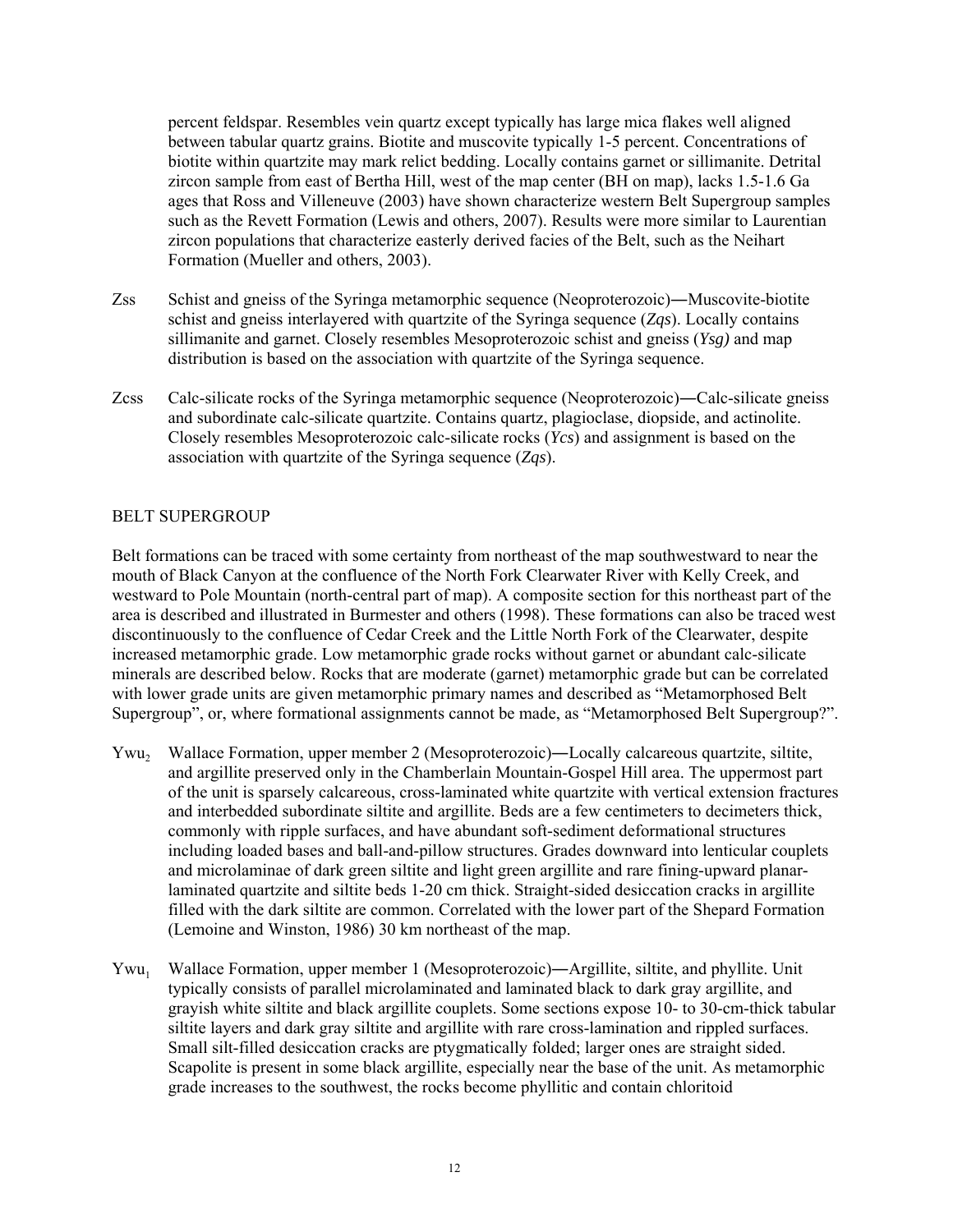percent feldspar. Resembles vein quartz except typically has large mica flakes well aligned between tabular quartz grains. Biotite and muscovite typically 1-5 percent. Concentrations of biotite within quartzite may mark relict bedding. Locally contains garnet or sillimanite. Detrital zircon sample from east of Bertha Hill, west of the map center (BH on map), lacks 1.5-1.6 Ga ages that Ross and Villeneuve (2003) have shown characterize western Belt Supergroup samples such as the Revett Formation (Lewis and others, 2007). Results were more similar to Laurentian zircon populations that characterize easterly derived facies of the Belt, such as the Neihart Formation (Mueller and others, 2003).

Zss Schist and gneiss of the Syringa metamorphic sequence (Neoproterozoic)—Muscovite-biotite schist and gneiss interlayered with quartzite of the Syringa sequence (*Zqs*). Locally contains sillimanite and garnet. Closely resembles Mesoproterozoic schist and gneiss (*Ysg)* and map distribution is based on the association with quartzite of the Syringa sequence.

Zcss Calc-silicate rocks of the Syringa metamorphic sequence (Neoproterozoic)—Calc-silicate gneiss and subordinate calc-silicate quartzite. Contains quartz, plagioclase, diopside, and actinolite. Closely resembles Mesoproterozoic calc-silicate rocks (*Ycs*) and assignment is based on the association with quartzite of the Syringa sequence (*Zqs*).

## BELT SUPERGROUP

Belt formations can be traced with some certainty from northeast of the map southwestward to near the mouth of Black Canyon at the confluence of the North Fork Clearwater River with Kelly Creek, and westward to Pole Mountain (north-central part of map). A composite section for this northeast part of the area is described and illustrated in Burmester and others (1998). These formations can also be traced west discontinuously to the confluence of Cedar Creek and the Little North Fork of the Clearwater, despite increased metamorphic grade. Low metamorphic grade rocks without garnet or abundant calc-silicate minerals are described below. Rocks that are moderate (garnet) metamorphic grade but can be correlated with lower grade units are given metamorphic primary names and described as "Metamorphosed Belt Supergroup", or, where formational assignments cannot be made, as "Metamorphosed Belt Supergroup?".

$Ywu_2$ Wallace Formation, upper member 2 (Mesoproterozoic)—Locally calcareous quartzite, siltite, and argillite preserved only in the Chamberlain Mountain-Gospel Hill area. The uppermost part of the unit is sparsely calcareous, cross-laminated white quartzite with vertical extension fractures and interbedded subordinate siltite and argillite. Beds are a few centimeters to decimeters thick, commonly with ripple surfaces, and have abundant soft-sediment deformational structures including loaded bases and ball-and-pillow structures. Grades downward into lenticular couplets and microlaminae of dark green siltite and light green argillite and rare fining-upward planar-laminated quartzite and siltite beds 1-20 cm thick. Straight-sided desiccation cracks in argillite filled with the dark siltite are common. Correlated with the lower part of the Shepard Formation (Lemoine and Winston, 1986) 30 km northeast of the map.

$Ywu_1$ Wallace Formation, upper member 1 (Mesoproterozoic)—Argillite, siltite, and phyllite. Unit typically consists of parallel microlaminated and laminated black to dark gray argillite, and grayish white siltite and black argillite couplets. Some sections expose 10- to 30-cm-thick tabular siltite layers and dark gray siltite and argillite with rare cross-lamination and rippled surfaces. Small silt-filled desiccation cracks are ptygmatically folded; larger ones are straight sided. Scapolite is present in some black argillite, especially near the base of the unit. As metamorphic grade increases to the southwest, the rocks become phyllitic and contain chloritoid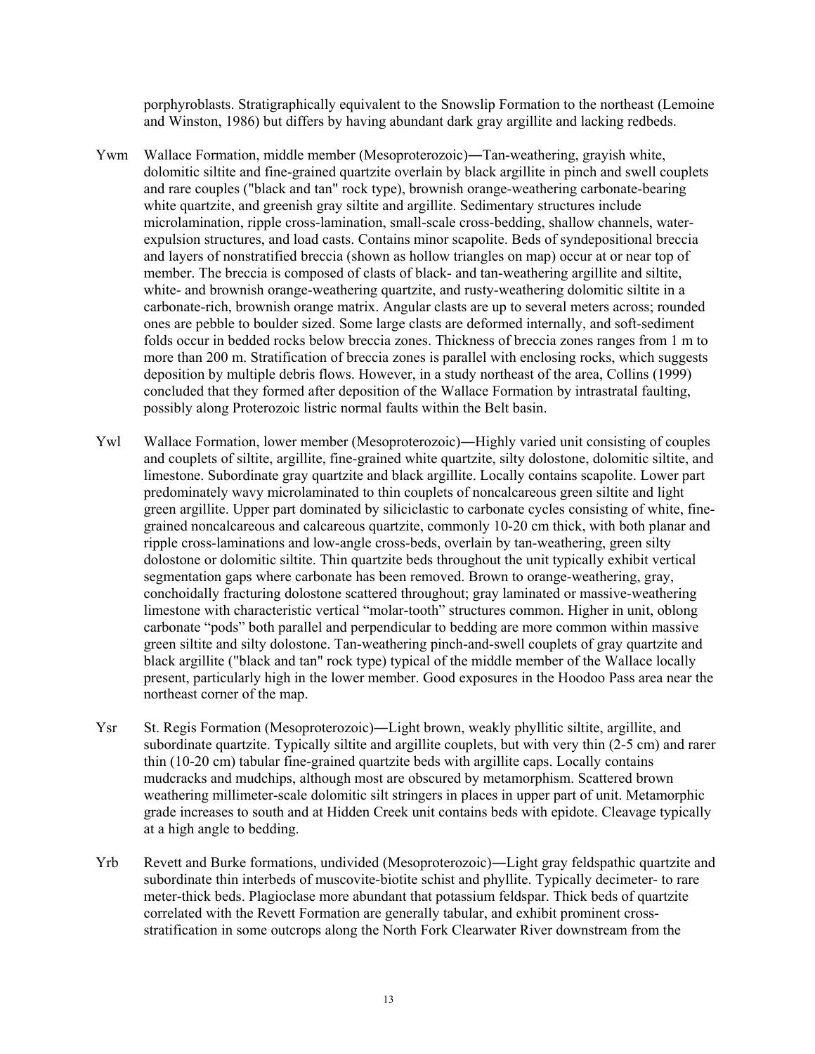porphyroblasts. Stratigraphically equivalent to the Snowslip Formation to the northeast (Lemoine and Winston, 1986) but differs by having abundant dark gray argillite and lacking redbeds.

Ywm Wallace Formation, middle member (Mesoproterozoic)—Tan-weathering, grayish white, dolomitic siltite and fine-grained quartzite overlain by black argillite in pinch and swell couplets and rare couples ("black and tan" rock type), brownish orange-weathering carbonate-bearing white quartzite, and greenish gray siltite and argillite. Sedimentary structures include microlamination, ripple cross-lamination, small-scale cross-bedding, shallow channels, water-expulsion structures, and load casts. Contains minor scapolite. Beds of syndepositional breccia and layers of nonstratified breccia (shown as hollow triangles on map) occur at or near top of member. The breccia is composed of clasts of black- and tan-weathering argillite and siltite, white- and brownish orange-weathering quartzite, and rusty-weathering dolomitic siltite in a carbonate-rich, brownish orange matrix. Angular clasts are up to several meters across; rounded ones are pebble to boulder sized. Some large clasts are deformed internally, and soft-sediment folds occur in bedded rocks below breccia zones. Thickness of breccia zones ranges from 1 m to more than 200 m. Stratification of breccia zones is parallel with enclosing rocks, which suggests deposition by multiple debris flows. However, in a study northeast of the area, Collins (1999) concluded that they formed after deposition of the Wallace Formation by intrastratal faulting, possibly along Proterozoic listric normal faults within the Belt basin.

Ywl Wallace Formation, lower member (Mesoproterozoic)—Highly varied unit consisting of couples and couplets of siltite, argillite, fine-grained white quartzite, silty dolostone, dolomitic siltite, and limestone. Subordinate gray quartzite and black argillite. Locally contains scapolite. Lower part predominately wavy microlaminated to thin couplets of noncalcareous green siltite and light green argillite. Upper part dominated by siliciclastic to carbonate cycles consisting of white, fine-grained noncalcareous and calcareous quartzite, commonly 10-20 cm thick, with both planar and ripple cross-laminations and low-angle cross-beds, overlain by tan-weathering, green silty dolostone or dolomitic siltite. Thin quartzite beds throughout the unit typically exhibit vertical segmentation gaps where carbonate has been removed. Brown to orange-weathering, gray, conchoidally fracturing dolostone scattered throughout; gray laminated or massive-weathering limestone with characteristic vertical "molar-tooth" structures common. Higher in unit, oblong carbonate "pods" both parallel and perpendicular to bedding are more common within massive green siltite and silty dolostone. Tan-weathering pinch-and-swell couplets of gray quartzite and black argillite ("black and tan" rock type) typical of the middle member of the Wallace locally present, particularly high in the lower member. Good exposures in the Hoodoo Pass area near the northeast corner of the map.

Ysr St. Regis Formation (Mesoproterozoic)—Light brown, weakly phyllitic siltite, argillite, and subordinate quartzite. Typically siltite and argillite couplets, but with very thin (2-5 cm) and rarer thin (10-20 cm) tabular fine-grained quartzite beds with argillite caps. Locally contains mudcracks and mudchips, although most are obscured by metamorphism. Scattered brown weathering millimeter-scale dolomitic silt stringers in places in upper part of unit. Metamorphic grade increases to south and at Hidden Creek unit contains beds with epidote. Cleavage typically at a high angle to bedding.

Yrb Revett and Burke formations, undivided (Mesoproterozoic)—Light gray feldspathic quartzite and subordinate thin interbeds of muscovite-biotite schist and phyllite. Typically decimeter- to rare meter-thick beds. Plagioclase more abundant that potassium feldspar. Thick beds of quartzite correlated with the Revett Formation are generally tabular, and exhibit prominent cross-stratification in some outcrops along the North Fork Clearwater River downstream from the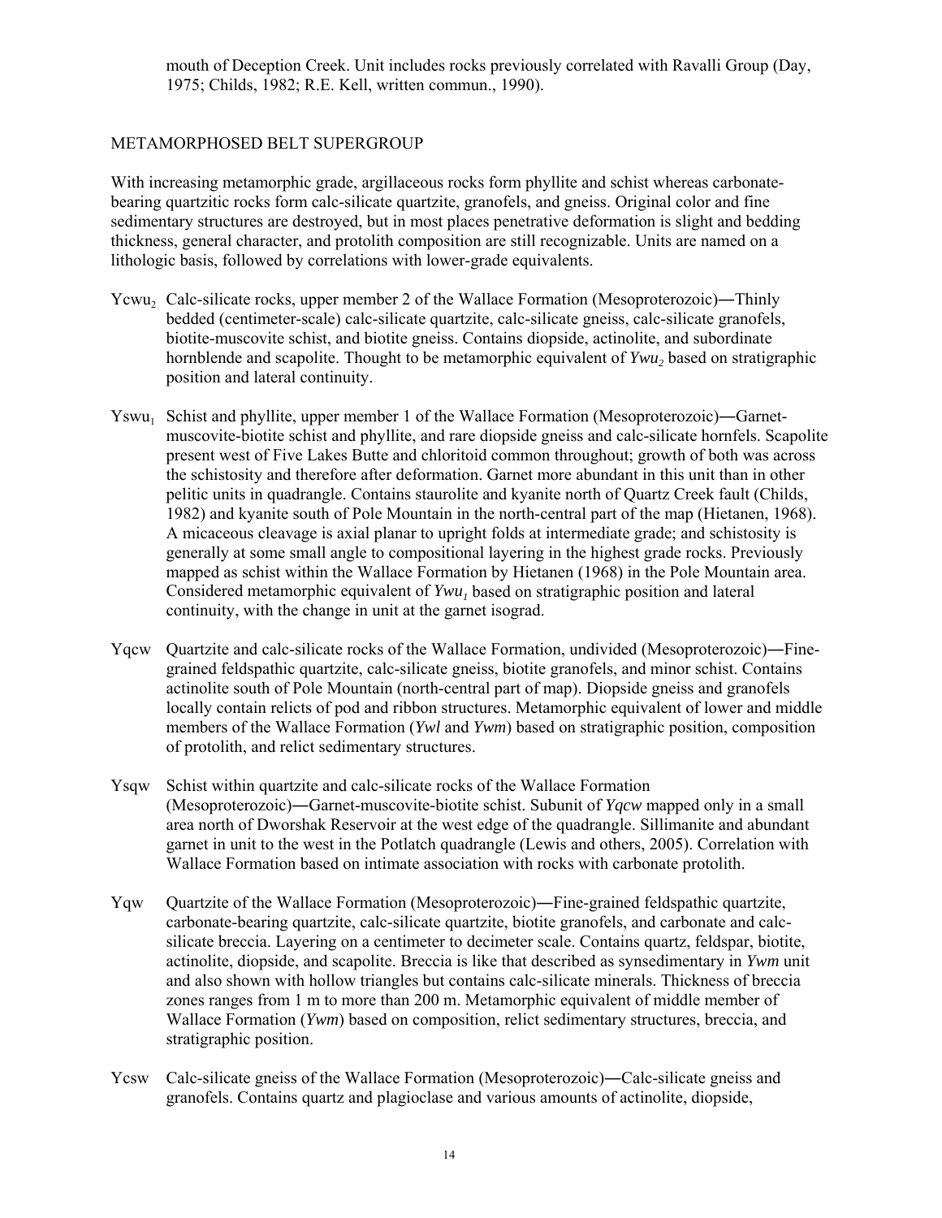mouth of Deception Creek. Unit includes rocks previously correlated with Ravalli Group (Day, 1975; Childs, 1982; R.E. Kell, written commun., 1990).

## METAMORPHOSED BELT SUPERGROUP

With increasing metamorphic grade, argillaceous rocks form phyllite and schist whereas carbonate-bearing quartzitic rocks form calc-silicate quartzite, granofels, and gneiss. Original color and fine sedimentary structures are destroyed, but in most places penetrative deformation is slight and bedding thickness, general character, and protolith composition are still recognizable. Units are named on a lithologic basis, followed by correlations with lower-grade equivalents.

$Ycwu_2$ Calc-silicate rocks, upper member 2 of the Wallace Formation (Mesoproterozoic)―Thinly bedded (centimeter-scale) calc-silicate quartzite, calc-silicate gneiss, calc-silicate granofels, biotite-muscovite schist, and biotite gneiss. Contains diopside, actinolite, and subordinate hornblende and scapolite. Thought to be metamorphic equivalent of *$Ywu_2$* based on stratigraphic position and lateral continuity.

$Yswu_1$ Schist and phyllite, upper member 1 of the Wallace Formation (Mesoproterozoic)―Garnet-muscovite-biotite schist and phyllite, and rare diopside gneiss and calc-silicate hornfels. Scapolite present west of Five Lakes Butte and chloritoid common throughout; growth of both was across the schistosity and therefore after deformation. Garnet more abundant in this unit than in other pelitic units in quadrangle. Contains staurolite and kyanite north of Quartz Creek fault (Childs, 1982) and kyanite south of Pole Mountain in the north-central part of the map (Hietanen, 1968). A micaceous cleavage is axial planar to upright folds at intermediate grade; and schistosity is generally at some small angle to compositional layering in the highest grade rocks. Previously mapped as schist within the Wallace Formation by Hietanen (1968) in the Pole Mountain area. Considered metamorphic equivalent of *$Ywu_1$* based on stratigraphic position and lateral continuity, with the change in unit at the garnet isograd.

Yqcw Quartzite and calc-silicate rocks of the Wallace Formation, undivided (Mesoproterozoic)―Fine-grained feldspathic quartzite, calc-silicate gneiss, biotite granofels, and minor schist. Contains actinolite south of Pole Mountain (north-central part of map). Diopside gneiss and granofels locally contain relicts of pod and ribbon structures. Metamorphic equivalent of lower and middle members of the Wallace Formation (*Ywl* and *Ywm*) based on stratigraphic position, composition of protolith, and relict sedimentary structures.

Ysqw Schist within quartzite and calc-silicate rocks of the Wallace Formation (Mesoproterozoic)―Garnet-muscovite-biotite schist. Subunit of *Yqcw* mapped only in a small area north of Dworshak Reservoir at the west edge of the quadrangle. Sillimanite and abundant garnet in unit to the west in the Potlatch quadrangle (Lewis and others, 2005). Correlation with Wallace Formation based on intimate association with rocks with carbonate protolith.

Yqw Quartzite of the Wallace Formation (Mesoproterozoic)―Fine-grained feldspathic quartzite, carbonate-bearing quartzite, calc-silicate quartzite, biotite granofels, and carbonate and calc-silicate breccia. Layering on a centimeter to decimeter scale. Contains quartz, feldspar, biotite, actinolite, diopside, and scapolite. Breccia is like that described as synsedimentary in *Ywm* unit and also shown with hollow triangles but contains calc-silicate minerals. Thickness of breccia zones ranges from 1 m to more than 200 m. Metamorphic equivalent of middle member of Wallace Formation (*Ywm*) based on composition, relict sedimentary structures, breccia, and stratigraphic position.

Ycsw Calc-silicate gneiss of the Wallace Formation (Mesoproterozoic)―Calc-silicate gneiss and granofels. Contains quartz and plagioclase and various amounts of actinolite, diopside,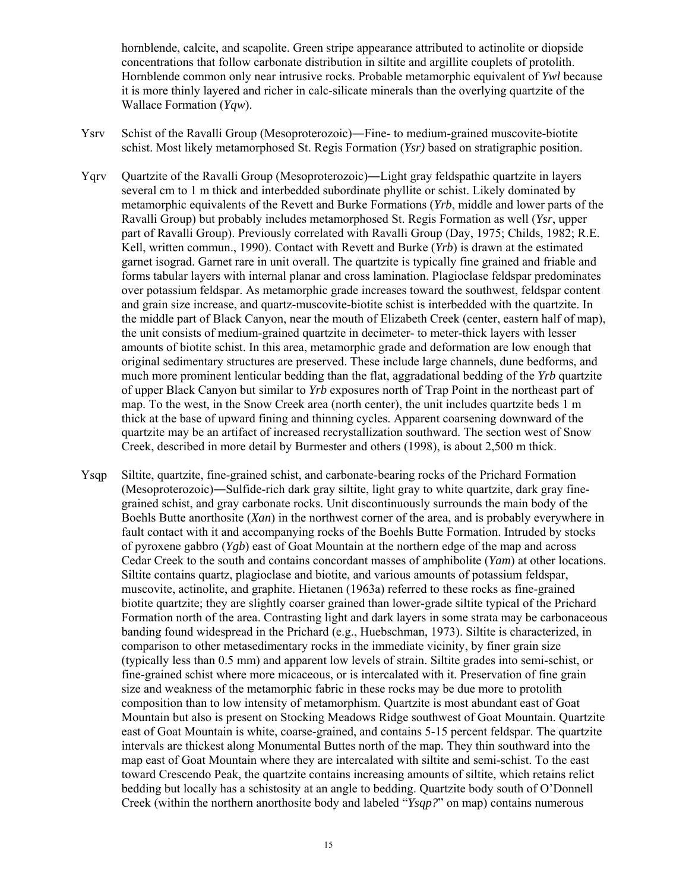hornblende, calcite, and scapolite. Green stripe appearance attributed to actinolite or diopside concentrations that follow carbonate distribution in siltite and argillite couplets of protolith. Hornblende common only near intrusive rocks. Probable metamorphic equivalent of *Ywl* because it is more thinly layered and richer in calc-silicate minerals than the overlying quartzite of the Wallace Formation (*Yqw*).

Ysrv Schist of the Ravalli Group (Mesoproterozoic)―Fine- to medium-grained muscovite-biotite schist. Most likely metamorphosed St. Regis Formation (*Ysr)* based on stratigraphic position.

Yqrv Quartzite of the Ravalli Group (Mesoproterozoic)―Light gray feldspathic quartzite in layers several cm to 1 m thick and interbedded subordinate phyllite or schist. Likely dominated by metamorphic equivalents of the Revett and Burke Formations (*Yrb*, middle and lower parts of the Ravalli Group) but probably includes metamorphosed St. Regis Formation as well (*Ysr*, upper part of Ravalli Group). Previously correlated with Ravalli Group (Day, 1975; Childs, 1982; R.E. Kell, written commun., 1990). Contact with Revett and Burke (*Yrb*) is drawn at the estimated garnet isograd. Garnet rare in unit overall. The quartzite is typically fine grained and friable and forms tabular layers with internal planar and cross lamination. Plagioclase feldspar predominates over potassium feldspar. As metamorphic grade increases toward the southwest, feldspar content and grain size increase, and quartz-muscovite-biotite schist is interbedded with the quartzite. In the middle part of Black Canyon, near the mouth of Elizabeth Creek (center, eastern half of map), the unit consists of medium-grained quartzite in decimeter- to meter-thick layers with lesser amounts of biotite schist. In this area, metamorphic grade and deformation are low enough that original sedimentary structures are preserved. These include large channels, dune bedforms, and much more prominent lenticular bedding than the flat, aggradational bedding of the *Yrb* quartzite of upper Black Canyon but similar to *Yrb* exposures north of Trap Point in the northeast part of map. To the west, in the Snow Creek area (north center), the unit includes quartzite beds 1 m thick at the base of upward fining and thinning cycles. Apparent coarsening downward of the quartzite may be an artifact of increased recrystallization southward. The section west of Snow Creek, described in more detail by Burmester and others (1998), is about 2,500 m thick.

Ysqp Siltite, quartzite, fine-grained schist, and carbonate-bearing rocks of the Prichard Formation (Mesoproterozoic)―Sulfide-rich dark gray siltite, light gray to white quartzite, dark gray fine-grained schist, and gray carbonate rocks. Unit discontinuously surrounds the main body of the Boehls Butte anorthosite (*Xan*) in the northwest corner of the area, and is probably everywhere in fault contact with it and accompanying rocks of the Boehls Butte Formation. Intruded by stocks of pyroxene gabbro (*Ygb*) east of Goat Mountain at the northern edge of the map and across Cedar Creek to the south and contains concordant masses of amphibolite (*Yam*) at other locations. Siltite contains quartz, plagioclase and biotite, and various amounts of potassium feldspar, muscovite, actinolite, and graphite. Hietanen (1963a) referred to these rocks as fine-grained biotite quartzite; they are slightly coarser grained than lower-grade siltite typical of the Prichard Formation north of the area. Contrasting light and dark layers in some strata may be carbonaceous banding found widespread in the Prichard (e.g., Huebschman, 1973). Siltite is characterized, in comparison to other metasedimentary rocks in the immediate vicinity, by finer grain size (typically less than 0.5 mm) and apparent low levels of strain. Siltite grades into semi-schist, or fine-grained schist where more micaceous, or is intercalated with it. Preservation of fine grain size and weakness of the metamorphic fabric in these rocks may be due more to protolith composition than to low intensity of metamorphism. Quartzite is most abundant east of Goat Mountain but also is present on Stocking Meadows Ridge southwest of Goat Mountain. Quartzite east of Goat Mountain is white, coarse-grained, and contains 5-15 percent feldspar. The quartzite intervals are thickest along Monumental Buttes north of the map. They thin southward into the map east of Goat Mountain where they are intercalated with siltite and semi-schist. To the east toward Crescendo Peak, the quartzite contains increasing amounts of siltite, which retains relict bedding but locally has a schistosity at an angle to bedding. Quartzite body south of O'Donnell Creek (within the northern anorthosite body and labeled "*Ysqp?*" on map) contains numerous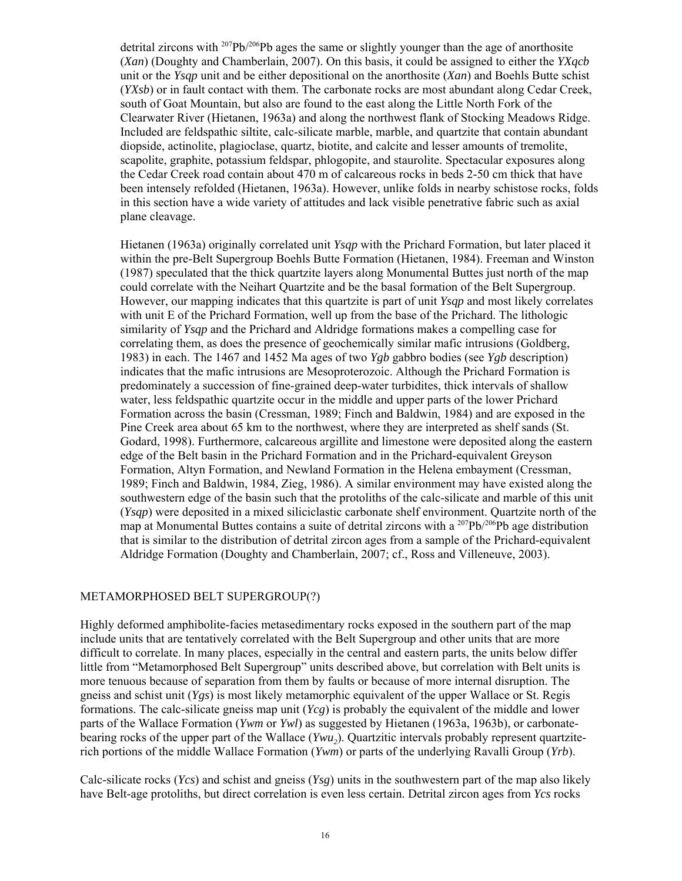detrital zircons with $^{207}Pb/^{206}Pb$ ages the same or slightly younger than the age of anorthosite (*Xan*) (Doughty and Chamberlain, 2007). On this basis, it could be assigned to either the *YXqcb* unit or the *Ysqp* unit and be either depositional on the anorthosite (*Xan*) and Boehls Butte schist (*YXsb*) or in fault contact with them. The carbonate rocks are most abundant along Cedar Creek, south of Goat Mountain, but also are found to the east along the Little North Fork of the Clearwater River (Hietanen, 1963a) and along the northwest flank of Stocking Meadows Ridge. Included are feldspathic siltite, calc-silicate marble, marble, and quartzite that contain abundant diopside, actinolite, plagioclase, quartz, biotite, and calcite and lesser amounts of tremolite, scapolite, graphite, potassium feldspar, phlogopite, and staurolite. Spectacular exposures along the Cedar Creek road contain about 470 m of calcareous rocks in beds 2-50 cm thick that have been intensely refolded (Hietanen, 1963a). However, unlike folds in nearby schistose rocks, folds in this section have a wide variety of attitudes and lack visible penetrative fabric such as axial plane cleavage.

Hietanen (1963a) originally correlated unit *Ysqp* with the Prichard Formation, but later placed it within the pre-Belt Supergroup Boehls Butte Formation (Hietanen, 1984). Freeman and Winston (1987) speculated that the thick quartzite layers along Monumental Buttes just north of the map could correlate with the Neihart Quartzite and be the basal formation of the Belt Supergroup. However, our mapping indicates that this quartzite is part of unit *Ysqp* and most likely correlates with unit E of the Prichard Formation, well up from the base of the Prichard. The lithologic similarity of *Ysqp* and the Prichard and Aldridge formations makes a compelling case for correlating them, as does the presence of geochemically similar mafic intrusions (Goldberg, 1983) in each. The 1467 and 1452 Ma ages of two *Ygb* gabbro bodies (see *Ygb* description) indicates that the mafic intrusions are Mesoproterozoic. Although the Prichard Formation is predominately a succession of fine-grained deep-water turbidites, thick intervals of shallow water, less feldspathic quartzite occur in the middle and upper parts of the lower Prichard Formation across the basin (Cressman, 1989; Finch and Baldwin, 1984) and are exposed in the Pine Creek area about 65 km to the northwest, where they are interpreted as shelf sands (St. Godard, 1998). Furthermore, calcareous argillite and limestone were deposited along the eastern edge of the Belt basin in the Prichard Formation and in the Prichard-equivalent Greyson Formation, Altyn Formation, and Newland Formation in the Helena embayment (Cressman, 1989; Finch and Baldwin, 1984, Zieg, 1986). A similar environment may have existed along the southwestern edge of the basin such that the protoliths of the calc-silicate and marble of this unit (*Ysqp*) were deposited in a mixed siliciclastic carbonate shelf environment. Quartzite north of the map at Monumental Buttes contains a suite of detrital zircons with a $^{207}Pb/^{206}Pb$ age distribution that is similar to the distribution of detrital zircon ages from a sample of the Prichard-equivalent Aldridge Formation (Doughty and Chamberlain, 2007; cf., Ross and Villeneuve, 2003).

## METAMORPHOSED BELT SUPERGROUP(?)

Highly deformed amphibolite-facies metasedimentary rocks exposed in the southern part of the map include units that are tentatively correlated with the Belt Supergroup and other units that are more difficult to correlate. In many places, especially in the central and eastern parts, the units below differ little from "Metamorphosed Belt Supergroup" units described above, but correlation with Belt units is more tenuous because of separation from them by faults or because of more internal disruption. The gneiss and schist unit (*Ygs*) is most likely metamorphic equivalent of the upper Wallace or St. Regis formations. The calc-silicate gneiss map unit (*Ycg*) is probably the equivalent of the middle and lower parts of the Wallace Formation (*Ywm* or *Ywl*) as suggested by Hietanen (1963a, 1963b), or carbonate-bearing rocks of the upper part of the Wallace (*Ywu*$_2$). Quartzitic intervals probably represent quartzite-rich portions of the middle Wallace Formation (*Ywm*) or parts of the underlying Ravalli Group (*Yrb*).

Calc-silicate rocks (*Ycs*) and schist and gneiss (*Ysg*) units in the southwestern part of the map also likely have Belt-age protoliths, but direct correlation is even less certain. Detrital zircon ages from *Ycs* rocks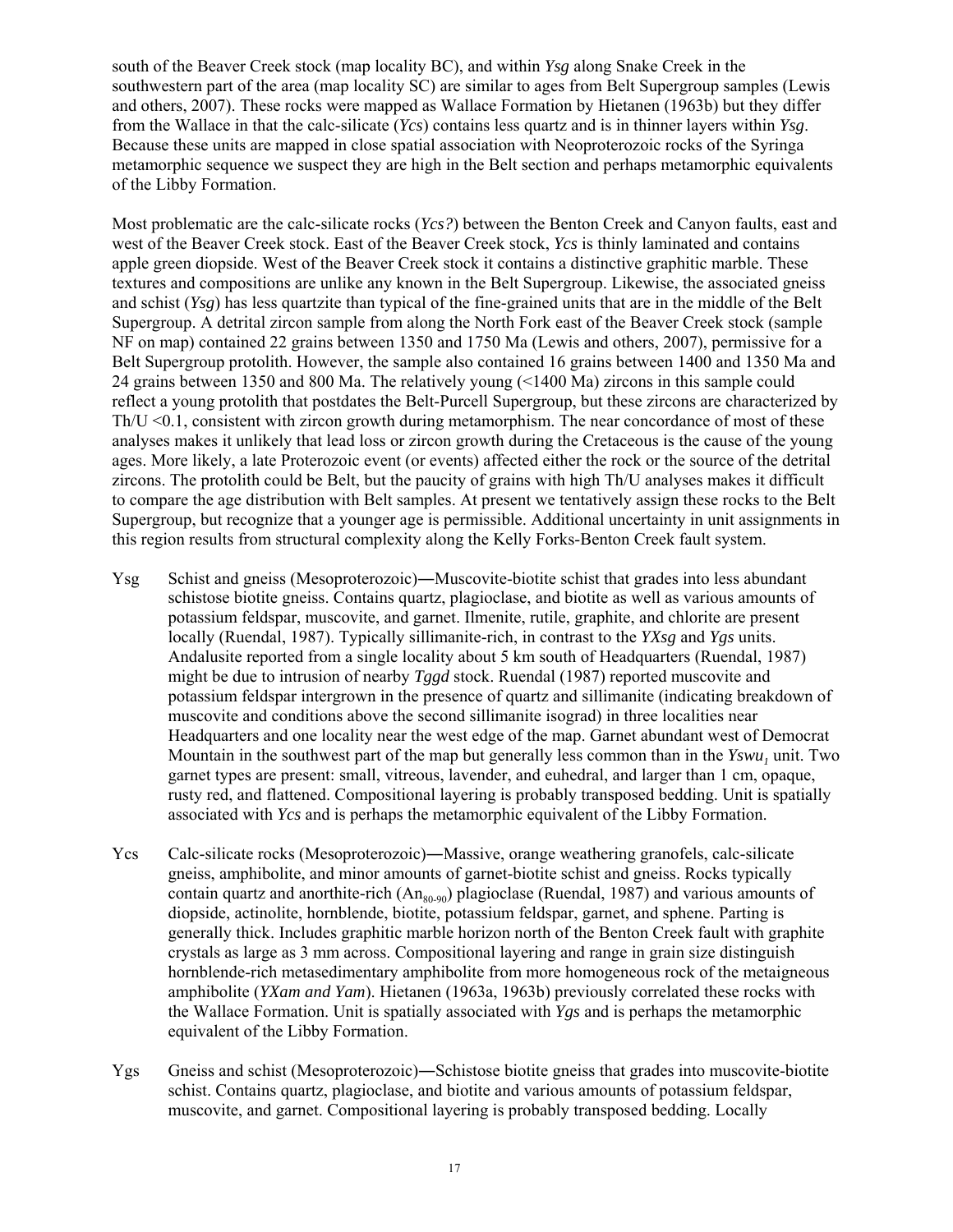south of the Beaver Creek stock (map locality BC), and within *Ysg* along Snake Creek in the southwestern part of the area (map locality SC) are similar to ages from Belt Supergroup samples (Lewis and others, 2007). These rocks were mapped as Wallace Formation by Hietanen (1963b) but they differ from the Wallace in that the calc-silicate (*Ycs*) contains less quartz and is in thinner layers within *Ysg*. Because these units are mapped in close spatial association with Neoproterozoic rocks of the Syringa metamorphic sequence we suspect they are high in the Belt section and perhaps metamorphic equivalents of the Libby Formation.

Most problematic are the calc-silicate rocks (*Ycs?*) between the Benton Creek and Canyon faults, east and west of the Beaver Creek stock. East of the Beaver Creek stock, *Ycs* is thinly laminated and contains apple green diopside. West of the Beaver Creek stock it contains a distinctive graphitic marble. These textures and compositions are unlike any known in the Belt Supergroup. Likewise, the associated gneiss and schist (*Ysg*) has less quartzite than typical of the fine-grained units that are in the middle of the Belt Supergroup. A detrital zircon sample from along the North Fork east of the Beaver Creek stock (sample NF on map) contained 22 grains between 1350 and 1750 Ma (Lewis and others, 2007), permissive for a Belt Supergroup protolith. However, the sample also contained 16 grains between 1400 and 1350 Ma and 24 grains between 1350 and 800 Ma. The relatively young (<1400 Ma) zircons in this sample could reflect a young protolith that postdates the Belt-Purcell Supergroup, but these zircons are characterized by Th/U <0.1, consistent with zircon growth during metamorphism. The near concordance of most of these analyses makes it unlikely that lead loss or zircon growth during the Cretaceous is the cause of the young ages. More likely, a late Proterozoic event (or events) affected either the rock or the source of the detrital zircons. The protolith could be Belt, but the paucity of grains with high Th/U analyses makes it difficult to compare the age distribution with Belt samples. At present we tentatively assign these rocks to the Belt Supergroup, but recognize that a younger age is permissible. Additional uncertainty in unit assignments in this region results from structural complexity along the Kelly Forks-Benton Creek fault system.

Ysg Schist and gneiss (Mesoproterozoic)—Muscovite-biotite schist that grades into less abundant schistose biotite gneiss. Contains quartz, plagioclase, and biotite as well as various amounts of potassium feldspar, muscovite, and garnet. Ilmenite, rutile, graphite, and chlorite are present locally (Ruendal, 1987). Typically sillimanite-rich, in contrast to the *YXsg* and *Ygs* units. Andalusite reported from a single locality about 5 km south of Headquarters (Ruendal, 1987) might be due to intrusion of nearby *Tggd* stock. Ruendal (1987) reported muscovite and potassium feldspar intergrown in the presence of quartz and sillimanite (indicating breakdown of muscovite and conditions above the second sillimanite isograd) in three localities near Headquarters and one locality near the west edge of the map. Garnet abundant west of Democrat Mountain in the southwest part of the map but generally less common than in the *Yswu*$_1$ unit. Two garnet types are present: small, vitreous, lavender, and euhedral, and larger than 1 cm, opaque, rusty red, and flattened. Compositional layering is probably transposed bedding. Unit is spatially associated with *Ycs* and is perhaps the metamorphic equivalent of the Libby Formation.

Ycs Calc-silicate rocks (Mesoproterozoic)—Massive, orange weathering granofels, calc-silicate gneiss, amphibolite, and minor amounts of garnet-biotite schist and gneiss. Rocks typically contain quartz and anorthite-rich ($An_{80\text{-}90}$) plagioclase (Ruendal, 1987) and various amounts of diopside, actinolite, hornblende, biotite, potassium feldspar, garnet, and sphene. Parting is generally thick. Includes graphitic marble horizon north of the Benton Creek fault with graphite crystals as large as 3 mm across. Compositional layering and range in grain size distinguish hornblende-rich metasedimentary amphibolite from more homogeneous rock of the metaigneous amphibolite (*YXam and Yam*). Hietanen (1963a, 1963b) previously correlated these rocks with the Wallace Formation. Unit is spatially associated with *Ygs* and is perhaps the metamorphic equivalent of the Libby Formation.

Ygs Gneiss and schist (Mesoproterozoic)—Schistose biotite gneiss that grades into muscovite-biotite schist. Contains quartz, plagioclase, and biotite and various amounts of potassium feldspar, muscovite, and garnet. Compositional layering is probably transposed bedding. Locally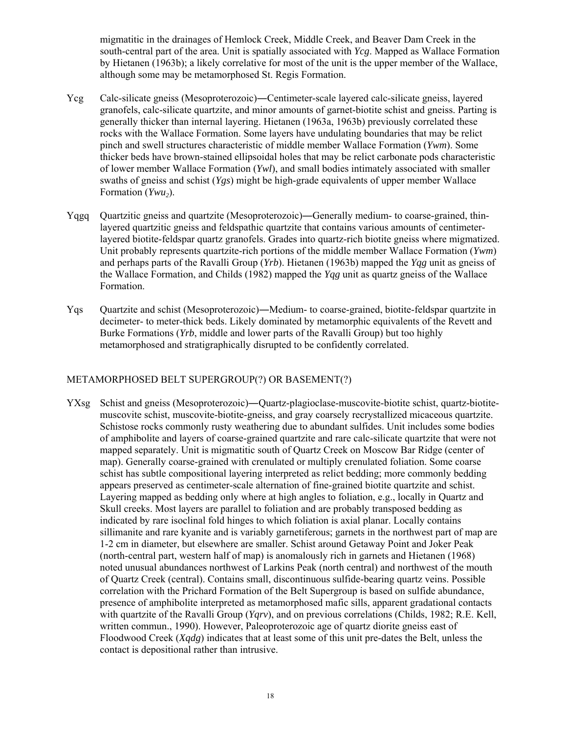migmatitic in the drainages of Hemlock Creek, Middle Creek, and Beaver Dam Creek in the south-central part of the area. Unit is spatially associated with *Ycg*. Mapped as Wallace Formation by Hietanen (1963b); a likely correlative for most of the unit is the upper member of the Wallace, although some may be metamorphosed St. Regis Formation.

Ycg Calc-silicate gneiss (Mesoproterozoic)―Centimeter-scale layered calc-silicate gneiss, layered granofels, calc-silicate quartzite, and minor amounts of garnet-biotite schist and gneiss. Parting is generally thicker than internal layering. Hietanen (1963a, 1963b) previously correlated these rocks with the Wallace Formation. Some layers have undulating boundaries that may be relict pinch and swell structures characteristic of middle member Wallace Formation (*Ywm*). Some thicker beds have brown-stained ellipsoidal holes that may be relict carbonate pods characteristic of lower member Wallace Formation (*Ywl*), and small bodies intimately associated with smaller swaths of gneiss and schist (*Ygs*) might be high-grade equivalents of upper member Wallace Formation (*Ywu₂*).

Yqgq Quartzitic gneiss and quartzite (Mesoproterozoic)―Generally medium- to coarse-grained, thin-layered quartzitic gneiss and feldspathic quartzite that contains various amounts of centimeter-layered biotite-feldspar quartz granofels. Grades into quartz-rich biotite gneiss where migmatized. Unit probably represents quartzite-rich portions of the middle member Wallace Formation (*Ywm*) and perhaps parts of the Ravalli Group (*Yrb*). Hietanen (1963b) mapped the *Yqg* unit as gneiss of the Wallace Formation, and Childs (1982) mapped the *Yqg* unit as quartz gneiss of the Wallace Formation.

Yqs Quartzite and schist (Mesoproterozoic)―Medium- to coarse-grained, biotite-feldspar quartzite in decimeter- to meter-thick beds. Likely dominated by metamorphic equivalents of the Revett and Burke Formations (*Yrb*, middle and lower parts of the Ravalli Group) but too highly metamorphosed and stratigraphically disrupted to be confidently correlated.

## METAMORPHOSED BELT SUPERGROUP(?) OR BASEMENT(?)

YXsg Schist and gneiss (Mesoproterozoic)―Quartz-plagioclase-muscovite-biotite schist, quartz-biotite-muscovite schist, muscovite-biotite-gneiss, and gray coarsely recrystallized micaceous quartzite. Schistose rocks commonly rusty weathering due to abundant sulfides. Unit includes some bodies of amphibolite and layers of coarse-grained quartzite and rare calc-silicate quartzite that were not mapped separately. Unit is migmatitic south of Quartz Creek on Moscow Bar Ridge (center of map). Generally coarse-grained with crenulated or multiply crenulated foliation. Some coarse schist has subtle compositional layering interpreted as relict bedding; more commonly bedding appears preserved as centimeter-scale alternation of fine-grained biotite quartzite and schist. Layering mapped as bedding only where at high angles to foliation, e.g., locally in Quartz and Skull creeks. Most layers are parallel to foliation and are probably transposed bedding as indicated by rare isoclinal fold hinges to which foliation is axial planar. Locally contains sillimanite and rare kyanite and is variably garnetiferous; garnets in the northwest part of map are 1-2 cm in diameter, but elsewhere are smaller. Schist around Getaway Point and Joker Peak (north-central part, western half of map) is anomalously rich in garnets and Hietanen (1968) noted unusual abundances northwest of Larkins Peak (north central) and northwest of the mouth of Quartz Creek (central). Contains small, discontinuous sulfide-bearing quartz veins. Possible correlation with the Prichard Formation of the Belt Supergroup is based on sulfide abundance, presence of amphibolite interpreted as metamorphosed mafic sills, apparent gradational contacts with quartzite of the Ravalli Group (*Yqrv*), and on previous correlations (Childs, 1982; R.E. Kell, written commun., 1990). However, Paleoproterozoic age of quartz diorite gneiss east of Floodwood Creek (*Xqdg*) indicates that at least some of this unit pre-dates the Belt, unless the contact is depositional rather than intrusive.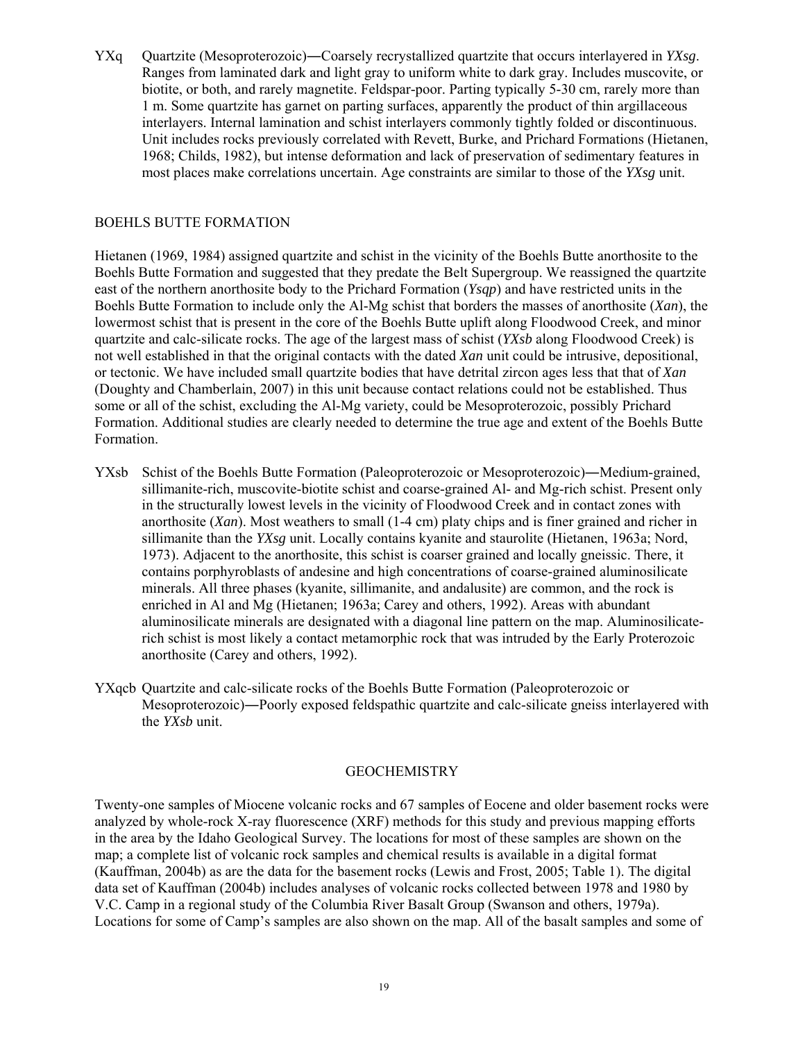YXq Quartzite (Mesoproterozoic)―Coarsely recrystallized quartzite that occurs interlayered in *YXsg*. Ranges from laminated dark and light gray to uniform white to dark gray. Includes muscovite, or biotite, or both, and rarely magnetite. Feldspar-poor. Parting typically 5-30 cm, rarely more than 1 m. Some quartzite has garnet on parting surfaces, apparently the product of thin argillaceous interlayers. Internal lamination and schist interlayers commonly tightly folded or discontinuous. Unit includes rocks previously correlated with Revett, Burke, and Prichard Formations (Hietanen, 1968; Childs, 1982), but intense deformation and lack of preservation of sedimentary features in most places make correlations uncertain. Age constraints are similar to those of the *YXsg* unit.

## BOEHLS BUTTE FORMATION

Hietanen (1969, 1984) assigned quartzite and schist in the vicinity of the Boehls Butte anorthosite to the Boehls Butte Formation and suggested that they predate the Belt Supergroup. We reassigned the quartzite east of the northern anorthosite body to the Prichard Formation (*Ysqp*) and have restricted units in the Boehls Butte Formation to include only the Al-Mg schist that borders the masses of anorthosite (*Xan*), the lowermost schist that is present in the core of the Boehls Butte uplift along Floodwood Creek, and minor quartzite and calc-silicate rocks. The age of the largest mass of schist (*YXsb* along Floodwood Creek) is not well established in that the original contacts with the dated *Xan* unit could be intrusive, depositional, or tectonic. We have included small quartzite bodies that have detrital zircon ages less that that of *Xan* (Doughty and Chamberlain, 2007) in this unit because contact relations could not be established. Thus some or all of the schist, excluding the Al-Mg variety, could be Mesoproterozoic, possibly Prichard Formation. Additional studies are clearly needed to determine the true age and extent of the Boehls Butte Formation.

YXsb Schist of the Boehls Butte Formation (Paleoproterozoic or Mesoproterozoic)―Medium-grained, sillimanite-rich, muscovite-biotite schist and coarse-grained Al- and Mg-rich schist. Present only in the structurally lowest levels in the vicinity of Floodwood Creek and in contact zones with anorthosite (*Xan*). Most weathers to small (1-4 cm) platy chips and is finer grained and richer in sillimanite than the *YXsg* unit. Locally contains kyanite and staurolite (Hietanen, 1963a; Nord, 1973). Adjacent to the anorthosite, this schist is coarser grained and locally gneissic. There, it contains porphyroblasts of andesine and high concentrations of coarse-grained aluminosilicate minerals. All three phases (kyanite, sillimanite, and andalusite) are common, and the rock is enriched in Al and Mg (Hietanen; 1963a; Carey and others, 1992). Areas with abundant aluminosilicate minerals are designated with a diagonal line pattern on the map. Aluminosilicate-rich schist is most likely a contact metamorphic rock that was intruded by the Early Proterozoic anorthosite (Carey and others, 1992).

YXqcb Quartzite and calc-silicate rocks of the Boehls Butte Formation (Paleoproterozoic or Mesoproterozoic)―Poorly exposed feldspathic quartzite and calc-silicate gneiss interlayered with the *YXsb* unit.

## GEOCHEMISTRY

Twenty-one samples of Miocene volcanic rocks and 67 samples of Eocene and older basement rocks were analyzed by whole-rock X-ray fluorescence (XRF) methods for this study and previous mapping efforts in the area by the Idaho Geological Survey. The locations for most of these samples are shown on the map; a complete list of volcanic rock samples and chemical results is available in a digital format (Kauffman, 2004b) as are the data for the basement rocks (Lewis and Frost, 2005; Table 1). The digital data set of Kauffman (2004b) includes analyses of volcanic rocks collected between 1978 and 1980 by V.C. Camp in a regional study of the Columbia River Basalt Group (Swanson and others, 1979a). Locations for some of Camp's samples are also shown on the map. All of the basalt samples and some of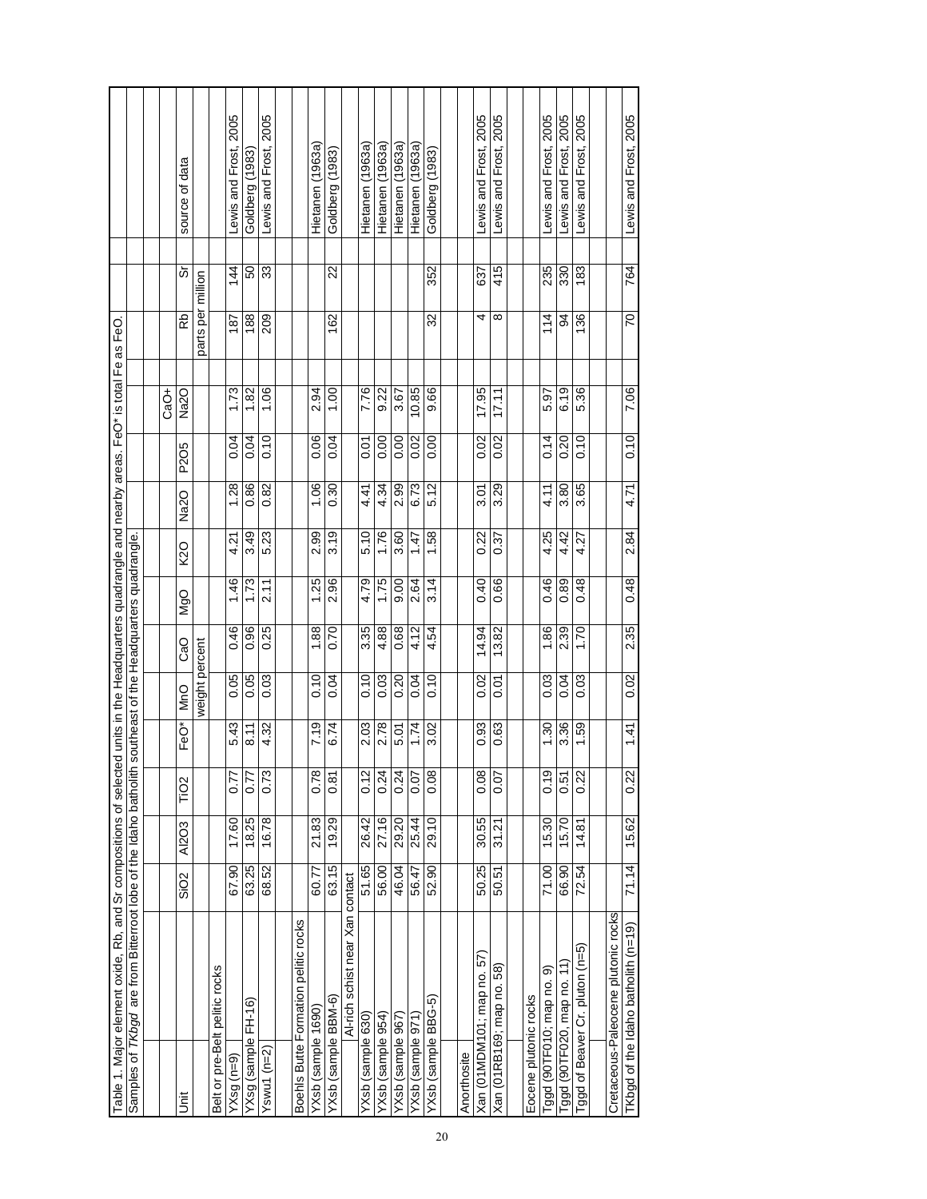Table 1. Major element oxide, Rb, and Sr compositions of selected units in the Headquarters quadrangle and nearby areas. FeO* is total Fe as FeO.

Samples of *TKbgd* are from Bitterroot lobe of the Idaho batholith southeast of the Headquarters quadrangle.

| Unit | $SiO_2$ | $Al_2O_3$ | $TiO_2$ | FeO* | MnO | CaO | MgO | $K_2O$ | $Na_2O$ | $P_2O_5$ | CaO+ $Na_2O$ | Rb | Sr | source of data |
|---|---|---|---|---|---|---|---|---|---|---|---|---|---|---|
| | | | | | weight percent | | | | | | | parts per million | | |
| Belt or pre-Belt pelitic rocks | | | | | | | | | | | | | | |
| YXsg (n=9) | 67.90 | 17.60 | 0.77 | 5.43 | 0.05 | 0.46 | 1.46 | 4.21 | 1.28 | 0.04 | 1.73 | 187 | 144 | Lewis and Frost, 2005 |
| YXsg (sample FH-16) | 63.25 | 18.25 | 0.77 | 8.11 | 0.05 | 0.96 | 1.73 | 3.49 | 0.86 | 0.04 | 1.82 | 188 | 50 | Goldberg (1983) |
| Yswu1 (n=2) | 68.52 | 16.78 | 0.73 | 4.32 | 0.03 | 0.25 | 2.11 | 5.23 | 0.82 | 0.10 | 1.06 | 209 | 33 | Lewis and Frost, 2005 |
| | | | | | | | | | | | | | | |
| Boehls Butte Formation pelitic rocks | | | | | | | | | | | | | | |
| YXsb (sample 1690) | 60.77 | 21.83 | 0.78 | 7.19 | 0.10 | 1.88 | 1.25 | 2.99 | 1.06 | 0.06 | 2.94 | | | Hietanen (1963a) |
| YXsb (sample BBM-6) | 63.15 | 19.29 | 0.81 | 6.74 | 0.04 | 0.70 | 2.96 | 3.19 | 0.30 | 0.04 | 1.00 | 162 | 22 | Goldberg (1983) |
| Al-rich schist near Xan contact | | | | | | | | | | | | | | |
| YXsb (sample 630) | 51.65 | 26.42 | 0.12 | 2.03 | 0.10 | 3.35 | 4.79 | 5.10 | 4.41 | 0.01 | 7.76 | | | Hietanen (1963a) |
| YXsb (sample 954) | 56.00 | 27.16 | 0.24 | 2.78 | 0.03 | 4.88 | 1.75 | 1.76 | 4.34 | 0.00 | 9.22 | | | Hietanen (1963a) |
| YXsb (sample 967) | 46.04 | 29.20 | 0.24 | 5.01 | 0.20 | 0.68 | 9.00 | 3.60 | 2.99 | 0.00 | 3.67 | | | Hietanen (1963a) |
| YXsb (sample 971) | 56.47 | 25.44 | 0.07 | 1.74 | 0.04 | 4.12 | 2.64 | 1.47 | 6.73 | 0.02 | 10.85 | | | Hietanen (1963a) |
| YXsb (sample BBG-5) | 52.90 | 29.10 | 0.08 | 3.02 | 0.10 | 4.54 | 3.14 | 1.58 | 5.12 | 0.00 | 9.66 | 32 | 352 | Goldberg (1983) |
| | | | | | | | | | | | | | | |
| Anorthosite | | | | | | | | | | | | | | |
| Xan (01MDM101; map no. 57) | 50.25 | 30.55 | 0.08 | 0.93 | 0.02 | 14.94 | 0.40 | 0.22 | 3.01 | 0.02 | 17.95 | 4 | 637 | Lewis and Frost, 2005 |
| Xan (01RB169; map no. 58) | 50.51 | 31.21 | 0.07 | 0.63 | 0.01 | 13.82 | 0.66 | 0.37 | 3.29 | 0.02 | 17.11 | 8 | 415 | Lewis and Frost, 2005 |
| | | | | | | | | | | | | | | |
| Eocene plutonic rocks | | | | | | | | | | | | | | |
| Tggd (90TF010; map no. 9) | 71.00 | 15.30 | 0.19 | 1.30 | 0.03 | 1.86 | 0.46 | 4.25 | 4.11 | 0.14 | 5.97 | 114 | 235 | Lewis and Frost, 2005 |
| Tggd (90TF020, map no. 11) | 66.90 | 15.70 | 0.51 | 3.36 | 0.04 | 2.39 | 0.89 | 4.42 | 3.80 | 0.20 | 6.19 | 94 | 330 | Lewis and Frost, 2005 |
| Tggd of Beaver Cr. pluton (n=5) | 72.54 | 14.81 | 0.22 | 1.59 | 0.03 | 1.70 | 0.48 | 4.27 | 3.65 | 0.10 | 5.36 | 136 | 183 | Lewis and Frost, 2005 |
| | | | | | | | | | | | | | | |
| Cretaceous-Paleocene plutonic rocks | | | | | | | | | | | | | | |
| TKbgd of the Idaho batholith (n=19) | 71.14 | 15.62 | 0.22 | 1.41 | 0.02 | 2.35 | 0.48 | 2.84 | 4.71 | 0.10 | 7.06 | 70 | 764 | Lewis and Frost, 2005 |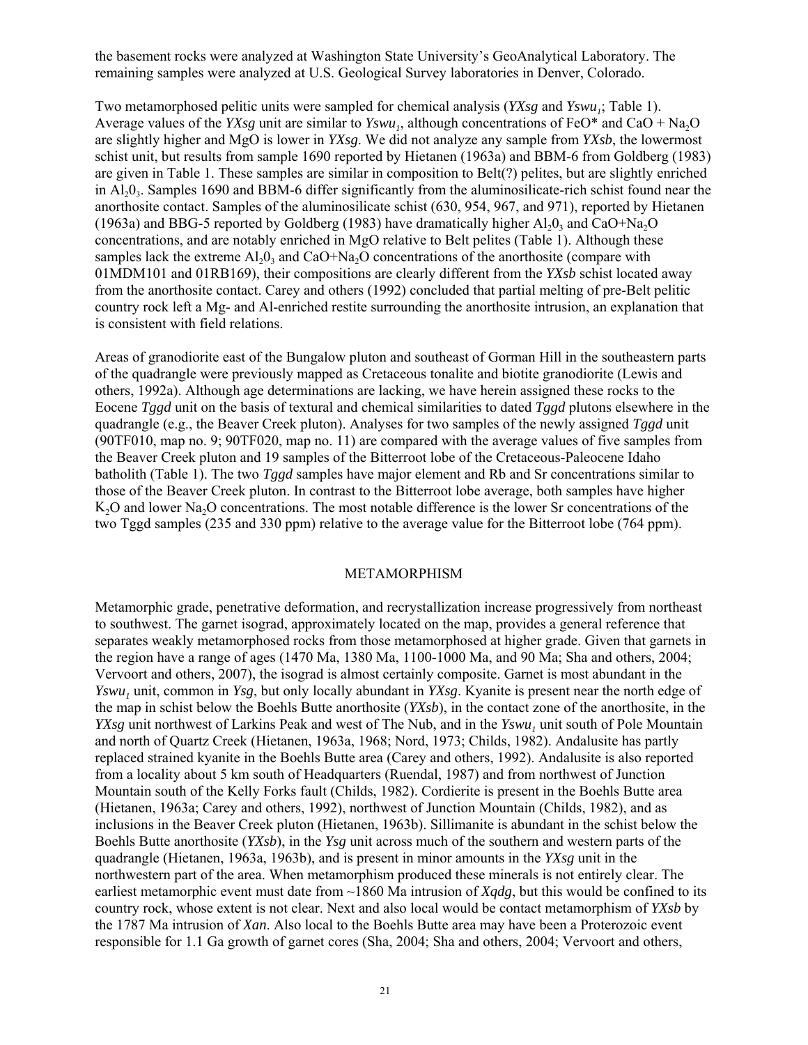the basement rocks were analyzed at Washington State University's GeoAnalytical Laboratory. The remaining samples were analyzed at U.S. Geological Survey laboratories in Denver, Colorado.

Two metamorphosed pelitic units were sampled for chemical analysis (*YXsg* and *Yswu*$_1$; Table 1). Average values of the *YXsg* unit are similar to *Yswu*$_1$, although concentrations of FeO* and CaO + $Na_2O$ are slightly higher and MgO is lower in *YXsg*. We did not analyze any sample from *YXsb*, the lowermost schist unit, but results from sample 1690 reported by Hietanen (1963a) and BBM-6 from Goldberg (1983) are given in Table 1. These samples are similar in composition to Belt(?) pelites, but are slightly enriched in $Al_2O_3$. Samples 1690 and BBM-6 differ significantly from the aluminosilicate-rich schist found near the anorthosite contact. Samples of the aluminosilicate schist (630, 954, 967, and 971), reported by Hietanen (1963a) and BBG-5 reported by Goldberg (1983) have dramatically higher $Al_2O_3$ and CaO+$Na_2O$ concentrations, and are notably enriched in MgO relative to Belt pelites (Table 1). Although these samples lack the extreme $Al_2O_3$ and CaO+$Na_2O$ concentrations of the anorthosite (compare with 01MDM101 and 01RB169), their compositions are clearly different from the *YXsb* schist located away from the anorthosite contact. Carey and others (1992) concluded that partial melting of pre-Belt pelitic country rock left a Mg- and Al-enriched restite surrounding the anorthosite intrusion, an explanation that is consistent with field relations.

Areas of granodiorite east of the Bungalow pluton and southeast of Gorman Hill in the southeastern parts of the quadrangle were previously mapped as Cretaceous tonalite and biotite granodiorite (Lewis and others, 1992a). Although age determinations are lacking, we have herein assigned these rocks to the Eocene *Tggd* unit on the basis of textural and chemical similarities to dated *Tggd* plutons elsewhere in the quadrangle (e.g., the Beaver Creek pluton). Analyses for two samples of the newly assigned *Tggd* unit (90TF010, map no. 9; 90TF020, map no. 11) are compared with the average values of five samples from the Beaver Creek pluton and 19 samples of the Bitterroot lobe of the Cretaceous-Paleocene Idaho batholith (Table 1). The two *Tggd* samples have major element and Rb and Sr concentrations similar to those of the Beaver Creek pluton. In contrast to the Bitterroot lobe average, both samples have higher $K_2O$ and lower $Na_2O$ concentrations. The most notable difference is the lower Sr concentrations of the two Tggd samples (235 and 330 ppm) relative to the average value for the Bitterroot lobe (764 ppm).

## METAMORPHISM

Metamorphic grade, penetrative deformation, and recrystallization increase progressively from northeast to southwest. The garnet isograd, approximately located on the map, provides a general reference that separates weakly metamorphosed rocks from those metamorphosed at higher grade. Given that garnets in the region have a range of ages (1470 Ma, 1380 Ma, 1100-1000 Ma, and 90 Ma; Sha and others, 2004; Vervoort and others, 2007), the isograd is almost certainly composite. Garnet is most abundant in the *Yswu*$_1$ unit, common in *Ysg*, but only locally abundant in *YXsg*. Kyanite is present near the north edge of the map in schist below the Boehls Butte anorthosite (*YXsb*), in the contact zone of the anorthosite, in the *YXsg* unit northwest of Larkins Peak and west of The Nub, and in the *Yswu*$_1$ unit south of Pole Mountain and north of Quartz Creek (Hietanen, 1963a, 1968; Nord, 1973; Childs, 1982). Andalusite has partly replaced strained kyanite in the Boehls Butte area (Carey and others, 1992). Andalusite is also reported from a locality about 5 km south of Headquarters (Ruendal, 1987) and from northwest of Junction Mountain south of the Kelly Forks fault (Childs, 1982). Cordierite is present in the Boehls Butte area (Hietanen, 1963a; Carey and others, 1992), northwest of Junction Mountain (Childs, 1982), and as inclusions in the Beaver Creek pluton (Hietanen, 1963b). Sillimanite is abundant in the schist below the Boehls Butte anorthosite (*YXsb*), in the *Ysg* unit across much of the southern and western parts of the quadrangle (Hietanen, 1963a, 1963b), and is present in minor amounts in the *YXsg* unit in the northwestern part of the area. When metamorphism produced these minerals is not entirely clear. The earliest metamorphic event must date from ~1860 Ma intrusion of *Xqdg*, but this would be confined to its country rock, whose extent is not clear. Next and also local would be contact metamorphism of *YXsb* by the 1787 Ma intrusion of *Xan*. Also local to the Boehls Butte area may have been a Proterozoic event responsible for 1.1 Ga growth of garnet cores (Sha, 2004; Sha and others, 2004; Vervoort and others,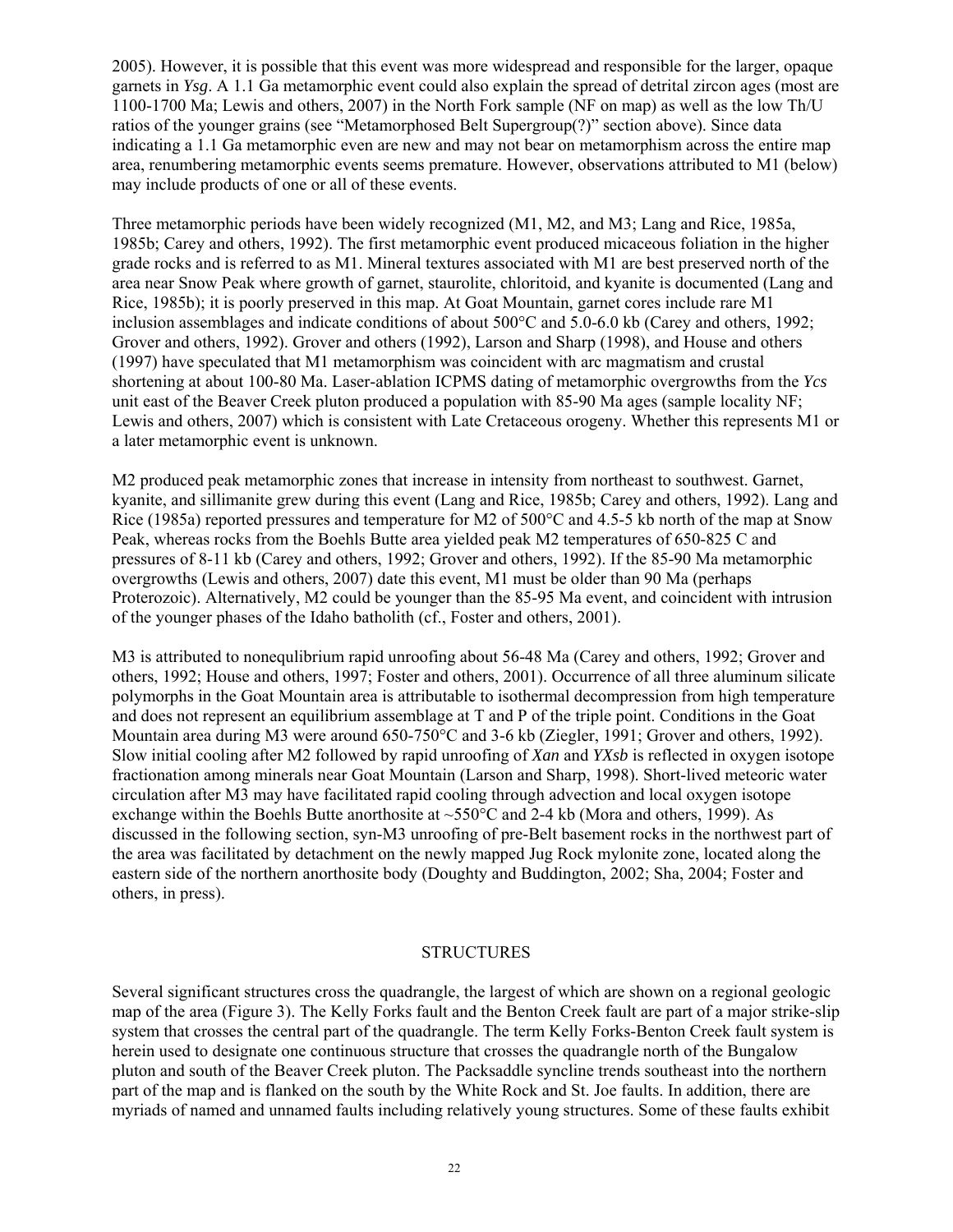2005). However, it is possible that this event was more widespread and responsible for the larger, opaque garnets in *Ysg*. A 1.1 Ga metamorphic event could also explain the spread of detrital zircon ages (most are 1100-1700 Ma; Lewis and others, 2007) in the North Fork sample (NF on map) as well as the low Th/U ratios of the younger grains (see "Metamorphosed Belt Supergroup(?)" section above). Since data indicating a 1.1 Ga metamorphic even are new and may not bear on metamorphism across the entire map area, renumbering metamorphic events seems premature. However, observations attributed to M1 (below) may include products of one or all of these events.

Three metamorphic periods have been widely recognized (M1, M2, and M3; Lang and Rice, 1985a, 1985b; Carey and others, 1992). The first metamorphic event produced micaceous foliation in the higher grade rocks and is referred to as M1. Mineral textures associated with M1 are best preserved north of the area near Snow Peak where growth of garnet, staurolite, chloritoid, and kyanite is documented (Lang and Rice, 1985b); it is poorly preserved in this map. At Goat Mountain, garnet cores include rare M1 inclusion assemblages and indicate conditions of about 500°C and 5.0-6.0 kb (Carey and others, 1992; Grover and others, 1992). Grover and others (1992), Larson and Sharp (1998), and House and others (1997) have speculated that M1 metamorphism was coincident with arc magmatism and crustal shortening at about 100-80 Ma. Laser-ablation ICPMS dating of metamorphic overgrowths from the *Ycs* unit east of the Beaver Creek pluton produced a population with 85-90 Ma ages (sample locality NF; Lewis and others, 2007) which is consistent with Late Cretaceous orogeny. Whether this represents M1 or a later metamorphic event is unknown.

M2 produced peak metamorphic zones that increase in intensity from northeast to southwest. Garnet, kyanite, and sillimanite grew during this event (Lang and Rice, 1985b; Carey and others, 1992). Lang and Rice (1985a) reported pressures and temperature for M2 of 500°C and 4.5-5 kb north of the map at Snow Peak, whereas rocks from the Boehls Butte area yielded peak M2 temperatures of 650-825 C and pressures of 8-11 kb (Carey and others, 1992; Grover and others, 1992). If the 85-90 Ma metamorphic overgrowths (Lewis and others, 2007) date this event, M1 must be older than 90 Ma (perhaps Proterozoic). Alternatively, M2 could be younger than the 85-95 Ma event, and coincident with intrusion of the younger phases of the Idaho batholith (cf., Foster and others, 2001).

M3 is attributed to nonequlibrium rapid unroofing about 56-48 Ma (Carey and others, 1992; Grover and others, 1992; House and others, 1997; Foster and others, 2001). Occurrence of all three aluminum silicate polymorphs in the Goat Mountain area is attributable to isothermal decompression from high temperature and does not represent an equilibrium assemblage at T and P of the triple point. Conditions in the Goat Mountain area during M3 were around 650-750°C and 3-6 kb (Ziegler, 1991; Grover and others, 1992). Slow initial cooling after M2 followed by rapid unroofing of *Xan* and *YXsb* is reflected in oxygen isotope fractionation among minerals near Goat Mountain (Larson and Sharp, 1998). Short-lived meteoric water circulation after M3 may have facilitated rapid cooling through advection and local oxygen isotope exchange within the Boehls Butte anorthosite at ~550°C and 2-4 kb (Mora and others, 1999). As discussed in the following section, syn-M3 unroofing of pre-Belt basement rocks in the northwest part of the area was facilitated by detachment on the newly mapped Jug Rock mylonite zone, located along the eastern side of the northern anorthosite body (Doughty and Buddington, 2002; Sha, 2004; Foster and others, in press).

## STRUCTURES

Several significant structures cross the quadrangle, the largest of which are shown on a regional geologic map of the area (Figure 3). The Kelly Forks fault and the Benton Creek fault are part of a major strike-slip system that crosses the central part of the quadrangle. The term Kelly Forks-Benton Creek fault system is herein used to designate one continuous structure that crosses the quadrangle north of the Bungalow pluton and south of the Beaver Creek pluton. The Packsaddle syncline trends southeast into the northern part of the map and is flanked on the south by the White Rock and St. Joe faults. In addition, there are myriads of named and unnamed faults including relatively young structures. Some of these faults exhibit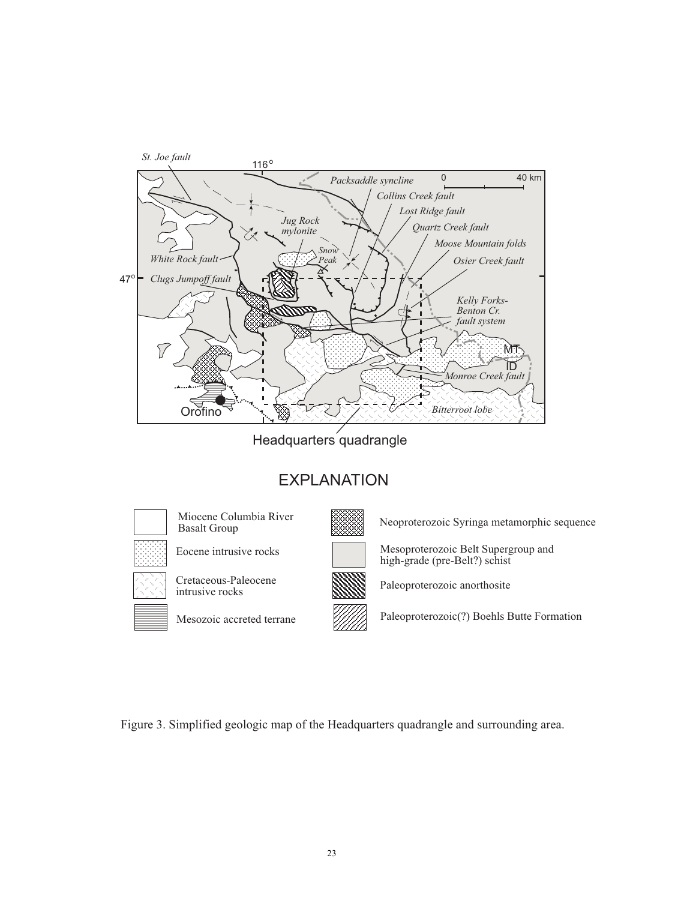Figure 3. Simplified geologic map of the Headquarters quadrangle and surrounding area.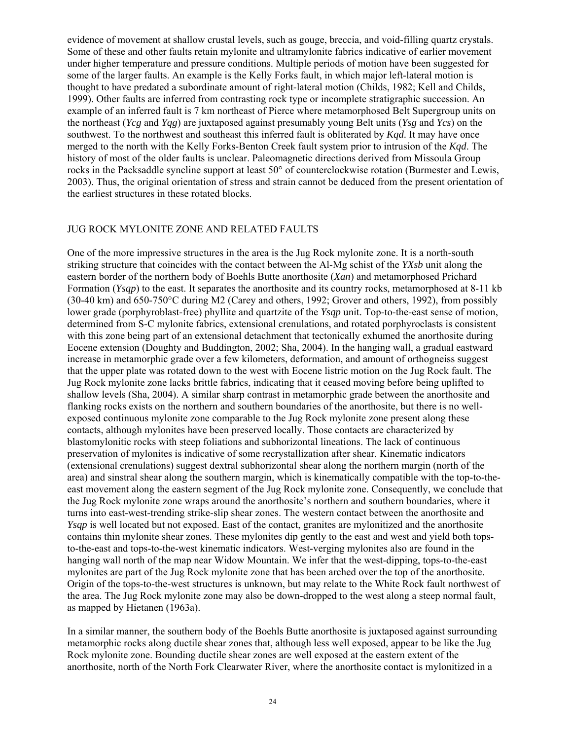evidence of movement at shallow crustal levels, such as gouge, breccia, and void-filling quartz crystals. Some of these and other faults retain mylonite and ultramylonite fabrics indicative of earlier movement under higher temperature and pressure conditions. Multiple periods of motion have been suggested for some of the larger faults. An example is the Kelly Forks fault, in which major left-lateral motion is thought to have predated a subordinate amount of right-lateral motion (Childs, 1982; Kell and Childs, 1999). Other faults are inferred from contrasting rock type or incomplete stratigraphic succession. An example of an inferred fault is 7 km northeast of Pierce where metamorphosed Belt Supergroup units on the northeast (*Ycg* and *Yqg*) are juxtaposed against presumably young Belt units (*Ysg* and *Ycs*) on the southwest. To the northwest and southeast this inferred fault is obliterated by *Kqd*. It may have once merged to the north with the Kelly Forks-Benton Creek fault system prior to intrusion of the *Kqd*. The history of most of the older faults is unclear. Paleomagnetic directions derived from Missoula Group rocks in the Packsaddle syncline support at least 50° of counterclockwise rotation (Burmester and Lewis, 2003). Thus, the original orientation of stress and strain cannot be deduced from the present orientation of the earliest structures in these rotated blocks.

## JUG ROCK MYLONITE ZONE AND RELATED FAULTS

One of the more impressive structures in the area is the Jug Rock mylonite zone. It is a north-south striking structure that coincides with the contact between the Al-Mg schist of the *YXsb* unit along the eastern border of the northern body of Boehls Butte anorthosite (*Xan*) and metamorphosed Prichard Formation (*Ysqp*) to the east. It separates the anorthosite and its country rocks, metamorphosed at 8-11 kb (30-40 km) and 650-750°C during M2 (Carey and others, 1992; Grover and others, 1992), from possibly lower grade (porphyroblast-free) phyllite and quartzite of the *Ysqp* unit. Top-to-the-east sense of motion, determined from S-C mylonite fabrics, extensional crenulations, and rotated porphyroclasts is consistent with this zone being part of an extensional detachment that tectonically exhumed the anorthosite during Eocene extension (Doughty and Buddington, 2002; Sha, 2004). In the hanging wall, a gradual eastward increase in metamorphic grade over a few kilometers, deformation, and amount of orthogneiss suggest that the upper plate was rotated down to the west with Eocene listric motion on the Jug Rock fault. The Jug Rock mylonite zone lacks brittle fabrics, indicating that it ceased moving before being uplifted to shallow levels (Sha, 2004). A similar sharp contrast in metamorphic grade between the anorthosite and flanking rocks exists on the northern and southern boundaries of the anorthosite, but there is no well-exposed continuous mylonite zone comparable to the Jug Rock mylonite zone present along these contacts, although mylonites have been preserved locally. Those contacts are characterized by blastomylonitic rocks with steep foliations and subhorizontal lineations. The lack of continuous preservation of mylonites is indicative of some recrystallization after shear. Kinematic indicators (extensional crenulations) suggest dextral subhorizontal shear along the northern margin (north of the area) and sinstral shear along the southern margin, which is kinematically compatible with the top-to-the-east movement along the eastern segment of the Jug Rock mylonite zone. Consequently, we conclude that the Jug Rock mylonite zone wraps around the anorthosite's northern and southern boundaries, where it turns into east-west-trending strike-slip shear zones. The western contact between the anorthosite and *Ysqp* is well located but not exposed. East of the contact, granites are mylonitized and the anorthosite contains thin mylonite shear zones. These mylonites dip gently to the east and west and yield both tops-to-the-east and tops-to-the-west kinematic indicators. West-verging mylonites also are found in the hanging wall north of the map near Widow Mountain. We infer that the west-dipping, tops-to-the-east mylonites are part of the Jug Rock mylonite zone that has been arched over the top of the anorthosite. Origin of the tops-to-the-west structures is unknown, but may relate to the White Rock fault northwest of the area. The Jug Rock mylonite zone may also be down-dropped to the west along a steep normal fault, as mapped by Hietanen (1963a).

In a similar manner, the southern body of the Boehls Butte anorthosite is juxtaposed against surrounding metamorphic rocks along ductile shear zones that, although less well exposed, appear to be like the Jug Rock mylonite zone. Bounding ductile shear zones are well exposed at the eastern extent of the anorthosite, north of the North Fork Clearwater River, where the anorthosite contact is mylonitized in a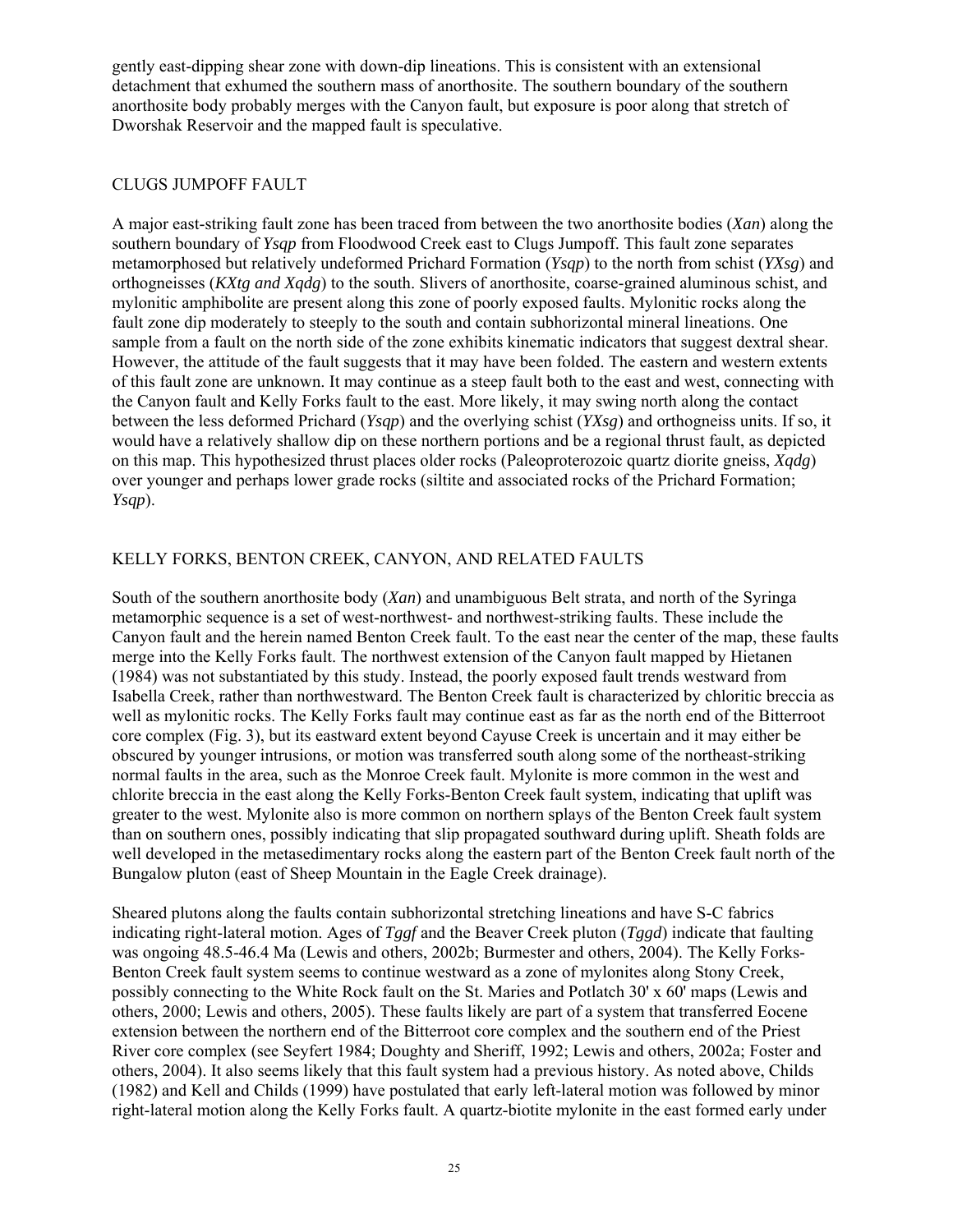gently east-dipping shear zone with down-dip lineations. This is consistent with an extensional detachment that exhumed the southern mass of anorthosite. The southern boundary of the southern anorthosite body probably merges with the Canyon fault, but exposure is poor along that stretch of Dworshak Reservoir and the mapped fault is speculative.

## CLUGS JUMPOFF FAULT

A major east-striking fault zone has been traced from between the two anorthosite bodies (*Xan*) along the southern boundary of *Ysqp* from Floodwood Creek east to Clugs Jumpoff. This fault zone separates metamorphosed but relatively undeformed Prichard Formation (*Ysqp*) to the north from schist (*YXsg*) and orthogneisses (*KXtg and Xqdg*) to the south. Slivers of anorthosite, coarse-grained aluminous schist, and mylonitic amphibolite are present along this zone of poorly exposed faults. Mylonitic rocks along the fault zone dip moderately to steeply to the south and contain subhorizontal mineral lineations. One sample from a fault on the north side of the zone exhibits kinematic indicators that suggest dextral shear. However, the attitude of the fault suggests that it may have been folded. The eastern and western extents of this fault zone are unknown. It may continue as a steep fault both to the east and west, connecting with the Canyon fault and Kelly Forks fault to the east. More likely, it may swing north along the contact between the less deformed Prichard (*Ysqp*) and the overlying schist (*YXsg*) and orthogneiss units. If so, it would have a relatively shallow dip on these northern portions and be a regional thrust fault, as depicted on this map. This hypothesized thrust places older rocks (Paleoproterozoic quartz diorite gneiss, *Xqdg*) over younger and perhaps lower grade rocks (siltite and associated rocks of the Prichard Formation; *Ysqp*).

## KELLY FORKS, BENTON CREEK, CANYON, AND RELATED FAULTS

South of the southern anorthosite body (*Xan*) and unambiguous Belt strata, and north of the Syringa metamorphic sequence is a set of west-northwest- and northwest-striking faults. These include the Canyon fault and the herein named Benton Creek fault. To the east near the center of the map, these faults merge into the Kelly Forks fault. The northwest extension of the Canyon fault mapped by Hietanen (1984) was not substantiated by this study. Instead, the poorly exposed fault trends westward from Isabella Creek, rather than northwestward. The Benton Creek fault is characterized by chloritic breccia as well as mylonitic rocks. The Kelly Forks fault may continue east as far as the north end of the Bitterroot core complex (Fig. 3), but its eastward extent beyond Cayuse Creek is uncertain and it may either be obscured by younger intrusions, or motion was transferred south along some of the northeast-striking normal faults in the area, such as the Monroe Creek fault. Mylonite is more common in the west and chlorite breccia in the east along the Kelly Forks-Benton Creek fault system, indicating that uplift was greater to the west. Mylonite also is more common on northern splays of the Benton Creek fault system than on southern ones, possibly indicating that slip propagated southward during uplift. Sheath folds are well developed in the metasedimentary rocks along the eastern part of the Benton Creek fault north of the Bungalow pluton (east of Sheep Mountain in the Eagle Creek drainage).

Sheared plutons along the faults contain subhorizontal stretching lineations and have S-C fabrics indicating right-lateral motion. Ages of *Tggf* and the Beaver Creek pluton (*Tggd*) indicate that faulting was ongoing 48.5-46.4 Ma (Lewis and others, 2002b; Burmester and others, 2004). The Kelly Forks-Benton Creek fault system seems to continue westward as a zone of mylonites along Stony Creek, possibly connecting to the White Rock fault on the St. Maries and Potlatch 30' x 60' maps (Lewis and others, 2000; Lewis and others, 2005). These faults likely are part of a system that transferred Eocene extension between the northern end of the Bitterroot core complex and the southern end of the Priest River core complex (see Seyfert 1984; Doughty and Sheriff, 1992; Lewis and others, 2002a; Foster and others, 2004). It also seems likely that this fault system had a previous history. As noted above, Childs (1982) and Kell and Childs (1999) have postulated that early left-lateral motion was followed by minor right-lateral motion along the Kelly Forks fault. A quartz-biotite mylonite in the east formed early under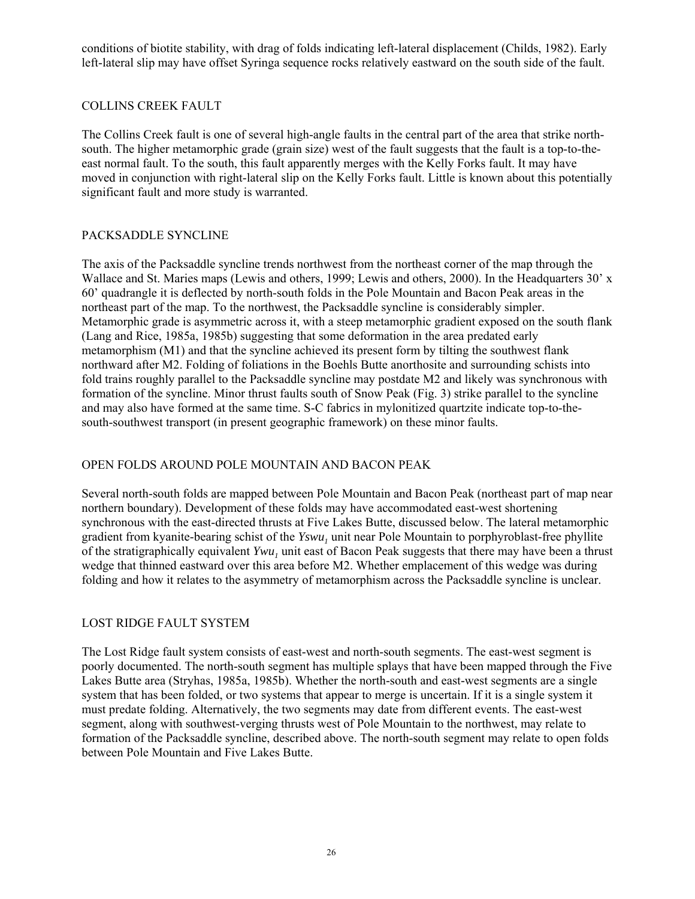conditions of biotite stability, with drag of folds indicating left-lateral displacement (Childs, 1982). Early left-lateral slip may have offset Syringa sequence rocks relatively eastward on the south side of the fault.

## COLLINS CREEK FAULT

The Collins Creek fault is one of several high-angle faults in the central part of the area that strike north-south. The higher metamorphic grade (grain size) west of the fault suggests that the fault is a top-to-the-east normal fault. To the south, this fault apparently merges with the Kelly Forks fault. It may have moved in conjunction with right-lateral slip on the Kelly Forks fault. Little is known about this potentially significant fault and more study is warranted.

## PACKSADDLE SYNCLINE

The axis of the Packsaddle syncline trends northwest from the northeast corner of the map through the Wallace and St. Maries maps (Lewis and others, 1999; Lewis and others, 2000). In the Headquarters 30' x 60' quadrangle it is deflected by north-south folds in the Pole Mountain and Bacon Peak areas in the northeast part of the map. To the northwest, the Packsaddle syncline is considerably simpler. Metamorphic grade is asymmetric across it, with a steep metamorphic gradient exposed on the south flank (Lang and Rice, 1985a, 1985b) suggesting that some deformation in the area predated early metamorphism (M1) and that the syncline achieved its present form by tilting the southwest flank northward after M2. Folding of foliations in the Boehls Butte anorthosite and surrounding schists into fold trains roughly parallel to the Packsaddle syncline may postdate M2 and likely was synchronous with formation of the syncline. Minor thrust faults south of Snow Peak (Fig. 3) strike parallel to the syncline and may also have formed at the same time. S-C fabrics in mylonitized quartzite indicate top-to-the-south-southwest transport (in present geographic framework) on these minor faults.

## OPEN FOLDS AROUND POLE MOUNTAIN AND BACON PEAK

Several north-south folds are mapped between Pole Mountain and Bacon Peak (northeast part of map near northern boundary). Development of these folds may have accommodated east-west shortening synchronous with the east-directed thrusts at Five Lakes Butte, discussed below. The lateral metamorphic gradient from kyanite-bearing schist of the *Yswu$_1$* unit near Pole Mountain to porphyroblast-free phyllite of the stratigraphically equivalent *Ywu$_1$* unit east of Bacon Peak suggests that there may have been a thrust wedge that thinned eastward over this area before M2. Whether emplacement of this wedge was during folding and how it relates to the asymmetry of metamorphism across the Packsaddle syncline is unclear.

## LOST RIDGE FAULT SYSTEM

The Lost Ridge fault system consists of east-west and north-south segments. The east-west segment is poorly documented. The north-south segment has multiple splays that have been mapped through the Five Lakes Butte area (Stryhas, 1985a, 1985b). Whether the north-south and east-west segments are a single system that has been folded, or two systems that appear to merge is uncertain. If it is a single system it must predate folding. Alternatively, the two segments may date from different events. The east-west segment, along with southwest-verging thrusts west of Pole Mountain to the northwest, may relate to formation of the Packsaddle syncline, described above. The north-south segment may relate to open folds between Pole Mountain and Five Lakes Butte.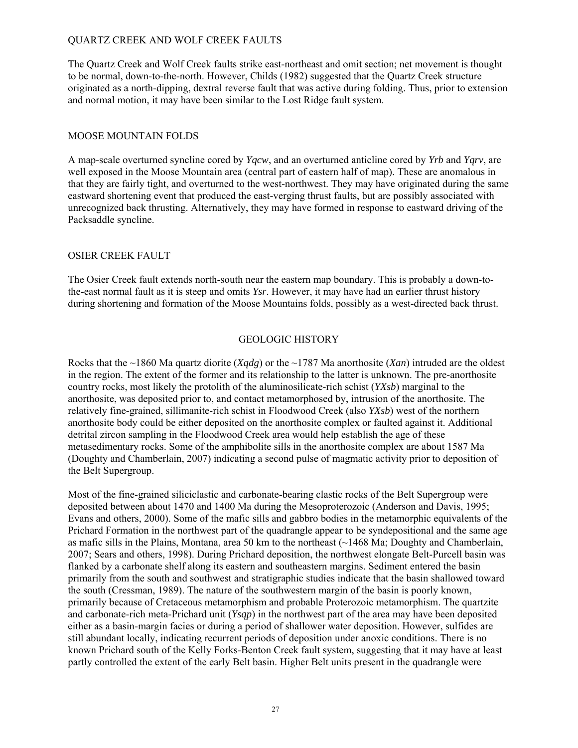## QUARTZ CREEK AND WOLF CREEK FAULTS

The Quartz Creek and Wolf Creek faults strike east-northeast and omit section; net movement is thought to be normal, down-to-the-north. However, Childs (1982) suggested that the Quartz Creek structure originated as a north-dipping, dextral reverse fault that was active during folding. Thus, prior to extension and normal motion, it may have been similar to the Lost Ridge fault system.

## MOOSE MOUNTAIN FOLDS

A map-scale overturned syncline cored by *Yqcw*, and an overturned anticline cored by *Yrb* and *Yqrv*, are well exposed in the Moose Mountain area (central part of eastern half of map). These are anomalous in that they are fairly tight, and overturned to the west-northwest. They may have originated during the same eastward shortening event that produced the east-verging thrust faults, but are possibly associated with unrecognized back thrusting. Alternatively, they may have formed in response to eastward driving of the Packsaddle syncline.

## OSIER CREEK FAULT

The Osier Creek fault extends north-south near the eastern map boundary. This is probably a down-to-the-east normal fault as it is steep and omits *Ysr*. However, it may have had an earlier thrust history during shortening and formation of the Moose Mountains folds, possibly as a west-directed back thrust.

# GEOLOGIC HISTORY

Rocks that the ~1860 Ma quartz diorite (*Xqdg*) or the ~1787 Ma anorthosite (*Xan*) intruded are the oldest in the region. The extent of the former and its relationship to the latter is unknown. The pre-anorthosite country rocks, most likely the protolith of the aluminosilicate-rich schist (*YXsb*) marginal to the anorthosite, was deposited prior to, and contact metamorphosed by, intrusion of the anorthosite. The relatively fine-grained, sillimanite-rich schist in Floodwood Creek (also *YXsb*) west of the northern anorthosite body could be either deposited on the anorthosite complex or faulted against it. Additional detrital zircon sampling in the Floodwood Creek area would help establish the age of these metasedimentary rocks. Some of the amphibolite sills in the anorthosite complex are about 1587 Ma (Doughty and Chamberlain, 2007) indicating a second pulse of magmatic activity prior to deposition of the Belt Supergroup.

Most of the fine-grained siliciclastic and carbonate-bearing clastic rocks of the Belt Supergroup were deposited between about 1470 and 1400 Ma during the Mesoproterozoic (Anderson and Davis, 1995; Evans and others, 2000). Some of the mafic sills and gabbro bodies in the metamorphic equivalents of the Prichard Formation in the northwest part of the quadrangle appear to be syndepositional and the same age as mafic sills in the Plains, Montana, area 50 km to the northeast (~1468 Ma; Doughty and Chamberlain, 2007; Sears and others, 1998). During Prichard deposition, the northwest elongate Belt-Purcell basin was flanked by a carbonate shelf along its eastern and southeastern margins. Sediment entered the basin primarily from the south and southwest and stratigraphic studies indicate that the basin shallowed toward the south (Cressman, 1989). The nature of the southwestern margin of the basin is poorly known, primarily because of Cretaceous metamorphism and probable Proterozoic metamorphism. The quartzite and carbonate-rich meta-Prichard unit (*Ysqp*) in the northwest part of the area may have been deposited either as a basin-margin facies or during a period of shallower water deposition. However, sulfides are still abundant locally, indicating recurrent periods of deposition under anoxic conditions. There is no known Prichard south of the Kelly Forks-Benton Creek fault system, suggesting that it may have at least partly controlled the extent of the early Belt basin. Higher Belt units present in the quadrangle were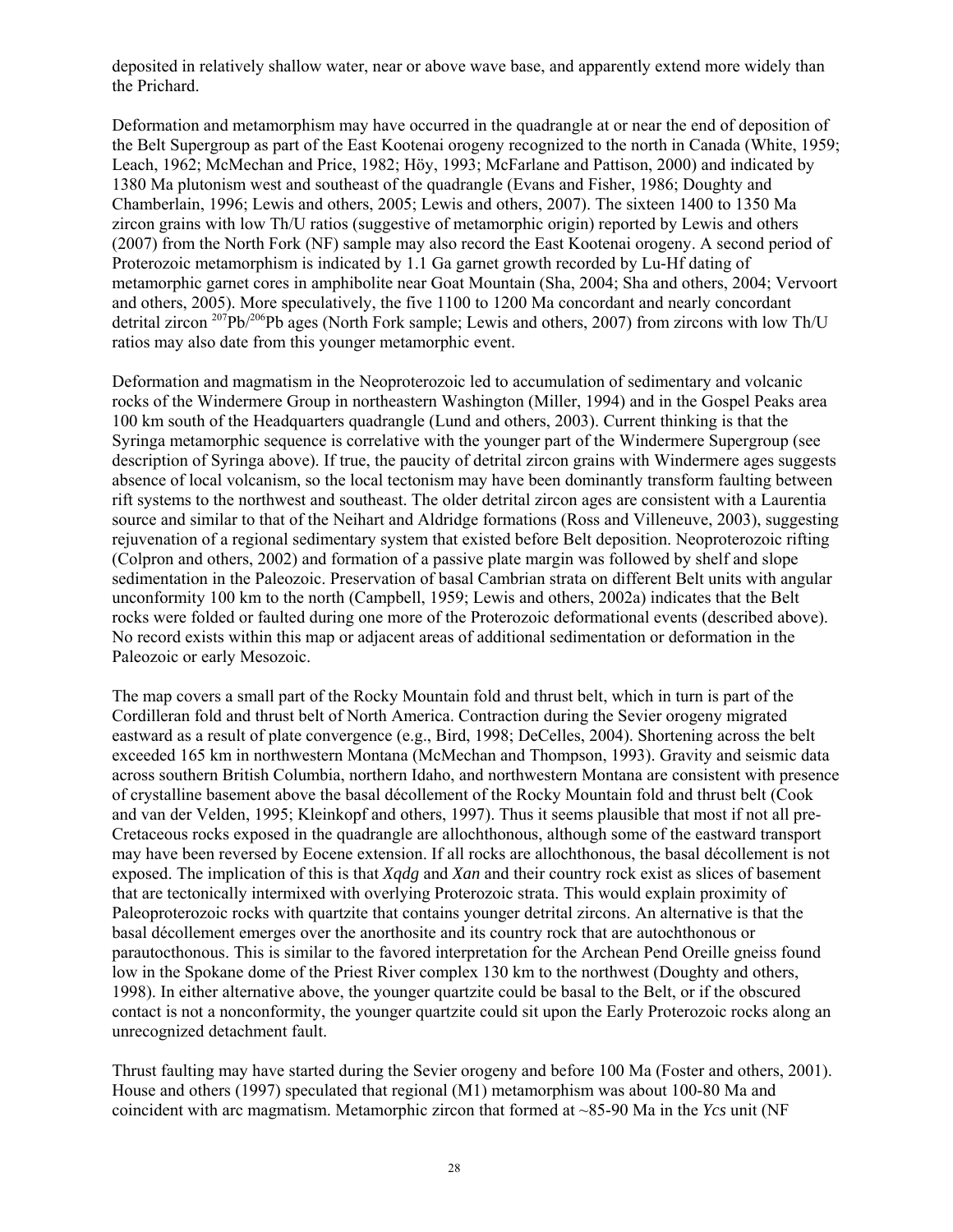deposited in relatively shallow water, near or above wave base, and apparently extend more widely than the Prichard.

Deformation and metamorphism may have occurred in the quadrangle at or near the end of deposition of the Belt Supergroup as part of the East Kootenai orogeny recognized to the north in Canada (White, 1959; Leach, 1962; McMechan and Price, 1982; Höy, 1993; McFarlane and Pattison, 2000) and indicated by 1380 Ma plutonism west and southeast of the quadrangle (Evans and Fisher, 1986; Doughty and Chamberlain, 1996; Lewis and others, 2005; Lewis and others, 2007). The sixteen 1400 to 1350 Ma zircon grains with low Th/U ratios (suggestive of metamorphic origin) reported by Lewis and others (2007) from the North Fork (NF) sample may also record the East Kootenai orogeny. A second period of Proterozoic metamorphism is indicated by 1.1 Ga garnet growth recorded by Lu-Hf dating of metamorphic garnet cores in amphibolite near Goat Mountain (Sha, 2004; Sha and others, 2004; Vervoort and others, 2005). More speculatively, the five 1100 to 1200 Ma concordant and nearly concordant detrital zircon $^{207}Pb/^{206}Pb$ ages (North Fork sample; Lewis and others, 2007) from zircons with low Th/U ratios may also date from this younger metamorphic event.

Deformation and magmatism in the Neoproterozoic led to accumulation of sedimentary and volcanic rocks of the Windermere Group in northeastern Washington (Miller, 1994) and in the Gospel Peaks area 100 km south of the Headquarters quadrangle (Lund and others, 2003). Current thinking is that the Syringa metamorphic sequence is correlative with the younger part of the Windermere Supergroup (see description of Syringa above). If true, the paucity of detrital zircon grains with Windermere ages suggests absence of local volcanism, so the local tectonism may have been dominantly transform faulting between rift systems to the northwest and southeast. The older detrital zircon ages are consistent with a Laurentia source and similar to that of the Neihart and Aldridge formations (Ross and Villeneuve, 2003), suggesting rejuvenation of a regional sedimentary system that existed before Belt deposition. Neoproterozoic rifting (Colpron and others, 2002) and formation of a passive plate margin was followed by shelf and slope sedimentation in the Paleozoic. Preservation of basal Cambrian strata on different Belt units with angular unconformity 100 km to the north (Campbell, 1959; Lewis and others, 2002a) indicates that the Belt rocks were folded or faulted during one more of the Proterozoic deformational events (described above). No record exists within this map or adjacent areas of additional sedimentation or deformation in the Paleozoic or early Mesozoic.

The map covers a small part of the Rocky Mountain fold and thrust belt, which in turn is part of the Cordilleran fold and thrust belt of North America. Contraction during the Sevier orogeny migrated eastward as a result of plate convergence (e.g., Bird, 1998; DeCelles, 2004). Shortening across the belt exceeded 165 km in northwestern Montana (McMechan and Thompson, 1993). Gravity and seismic data across southern British Columbia, northern Idaho, and northwestern Montana are consistent with presence of crystalline basement above the basal décollement of the Rocky Mountain fold and thrust belt (Cook and van der Velden, 1995; Kleinkopf and others, 1997). Thus it seems plausible that most if not all pre-Cretaceous rocks exposed in the quadrangle are allochthonous, although some of the eastward transport may have been reversed by Eocene extension. If all rocks are allochthonous, the basal décollement is not exposed. The implication of this is that *Xqdg* and *Xan* and their country rock exist as slices of basement that are tectonically intermixed with overlying Proterozoic strata. This would explain proximity of Paleoproterozoic rocks with quartzite that contains younger detrital zircons. An alternative is that the basal décollement emerges over the anorthosite and its country rock that are autochthonous or parautocthonous. This is similar to the favored interpretation for the Archean Pend Oreille gneiss found low in the Spokane dome of the Priest River complex 130 km to the northwest (Doughty and others, 1998). In either alternative above, the younger quartzite could be basal to the Belt, or if the obscured contact is not a nonconformity, the younger quartzite could sit upon the Early Proterozoic rocks along an unrecognized detachment fault.

Thrust faulting may have started during the Sevier orogeny and before 100 Ma (Foster and others, 2001). House and others (1997) speculated that regional (M1) metamorphism was about 100-80 Ma and coincident with arc magmatism. Metamorphic zircon that formed at ~85-90 Ma in the *Ycs* unit (NF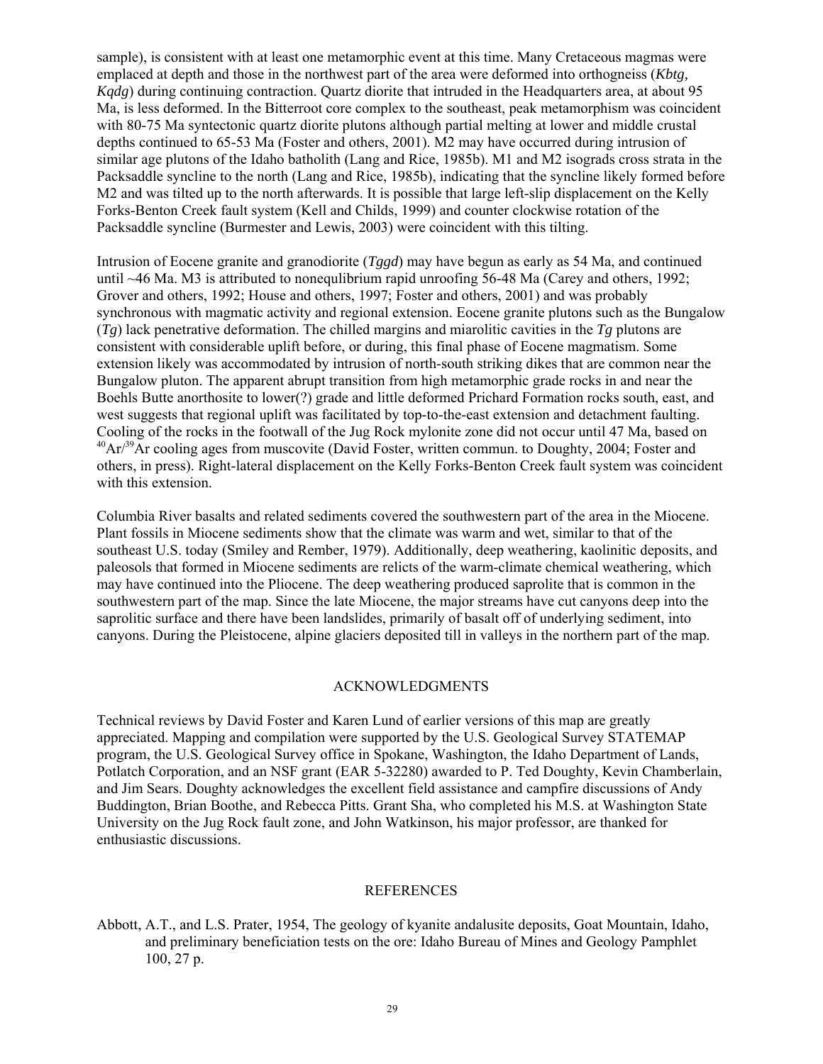sample), is consistent with at least one metamorphic event at this time. Many Cretaceous magmas were emplaced at depth and those in the northwest part of the area were deformed into orthogneiss (*Kbtg, Kqdg*) during continuing contraction. Quartz diorite that intruded in the Headquarters area, at about 95 Ma, is less deformed. In the Bitterroot core complex to the southeast, peak metamorphism was coincident with 80-75 Ma syntectonic quartz diorite plutons although partial melting at lower and middle crustal depths continued to 65-53 Ma (Foster and others, 2001). M2 may have occurred during intrusion of similar age plutons of the Idaho batholith (Lang and Rice, 1985b). M1 and M2 isograds cross strata in the Packsaddle syncline to the north (Lang and Rice, 1985b), indicating that the syncline likely formed before M2 and was tilted up to the north afterwards. It is possible that large left-slip displacement on the Kelly Forks-Benton Creek fault system (Kell and Childs, 1999) and counter clockwise rotation of the Packsaddle syncline (Burmester and Lewis, 2003) were coincident with this tilting.

Intrusion of Eocene granite and granodiorite (*Tggd*) may have begun as early as 54 Ma, and continued until ~46 Ma. M3 is attributed to nonequlibrium rapid unroofing 56-48 Ma (Carey and others, 1992; Grover and others, 1992; House and others, 1997; Foster and others, 2001) and was probably synchronous with magmatic activity and regional extension. Eocene granite plutons such as the Bungalow (*Tg*) lack penetrative deformation. The chilled margins and miarolitic cavities in the *Tg* plutons are consistent with considerable uplift before, or during, this final phase of Eocene magmatism. Some extension likely was accommodated by intrusion of north-south striking dikes that are common near the Bungalow pluton. The apparent abrupt transition from high metamorphic grade rocks in and near the Boehls Butte anorthosite to lower(?) grade and little deformed Prichard Formation rocks south, east, and west suggests that regional uplift was facilitated by top-to-the-east extension and detachment faulting. Cooling of the rocks in the footwall of the Jug Rock mylonite zone did not occur until 47 Ma, based on $^{40}Ar/^{39}Ar$ cooling ages from muscovite (David Foster, written commun. to Doughty, 2004; Foster and others, in press). Right-lateral displacement on the Kelly Forks-Benton Creek fault system was coincident with this extension.

Columbia River basalts and related sediments covered the southwestern part of the area in the Miocene. Plant fossils in Miocene sediments show that the climate was warm and wet, similar to that of the southeast U.S. today (Smiley and Rember, 1979). Additionally, deep weathering, kaolinitic deposits, and paleosols that formed in Miocene sediments are relicts of the warm-climate chemical weathering, which may have continued into the Pliocene. The deep weathering produced saprolite that is common in the southwestern part of the map. Since the late Miocene, the major streams have cut canyons deep into the saprolitic surface and there have been landslides, primarily of basalt off of underlying sediment, into canyons. During the Pleistocene, alpine glaciers deposited till in valleys in the northern part of the map.

## ACKNOWLEDGMENTS

Technical reviews by David Foster and Karen Lund of earlier versions of this map are greatly appreciated. Mapping and compilation were supported by the U.S. Geological Survey STATEMAP program, the U.S. Geological Survey office in Spokane, Washington, the Idaho Department of Lands, Potlatch Corporation, and an NSF grant (EAR 5-32280) awarded to P. Ted Doughty, Kevin Chamberlain, and Jim Sears. Doughty acknowledges the excellent field assistance and campfire discussions of Andy Buddington, Brian Boothe, and Rebecca Pitts. Grant Sha, who completed his M.S. at Washington State University on the Jug Rock fault zone, and John Watkinson, his major professor, are thanked for enthusiastic discussions.

## REFERENCES

Abbott, A.T., and L.S. Prater, 1954, The geology of kyanite andalusite deposits, Goat Mountain, Idaho, and preliminary beneficiation tests on the ore: Idaho Bureau of Mines and Geology Pamphlet 100, 27 p.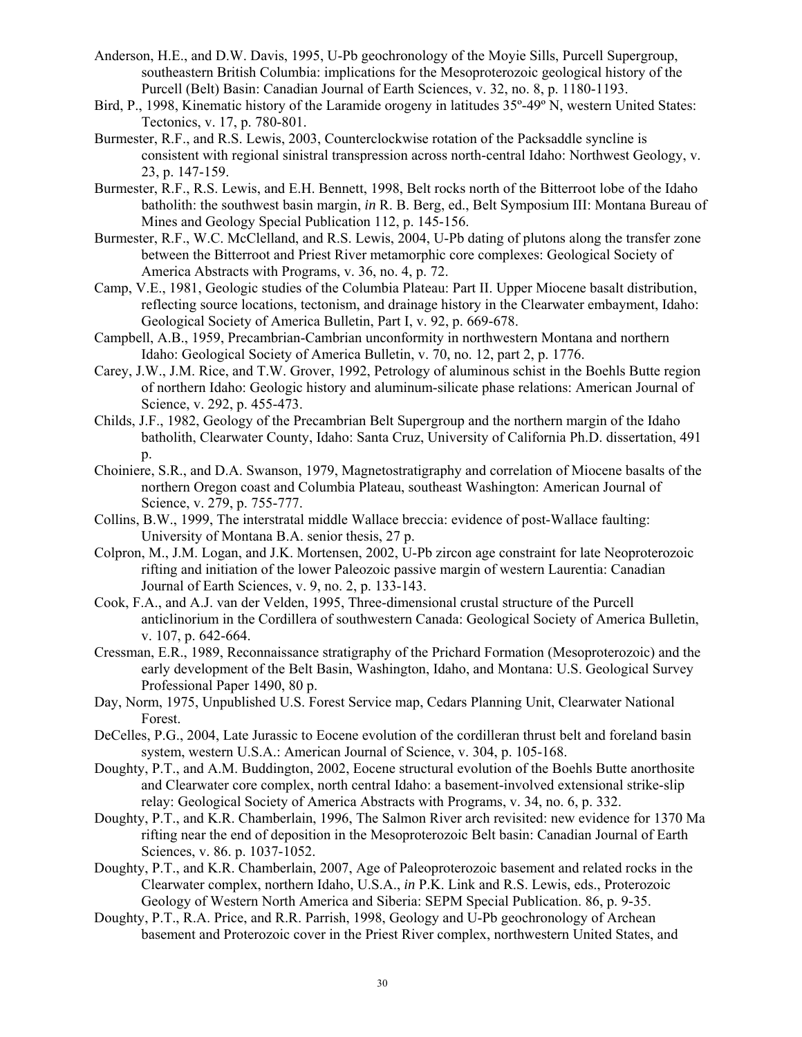Anderson, H.E., and D.W. Davis, 1995, U-Pb geochronology of the Moyie Sills, Purcell Supergroup, southeastern British Columbia: implications for the Mesoproterozoic geological history of the Purcell (Belt) Basin: Canadian Journal of Earth Sciences, v. 32, no. 8, p. 1180-1193.

Bird, P., 1998, Kinematic history of the Laramide orogeny in latitudes 35º-49º N, western United States: Tectonics, v. 17, p. 780-801.

Burmester, R.F., and R.S. Lewis, 2003, Counterclockwise rotation of the Packsaddle syncline is consistent with regional sinistral transpression across north-central Idaho: Northwest Geology, v. 23, p. 147-159.

Burmester, R.F., R.S. Lewis, and E.H. Bennett, 1998, Belt rocks north of the Bitterroot lobe of the Idaho batholith: the southwest basin margin, *in* R. B. Berg, ed., Belt Symposium III: Montana Bureau of Mines and Geology Special Publication 112, p. 145-156.

Burmester, R.F., W.C. McClelland, and R.S. Lewis, 2004, U-Pb dating of plutons along the transfer zone between the Bitterroot and Priest River metamorphic core complexes: Geological Society of America Abstracts with Programs, v. 36, no. 4, p. 72.

Camp, V.E., 1981, Geologic studies of the Columbia Plateau: Part II. Upper Miocene basalt distribution, reflecting source locations, tectonism, and drainage history in the Clearwater embayment, Idaho: Geological Society of America Bulletin, Part I, v. 92, p. 669-678.

Campbell, A.B., 1959, Precambrian-Cambrian unconformity in northwestern Montana and northern Idaho: Geological Society of America Bulletin, v. 70, no. 12, part 2, p. 1776.

Carey, J.W., J.M. Rice, and T.W. Grover, 1992, Petrology of aluminous schist in the Boehls Butte region of northern Idaho: Geologic history and aluminum-silicate phase relations: American Journal of Science, v. 292, p. 455-473.

Childs, J.F., 1982, Geology of the Precambrian Belt Supergroup and the northern margin of the Idaho batholith, Clearwater County, Idaho: Santa Cruz, University of California Ph.D. dissertation, 491 p.

Choiniere, S.R., and D.A. Swanson, 1979, Magnetostratigraphy and correlation of Miocene basalts of the northern Oregon coast and Columbia Plateau, southeast Washington: American Journal of Science, v. 279, p. 755-777.

Collins, B.W., 1999, The interstratal middle Wallace breccia: evidence of post-Wallace faulting: University of Montana B.A. senior thesis, 27 p.

Colpron, M., J.M. Logan, and J.K. Mortensen, 2002, U-Pb zircon age constraint for late Neoproterozoic rifting and initiation of the lower Paleozoic passive margin of western Laurentia: Canadian Journal of Earth Sciences, v. 9, no. 2, p. 133-143.

Cook, F.A., and A.J. van der Velden, 1995, Three-dimensional crustal structure of the Purcell anticlinorium in the Cordillera of southwestern Canada: Geological Society of America Bulletin, v. 107, p. 642-664.

Cressman, E.R., 1989, Reconnaissance stratigraphy of the Prichard Formation (Mesoproterozoic) and the early development of the Belt Basin, Washington, Idaho, and Montana: U.S. Geological Survey Professional Paper 1490, 80 p.

Day, Norm, 1975, Unpublished U.S. Forest Service map, Cedars Planning Unit, Clearwater National Forest.

DeCelles, P.G., 2004, Late Jurassic to Eocene evolution of the cordilleran thrust belt and foreland basin system, western U.S.A.: American Journal of Science, v. 304, p. 105-168.

Doughty, P.T., and A.M. Buddington, 2002, Eocene structural evolution of the Boehls Butte anorthosite and Clearwater core complex, north central Idaho: a basement-involved extensional strike-slip relay: Geological Society of America Abstracts with Programs, v. 34, no. 6, p. 332.

Doughty, P.T., and K.R. Chamberlain, 1996, The Salmon River arch revisited: new evidence for 1370 Ma rifting near the end of deposition in the Mesoproterozoic Belt basin: Canadian Journal of Earth Sciences, v. 86. p. 1037-1052.

Doughty, P.T., and K.R. Chamberlain, 2007, Age of Paleoproterozoic basement and related rocks in the Clearwater complex, northern Idaho, U.S.A., *in* P.K. Link and R.S. Lewis, eds., Proterozoic Geology of Western North America and Siberia: SEPM Special Publication. 86, p. 9-35.

Doughty, P.T., R.A. Price, and R.R. Parrish, 1998, Geology and U-Pb geochronology of Archean basement and Proterozoic cover in the Priest River complex, northwestern United States, and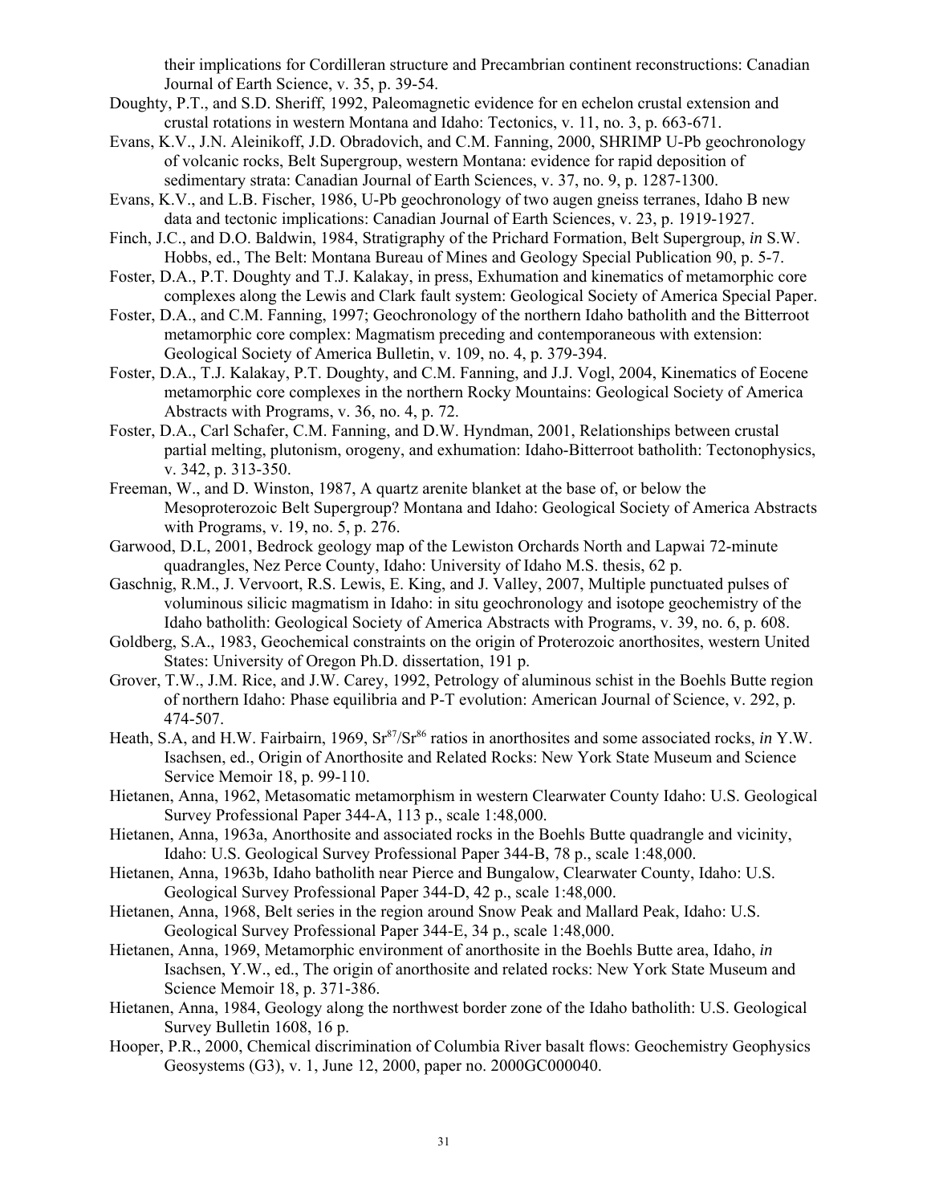their implications for Cordilleran structure and Precambrian continent reconstructions: Canadian Journal of Earth Science, v. 35, p. 39-54.

Doughty, P.T., and S.D. Sheriff, 1992, Paleomagnetic evidence for en echelon crustal extension and crustal rotations in western Montana and Idaho: Tectonics, v. 11, no. 3, p. 663-671.

Evans, K.V., J.N. Aleinikoff, J.D. Obradovich, and C.M. Fanning, 2000, SHRIMP U-Pb geochronology of volcanic rocks, Belt Supergroup, western Montana: evidence for rapid deposition of sedimentary strata: Canadian Journal of Earth Sciences, v. 37, no. 9, p. 1287-1300.

Evans, K.V., and L.B. Fischer, 1986, U-Pb geochronology of two augen gneiss terranes, Idaho B new data and tectonic implications: Canadian Journal of Earth Sciences, v. 23, p. 1919-1927.

Finch, J.C., and D.O. Baldwin, 1984, Stratigraphy of the Prichard Formation, Belt Supergroup, *in* S.W. Hobbs, ed., The Belt: Montana Bureau of Mines and Geology Special Publication 90, p. 5-7.

Foster, D.A., P.T. Doughty and T.J. Kalakay, in press, Exhumation and kinematics of metamorphic core complexes along the Lewis and Clark fault system: Geological Society of America Special Paper.

Foster, D.A., and C.M. Fanning, 1997; Geochronology of the northern Idaho batholith and the Bitterroot metamorphic core complex: Magmatism preceding and contemporaneous with extension: Geological Society of America Bulletin, v. 109, no. 4, p. 379-394.

Foster, D.A., T.J. Kalakay, P.T. Doughty, and C.M. Fanning, and J.J. Vogl, 2004, Kinematics of Eocene metamorphic core complexes in the northern Rocky Mountains: Geological Society of America Abstracts with Programs, v. 36, no. 4, p. 72.

Foster, D.A., Carl Schafer, C.M. Fanning, and D.W. Hyndman, 2001, Relationships between crustal partial melting, plutonism, orogeny, and exhumation: Idaho-Bitterroot batholith: Tectonophysics, v. 342, p. 313-350.

Freeman, W., and D. Winston, 1987, A quartz arenite blanket at the base of, or below the Mesoproterozoic Belt Supergroup? Montana and Idaho: Geological Society of America Abstracts with Programs, v. 19, no. 5, p. 276.

Garwood, D.L, 2001, Bedrock geology map of the Lewiston Orchards North and Lapwai 72-minute quadrangles, Nez Perce County, Idaho: University of Idaho M.S. thesis, 62 p.

Gaschnig, R.M., J. Vervoort, R.S. Lewis, E. King, and J. Valley, 2007, Multiple punctuated pulses of voluminous silicic magmatism in Idaho: in situ geochronology and isotope geochemistry of the Idaho batholith: Geological Society of America Abstracts with Programs, v. 39, no. 6, p. 608.

Goldberg, S.A., 1983, Geochemical constraints on the origin of Proterozoic anorthosites, western United States: University of Oregon Ph.D. dissertation, 191 p.

Grover, T.W., J.M. Rice, and J.W. Carey, 1992, Petrology of aluminous schist in the Boehls Butte region of northern Idaho: Phase equilibria and P-T evolution: American Journal of Science, v. 292, p. 474-507.

Heath, S.A, and H.W. Fairbairn, 1969, $Sr^{87}/Sr^{86}$ ratios in anorthosites and some associated rocks, *in* Y.W. Isachsen, ed., Origin of Anorthosite and Related Rocks: New York State Museum and Science Service Memoir 18, p. 99-110.

Hietanen, Anna, 1962, Metasomatic metamorphism in western Clearwater County Idaho: U.S. Geological Survey Professional Paper 344-A, 113 p., scale 1:48,000.

Hietanen, Anna, 1963a, Anorthosite and associated rocks in the Boehls Butte quadrangle and vicinity, Idaho: U.S. Geological Survey Professional Paper 344-B, 78 p., scale 1:48,000.

Hietanen, Anna, 1963b, Idaho batholith near Pierce and Bungalow, Clearwater County, Idaho: U.S. Geological Survey Professional Paper 344-D, 42 p., scale 1:48,000.

Hietanen, Anna, 1968, Belt series in the region around Snow Peak and Mallard Peak, Idaho: U.S. Geological Survey Professional Paper 344-E, 34 p., scale 1:48,000.

Hietanen, Anna, 1969, Metamorphic environment of anorthosite in the Boehls Butte area, Idaho, *in* Isachsen, Y.W., ed., The origin of anorthosite and related rocks: New York State Museum and Science Memoir 18, p. 371-386.

Hietanen, Anna, 1984, Geology along the northwest border zone of the Idaho batholith: U.S. Geological Survey Bulletin 1608, 16 p.

Hooper, P.R., 2000, Chemical discrimination of Columbia River basalt flows: Geochemistry Geophysics Geosystems (G3), v. 1, June 12, 2000, paper no. 2000GC000040.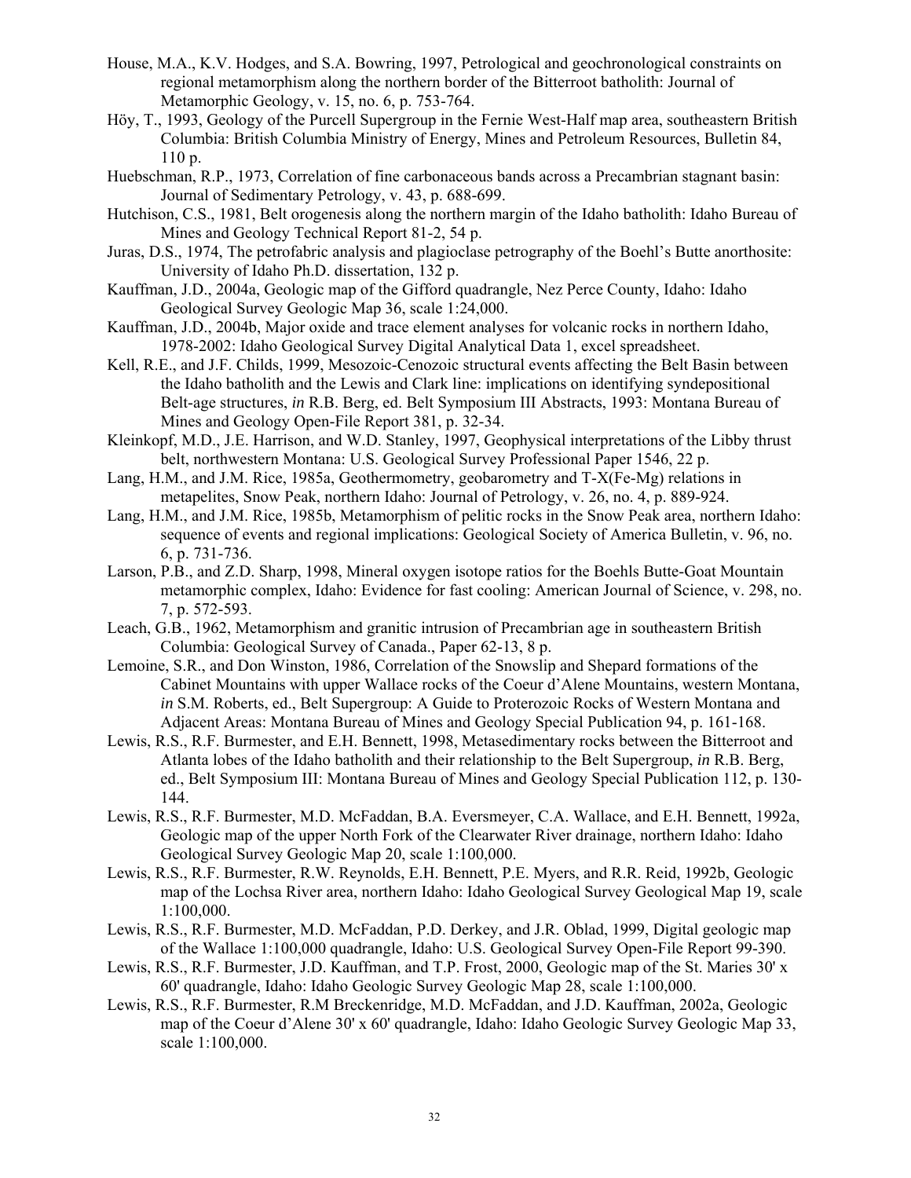House, M.A., K.V. Hodges, and S.A. Bowring, 1997, Petrological and geochronological constraints on regional metamorphism along the northern border of the Bitterroot batholith: Journal of Metamorphic Geology, v. 15, no. 6, p. 753-764.

Höy, T., 1993, Geology of the Purcell Supergroup in the Fernie West-Half map area, southeastern British Columbia: British Columbia Ministry of Energy, Mines and Petroleum Resources, Bulletin 84, 110 p.

Huebschman, R.P., 1973, Correlation of fine carbonaceous bands across a Precambrian stagnant basin: Journal of Sedimentary Petrology, v. 43, p. 688-699.

Hutchison, C.S., 1981, Belt orogenesis along the northern margin of the Idaho batholith: Idaho Bureau of Mines and Geology Technical Report 81-2, 54 p.

Juras, D.S., 1974, The petrofabric analysis and plagioclase petrography of the Boehl's Butte anorthosite: University of Idaho Ph.D. dissertation, 132 p.

Kauffman, J.D., 2004a, Geologic map of the Gifford quadrangle, Nez Perce County, Idaho: Idaho Geological Survey Geologic Map 36, scale 1:24,000.

Kauffman, J.D., 2004b, Major oxide and trace element analyses for volcanic rocks in northern Idaho, 1978-2002: Idaho Geological Survey Digital Analytical Data 1, excel spreadsheet.

Kell, R.E., and J.F. Childs, 1999, Mesozoic-Cenozoic structural events affecting the Belt Basin between the Idaho batholith and the Lewis and Clark line: implications on identifying syndepositional Belt-age structures, *in* R.B. Berg, ed. Belt Symposium III Abstracts, 1993: Montana Bureau of Mines and Geology Open-File Report 381, p. 32-34.

Kleinkopf, M.D., J.E. Harrison, and W.D. Stanley, 1997, Geophysical interpretations of the Libby thrust belt, northwestern Montana: U.S. Geological Survey Professional Paper 1546, 22 p.

Lang, H.M., and J.M. Rice, 1985a, Geothermometry, geobarometry and T-X(Fe-Mg) relations in metapelites, Snow Peak, northern Idaho: Journal of Petrology, v. 26, no. 4, p. 889-924.

Lang, H.M., and J.M. Rice, 1985b, Metamorphism of pelitic rocks in the Snow Peak area, northern Idaho: sequence of events and regional implications: Geological Society of America Bulletin, v. 96, no. 6, p. 731-736.

Larson, P.B., and Z.D. Sharp, 1998, Mineral oxygen isotope ratios for the Boehls Butte-Goat Mountain metamorphic complex, Idaho: Evidence for fast cooling: American Journal of Science, v. 298, no. 7, p. 572-593.

Leach, G.B., 1962, Metamorphism and granitic intrusion of Precambrian age in southeastern British Columbia: Geological Survey of Canada., Paper 62-13, 8 p.

Lemoine, S.R., and Don Winston, 1986, Correlation of the Snowslip and Shepard formations of the Cabinet Mountains with upper Wallace rocks of the Coeur d'Alene Mountains, western Montana, *in* S.M. Roberts, ed., Belt Supergroup: A Guide to Proterozoic Rocks of Western Montana and Adjacent Areas: Montana Bureau of Mines and Geology Special Publication 94, p. 161-168.

Lewis, R.S., R.F. Burmester, and E.H. Bennett, 1998, Metasedimentary rocks between the Bitterroot and Atlanta lobes of the Idaho batholith and their relationship to the Belt Supergroup, *in* R.B. Berg, ed., Belt Symposium III: Montana Bureau of Mines and Geology Special Publication 112, p. 130-144.

Lewis, R.S., R.F. Burmester, M.D. McFaddan, B.A. Eversmeyer, C.A. Wallace, and E.H. Bennett, 1992a, Geologic map of the upper North Fork of the Clearwater River drainage, northern Idaho: Idaho Geological Survey Geologic Map 20, scale 1:100,000.

Lewis, R.S., R.F. Burmester, R.W. Reynolds, E.H. Bennett, P.E. Myers, and R.R. Reid, 1992b, Geologic map of the Lochsa River area, northern Idaho: Idaho Geological Survey Geological Map 19, scale 1:100,000.

Lewis, R.S., R.F. Burmester, M.D. McFaddan, P.D. Derkey, and J.R. Oblad, 1999, Digital geologic map of the Wallace 1:100,000 quadrangle, Idaho: U.S. Geological Survey Open-File Report 99-390.

Lewis, R.S., R.F. Burmester, J.D. Kauffman, and T.P. Frost, 2000, Geologic map of the St. Maries 30' x 60' quadrangle, Idaho: Idaho Geologic Survey Geologic Map 28, scale 1:100,000.

Lewis, R.S., R.F. Burmester, R.M Breckenridge, M.D. McFaddan, and J.D. Kauffman, 2002a, Geologic map of the Coeur d'Alene 30' x 60' quadrangle, Idaho: Idaho Geologic Survey Geologic Map 33, scale 1:100,000.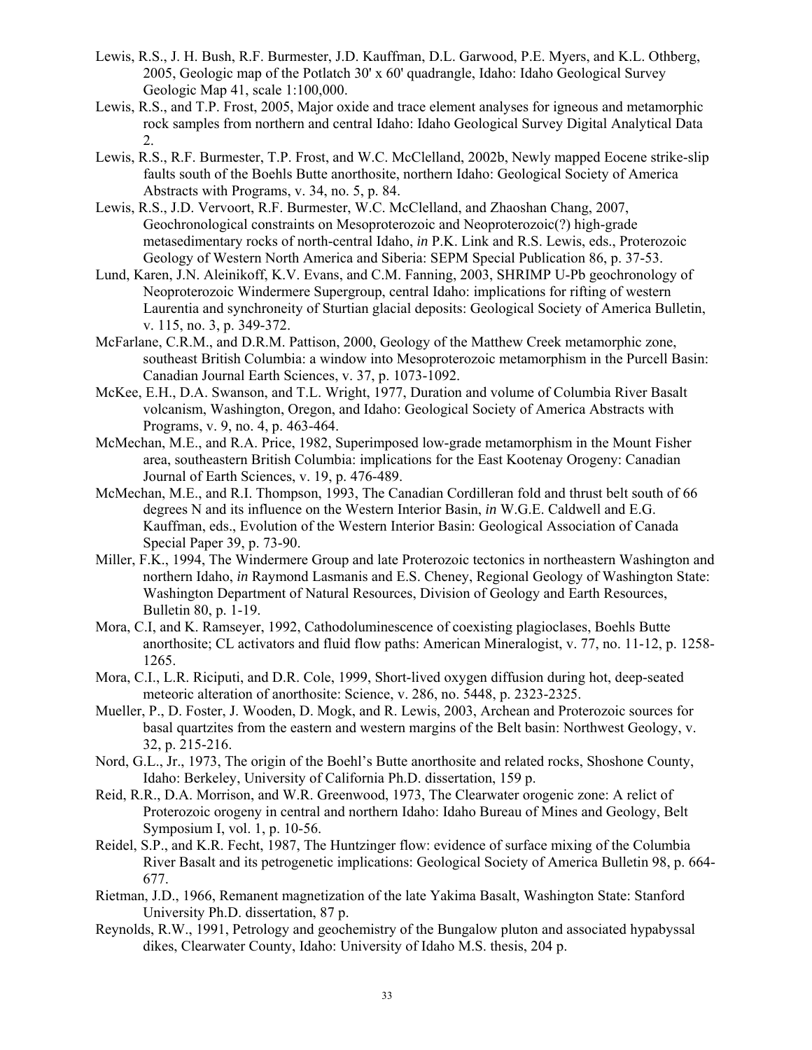Lewis, R.S., J. H. Bush, R.F. Burmester, J.D. Kauffman, D.L. Garwood, P.E. Myers, and K.L. Othberg, 2005, Geologic map of the Potlatch 30' x 60' quadrangle, Idaho: Idaho Geological Survey Geologic Map 41, scale 1:100,000.

Lewis, R.S., and T.P. Frost, 2005, Major oxide and trace element analyses for igneous and metamorphic rock samples from northern and central Idaho: Idaho Geological Survey Digital Analytical Data 2.

Lewis, R.S., R.F. Burmester, T.P. Frost, and W.C. McClelland, 2002b, Newly mapped Eocene strike-slip faults south of the Boehls Butte anorthosite, northern Idaho: Geological Society of America Abstracts with Programs, v. 34, no. 5, p. 84.

Lewis, R.S., J.D. Vervoort, R.F. Burmester, W.C. McClelland, and Zhaoshan Chang, 2007, Geochronological constraints on Mesoproterozoic and Neoproterozoic(?) high-grade metasedimentary rocks of north-central Idaho, *in* P.K. Link and R.S. Lewis, eds., Proterozoic Geology of Western North America and Siberia: SEPM Special Publication 86, p. 37-53.

Lund, Karen, J.N. Aleinikoff, K.V. Evans, and C.M. Fanning, 2003, SHRIMP U-Pb geochronology of Neoproterozoic Windermere Supergroup, central Idaho: implications for rifting of western Laurentia and synchroneity of Sturtian glacial deposits: Geological Society of America Bulletin, v. 115, no. 3, p. 349-372.

McFarlane, C.R.M., and D.R.M. Pattison, 2000, Geology of the Matthew Creek metamorphic zone, southeast British Columbia: a window into Mesoproterozoic metamorphism in the Purcell Basin: Canadian Journal Earth Sciences, v. 37, p. 1073-1092.

McKee, E.H., D.A. Swanson, and T.L. Wright, 1977, Duration and volume of Columbia River Basalt volcanism, Washington, Oregon, and Idaho: Geological Society of America Abstracts with Programs, v. 9, no. 4, p. 463-464.

McMechan, M.E., and R.A. Price, 1982, Superimposed low-grade metamorphism in the Mount Fisher area, southeastern British Columbia: implications for the East Kootenay Orogeny: Canadian Journal of Earth Sciences, v. 19, p. 476-489.

McMechan, M.E., and R.I. Thompson, 1993, The Canadian Cordilleran fold and thrust belt south of 66 degrees N and its influence on the Western Interior Basin, *in* W.G.E. Caldwell and E.G. Kauffman, eds., Evolution of the Western Interior Basin: Geological Association of Canada Special Paper 39, p. 73-90.

Miller, F.K., 1994, The Windermere Group and late Proterozoic tectonics in northeastern Washington and northern Idaho, *in* Raymond Lasmanis and E.S. Cheney, Regional Geology of Washington State: Washington Department of Natural Resources, Division of Geology and Earth Resources, Bulletin 80, p. 1-19.

Mora, C.I, and K. Ramseyer, 1992, Cathodoluminescence of coexisting plagioclases, Boehls Butte anorthosite; CL activators and fluid flow paths: American Mineralogist, v. 77, no. 11-12, p. 1258-1265.

Mora, C.I., L.R. Riciputi, and D.R. Cole, 1999, Short-lived oxygen diffusion during hot, deep-seated meteoric alteration of anorthosite: Science, v. 286, no. 5448, p. 2323-2325.

Mueller, P., D. Foster, J. Wooden, D. Mogk, and R. Lewis, 2003, Archean and Proterozoic sources for basal quartzites from the eastern and western margins of the Belt basin: Northwest Geology, v. 32, p. 215-216.

Nord, G.L., Jr., 1973, The origin of the Boehl's Butte anorthosite and related rocks, Shoshone County, Idaho: Berkeley, University of California Ph.D. dissertation, 159 p.

Reid, R.R., D.A. Morrison, and W.R. Greenwood, 1973, The Clearwater orogenic zone: A relict of Proterozoic orogeny in central and northern Idaho: Idaho Bureau of Mines and Geology, Belt Symposium I, vol. 1, p. 10-56.

Reidel, S.P., and K.R. Fecht, 1987, The Huntzinger flow: evidence of surface mixing of the Columbia River Basalt and its petrogenetic implications: Geological Society of America Bulletin 98, p. 664-677.

Rietman, J.D., 1966, Remanent magnetization of the late Yakima Basalt, Washington State: Stanford University Ph.D. dissertation, 87 p.

Reynolds, R.W., 1991, Petrology and geochemistry of the Bungalow pluton and associated hypabyssal dikes, Clearwater County, Idaho: University of Idaho M.S. thesis, 204 p.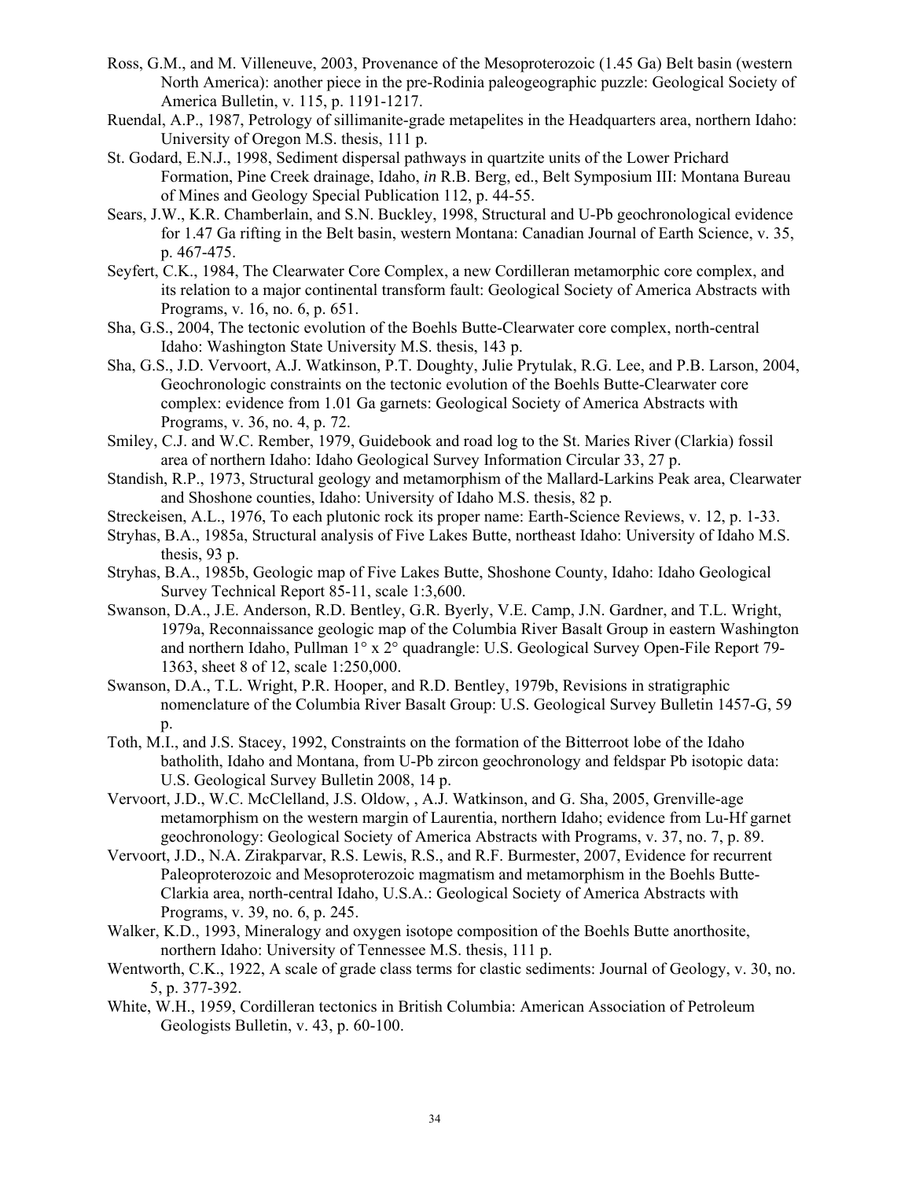Ross, G.M., and M. Villeneuve, 2003, Provenance of the Mesoproterozoic (1.45 Ga) Belt basin (western North America): another piece in the pre-Rodinia paleogeographic puzzle: Geological Society of America Bulletin, v. 115, p. 1191-1217.

Ruendal, A.P., 1987, Petrology of sillimanite-grade metapelites in the Headquarters area, northern Idaho: University of Oregon M.S. thesis, 111 p.

St. Godard, E.N.J., 1998, Sediment dispersal pathways in quartzite units of the Lower Prichard Formation, Pine Creek drainage, Idaho, *in* R.B. Berg, ed., Belt Symposium III: Montana Bureau of Mines and Geology Special Publication 112, p. 44-55.

Sears, J.W., K.R. Chamberlain, and S.N. Buckley, 1998, Structural and U-Pb geochronological evidence for 1.47 Ga rifting in the Belt basin, western Montana: Canadian Journal of Earth Science, v. 35, p. 467-475.

Seyfert, C.K., 1984, The Clearwater Core Complex, a new Cordilleran metamorphic core complex, and its relation to a major continental transform fault: Geological Society of America Abstracts with Programs, v. 16, no. 6, p. 651.

Sha, G.S., 2004, The tectonic evolution of the Boehls Butte-Clearwater core complex, north-central Idaho: Washington State University M.S. thesis, 143 p.

Sha, G.S., J.D. Vervoort, A.J. Watkinson, P.T. Doughty, Julie Prytulak, R.G. Lee, and P.B. Larson, 2004, Geochronologic constraints on the tectonic evolution of the Boehls Butte-Clearwater core complex: evidence from 1.01 Ga garnets: Geological Society of America Abstracts with Programs, v. 36, no. 4, p. 72.

Smiley, C.J. and W.C. Rember, 1979, Guidebook and road log to the St. Maries River (Clarkia) fossil area of northern Idaho: Idaho Geological Survey Information Circular 33, 27 p.

Standish, R.P., 1973, Structural geology and metamorphism of the Mallard-Larkins Peak area, Clearwater and Shoshone counties, Idaho: University of Idaho M.S. thesis, 82 p.

Streckeisen, A.L., 1976, To each plutonic rock its proper name: Earth-Science Reviews, v. 12, p. 1-33.

Stryhas, B.A., 1985a, Structural analysis of Five Lakes Butte, northeast Idaho: University of Idaho M.S. thesis, 93 p.

Stryhas, B.A., 1985b, Geologic map of Five Lakes Butte, Shoshone County, Idaho: Idaho Geological Survey Technical Report 85-11, scale 1:3,600.

Swanson, D.A., J.E. Anderson, R.D. Bentley, G.R. Byerly, V.E. Camp, J.N. Gardner, and T.L. Wright, 1979a, Reconnaissance geologic map of the Columbia River Basalt Group in eastern Washington and northern Idaho, Pullman 1° x 2° quadrangle: U.S. Geological Survey Open-File Report 79-1363, sheet 8 of 12, scale 1:250,000.

Swanson, D.A., T.L. Wright, P.R. Hooper, and R.D. Bentley, 1979b, Revisions in stratigraphic nomenclature of the Columbia River Basalt Group: U.S. Geological Survey Bulletin 1457-G, 59 p.

Toth, M.I., and J.S. Stacey, 1992, Constraints on the formation of the Bitterroot lobe of the Idaho batholith, Idaho and Montana, from U-Pb zircon geochronology and feldspar Pb isotopic data: U.S. Geological Survey Bulletin 2008, 14 p.

Vervoort, J.D., W.C. McClelland, J.S. Oldow, , A.J. Watkinson, and G. Sha, 2005, Grenville-age metamorphism on the western margin of Laurentia, northern Idaho; evidence from Lu-Hf garnet geochronology: Geological Society of America Abstracts with Programs, v. 37, no. 7, p. 89.

Vervoort, J.D., N.A. Zirakparvar, R.S. Lewis, R.S., and R.F. Burmester, 2007, Evidence for recurrent Paleoproterozoic and Mesoproterozoic magmatism and metamorphism in the Boehls Butte-Clarkia area, north-central Idaho, U.S.A.: Geological Society of America Abstracts with Programs, v. 39, no. 6, p. 245.

Walker, K.D., 1993, Mineralogy and oxygen isotope composition of the Boehls Butte anorthosite, northern Idaho: University of Tennessee M.S. thesis, 111 p.

Wentworth, C.K., 1922, A scale of grade class terms for clastic sediments: Journal of Geology, v. 30, no. 5, p. 377-392.

White, W.H., 1959, Cordilleran tectonics in British Columbia: American Association of Petroleum Geologists Bulletin, v. 43, p. 60-100.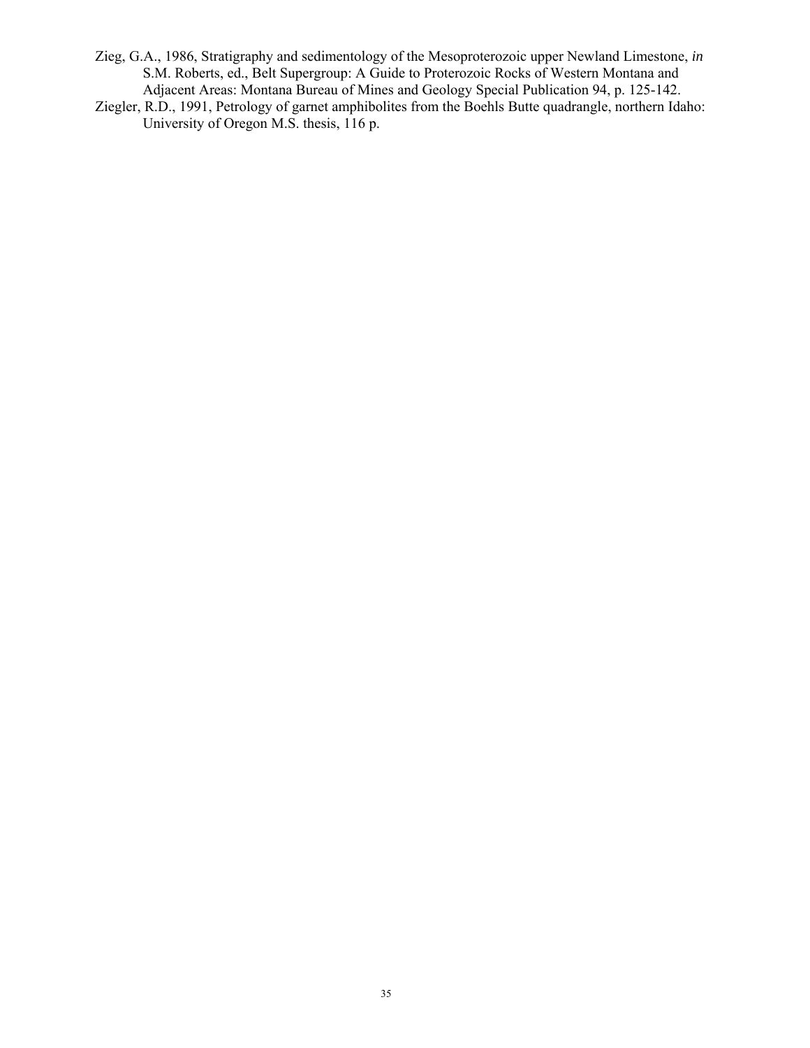Zieg, G.A., 1986, Stratigraphy and sedimentology of the Mesoproterozoic upper Newland Limestone, *in* S.M. Roberts, ed., Belt Supergroup: A Guide to Proterozoic Rocks of Western Montana and Adjacent Areas: Montana Bureau of Mines and Geology Special Publication 94, p. 125-142.

Ziegler, R.D., 1991, Petrology of garnet amphibolites from the Boehls Butte quadrangle, northern Idaho: University of Oregon M.S. thesis, 116 p.